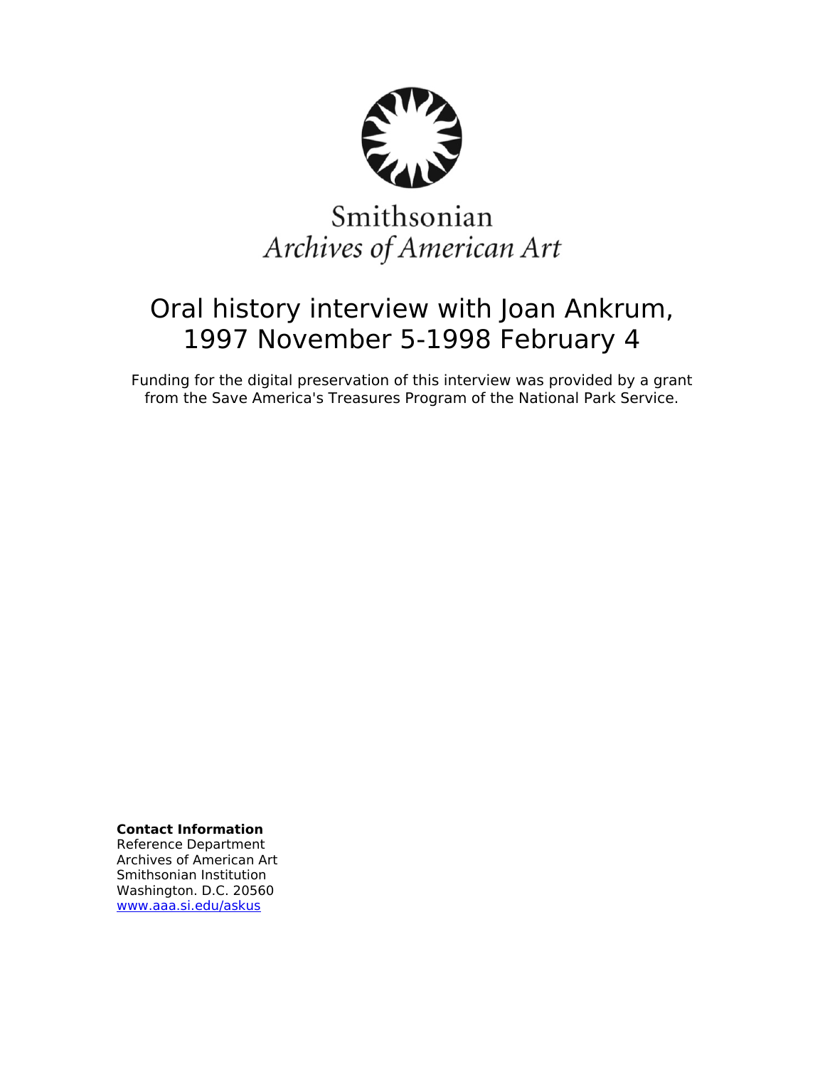Smithsonian
*Archives of American Art*

# Oral history interview with Joan Ankrum, 1997 November 5-1998 February 4

Funding for the digital preservation of this interview was provided by a grant from the Save America's Treasures Program of the National Park Service.

**Contact Information**
Reference Department
Archives of American Art
Smithsonian Institution
Washington. D.C. 20560
www.aaa.si.edu/askus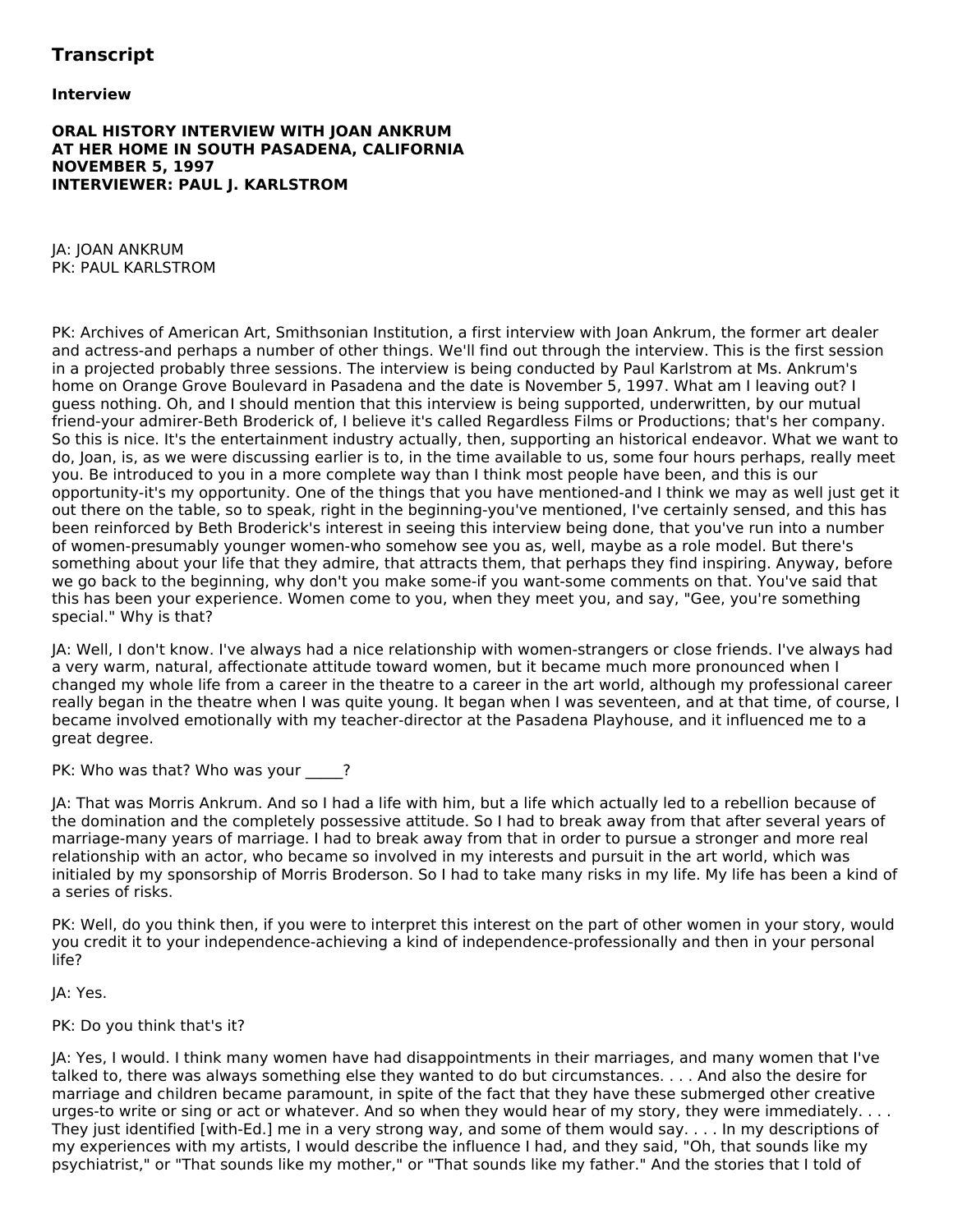## Transcript

### Interview

**ORAL HISTORY INTERVIEW WITH JOAN ANKRUM**
**AT HER HOME IN SOUTH PASADENA, CALIFORNIA**
**NOVEMBER 5, 1997**
**INTERVIEWER: PAUL J. KARLSTROM**

JA: JOAN ANKRUM
PK: PAUL KARLSTROM

PK: Archives of American Art, Smithsonian Institution, a first interview with Joan Ankrum, the former art dealer and actress-and perhaps a number of other things. We'll find out through the interview. This is the first session in a projected probably three sessions. The interview is being conducted by Paul Karlstrom at Ms. Ankrum's home on Orange Grove Boulevard in Pasadena and the date is November 5, 1997. What am I leaving out? I guess nothing. Oh, and I should mention that this interview is being supported, underwritten, by our mutual friend-your admirer-Beth Broderick of, I believe it's called Regardless Films or Productions; that's her company. So this is nice. It's the entertainment industry actually, then, supporting an historical endeavor. What we want to do, Joan, is, as we were discussing earlier is to, in the time available to us, some four hours perhaps, really meet you. Be introduced to you in a more complete way than I think most people have been, and this is our opportunity-it's my opportunity. One of the things that you have mentioned-and I think we may as well just get it out there on the table, so to speak, right in the beginning-you've mentioned, I've certainly sensed, and this has been reinforced by Beth Broderick's interest in seeing this interview being done, that you've run into a number of women-presumably younger women-who somehow see you as, well, maybe as a role model. But there's something about your life that they admire, that attracts them, that perhaps they find inspiring. Anyway, before we go back to the beginning, why don't you make some-if you want-some comments on that. You've said that this has been your experience. Women come to you, when they meet you, and say, "Gee, you're something special." Why is that?

JA: Well, I don't know. I've always had a nice relationship with women-strangers or close friends. I've always had a very warm, natural, affectionate attitude toward women, but it became much more pronounced when I changed my whole life from a career in the theatre to a career in the art world, although my professional career really began in the theatre when I was quite young. It began when I was seventeen, and at that time, of course, I became involved emotionally with my teacher-director at the Pasadena Playhouse, and it influenced me to a great degree.

PK: Who was that? Who was your _____?

JA: That was Morris Ankrum. And so I had a life with him, but a life which actually led to a rebellion because of the domination and the completely possessive attitude. So I had to break away from that after several years of marriage-many years of marriage. I had to break away from that in order to pursue a stronger and more real relationship with an actor, who became so involved in my interests and pursuit in the art world, which was initialed by my sponsorship of Morris Broderson. So I had to take many risks in my life. My life has been a kind of a series of risks.

PK: Well, do you think then, if you were to interpret this interest on the part of other women in your story, would you credit it to your independence-achieving a kind of independence-professionally and then in your personal life?

JA: Yes.

PK: Do you think that's it?

JA: Yes, I would. I think many women have had disappointments in their marriages, and many women that I've talked to, there was always something else they wanted to do but circumstances. . . . And also the desire for marriage and children became paramount, in spite of the fact that they have these submerged other creative urges-to write or sing or act or whatever. And so when they would hear of my story, they were immediately. . . . They just identified [with-Ed.] me in a very strong way, and some of them would say. . . . In my descriptions of my experiences with my artists, I would describe the influence I had, and they said, "Oh, that sounds like my psychiatrist," or "That sounds like my mother," or "That sounds like my father." And the stories that I told of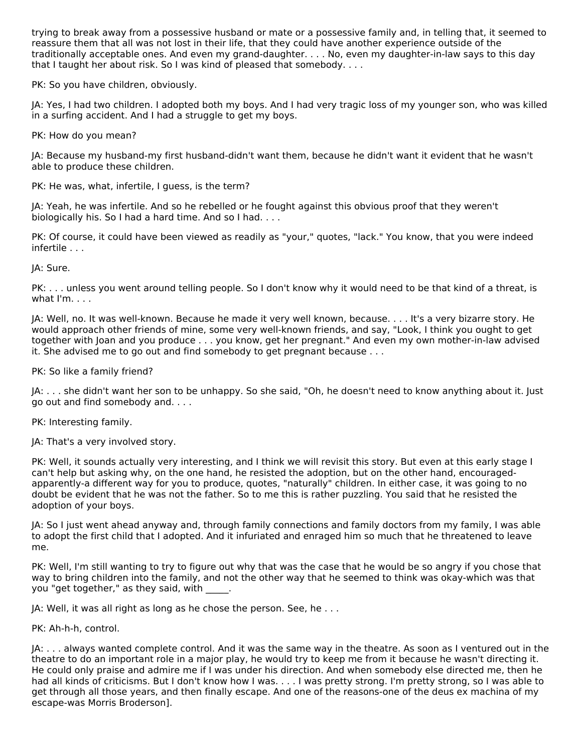trying to break away from a possessive husband or mate or a possessive family and, in telling that, it seemed to reassure them that all was not lost in their life, that they could have another experience outside of the traditionally acceptable ones. And even my grand-daughter. . . . No, even my daughter-in-law says to this day that I taught her about risk. So I was kind of pleased that somebody. . . .

PK: So you have children, obviously.

JA: Yes, I had two children. I adopted both my boys. And I had very tragic loss of my younger son, who was killed in a surfing accident. And I had a struggle to get my boys.

PK: How do you mean?

JA: Because my husband-my first husband-didn't want them, because he didn't want it evident that he wasn't able to produce these children.

PK: He was, what, infertile, I guess, is the term?

JA: Yeah, he was infertile. And so he rebelled or he fought against this obvious proof that they weren't biologically his. So I had a hard time. And so I had. . . .

PK: Of course, it could have been viewed as readily as "your," quotes, "lack." You know, that you were indeed infertile . . .

JA: Sure.

PK: . . . unless you went around telling people. So I don't know why it would need to be that kind of a threat, is what I'm. . . .

JA: Well, no. It was well-known. Because he made it very well known, because. . . . It's a very bizarre story. He would approach other friends of mine, some very well-known friends, and say, "Look, I think you ought to get together with Joan and you produce . . . you know, get her pregnant." And even my own mother-in-law advised it. She advised me to go out and find somebody to get pregnant because . . .

PK: So like a family friend?

JA: . . . she didn't want her son to be unhappy. So she said, "Oh, he doesn't need to know anything about it. Just go out and find somebody and. . . .

PK: Interesting family.

JA: That's a very involved story.

PK: Well, it sounds actually very interesting, and I think we will revisit this story. But even at this early stage I can't help but asking why, on the one hand, he resisted the adoption, but on the other hand, encouraged-apparently-a different way for you to produce, quotes, "naturally" children. In either case, it was going to no doubt be evident that he was not the father. So to me this is rather puzzling. You said that he resisted the adoption of your boys.

JA: So I just went ahead anyway and, through family connections and family doctors from my family, I was able to adopt the first child that I adopted. And it infuriated and enraged him so much that he threatened to leave me.

PK: Well, I'm still wanting to try to figure out why that was the case that he would be so angry if you chose that way to bring children into the family, and not the other way that he seemed to think was okay-which was that you "get together," as they said, with _____.

JA: Well, it was all right as long as he chose the person. See, he . . .

PK: Ah-h-h, control.

JA: . . . always wanted complete control. And it was the same way in the theatre. As soon as I ventured out in the theatre to do an important role in a major play, he would try to keep me from it because he wasn't directing it. He could only praise and admire me if I was under his direction. And when somebody else directed me, then he had all kinds of criticisms. But I don't know how I was. . . . I was pretty strong. I'm pretty strong, so I was able to get through all those years, and then finally escape. And one of the reasons-one of the deus ex machina of my escape-was Morris Broderson].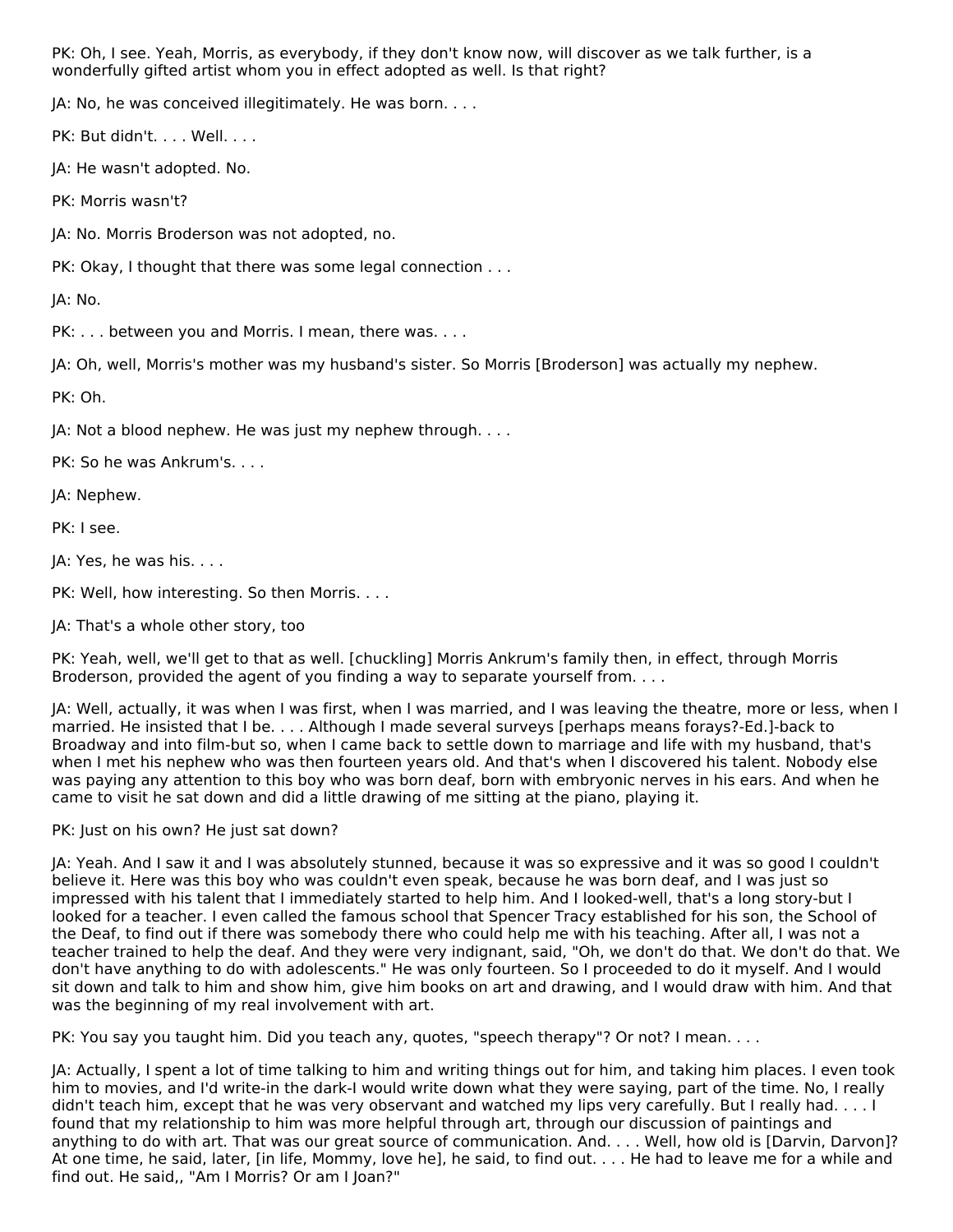PK: Oh, I see. Yeah, Morris, as everybody, if they don't know now, will discover as we talk further, is a wonderfully gifted artist whom you in effect adopted as well. Is that right?

JA: No, he was conceived illegitimately. He was born. . . .

PK: But didn't. . . . Well. . . .

JA: He wasn't adopted. No.

PK: Morris wasn't?

JA: No. Morris Broderson was not adopted, no.

PK: Okay, I thought that there was some legal connection . . .

JA: No.

PK: . . . between you and Morris. I mean, there was. . . .

JA: Oh, well, Morris's mother was my husband's sister. So Morris [Broderson] was actually my nephew.

PK: Oh.

JA: Not a blood nephew. He was just my nephew through. . . .

PK: So he was Ankrum's. . . .

JA: Nephew.

PK: I see.

JA: Yes, he was his. . . .

PK: Well, how interesting. So then Morris. . . .

JA: That's a whole other story, too

PK: Yeah, well, we'll get to that as well. [chuckling] Morris Ankrum's family then, in effect, through Morris Broderson, provided the agent of you finding a way to separate yourself from. . . .

JA: Well, actually, it was when I was first, when I was married, and I was leaving the theatre, more or less, when I married. He insisted that I be. . . . Although I made several surveys [perhaps means forays?-Ed.]-back to Broadway and into film-but so, when I came back to settle down to marriage and life with my husband, that's when I met his nephew who was then fourteen years old. And that's when I discovered his talent. Nobody else was paying any attention to this boy who was born deaf, born with embryonic nerves in his ears. And when he came to visit he sat down and did a little drawing of me sitting at the piano, playing it.

PK: Just on his own? He just sat down?

JA: Yeah. And I saw it and I was absolutely stunned, because it was so expressive and it was so good I couldn't believe it. Here was this boy who was couldn't even speak, because he was born deaf, and I was just so impressed with his talent that I immediately started to help him. And I looked-well, that's a long story-but I looked for a teacher. I even called the famous school that Spencer Tracy established for his son, the School of the Deaf, to find out if there was somebody there who could help me with his teaching. After all, I was not a teacher trained to help the deaf. And they were very indignant, said, "Oh, we don't do that. We don't do that. We don't have anything to do with adolescents." He was only fourteen. So I proceeded to do it myself. And I would sit down and talk to him and show him, give him books on art and drawing, and I would draw with him. And that was the beginning of my real involvement with art.

PK: You say you taught him. Did you teach any, quotes, "speech therapy"? Or not? I mean. . . .

JA: Actually, I spent a lot of time talking to him and writing things out for him, and taking him places. I even took him to movies, and I'd write-in the dark-I would write down what they were saying, part of the time. No, I really didn't teach him, except that he was very observant and watched my lips very carefully. But I really had. . . . I found that my relationship to him was more helpful through art, through our discussion of paintings and anything to do with art. That was our great source of communication. And. . . . Well, how old is [Darvin, Darvon]? At one time, he said, later, [in life, Mommy, love he], he said, to find out. . . . He had to leave me for a while and find out. He said,, "Am I Morris? Or am I Joan?"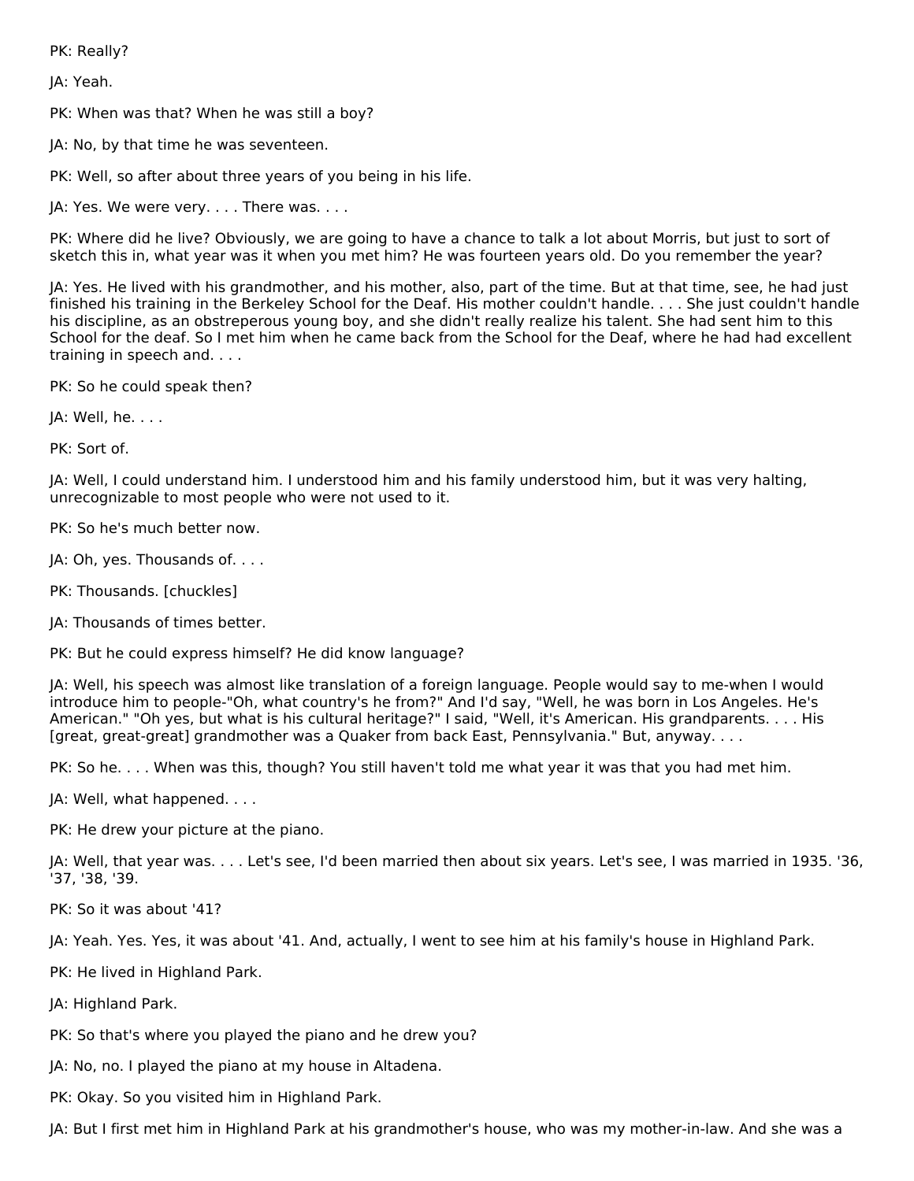PK: Really?

JA: Yeah.

PK: When was that? When he was still a boy?

JA: No, by that time he was seventeen.

PK: Well, so after about three years of you being in his life.

JA: Yes. We were very. . . . There was. . . .

PK: Where did he live? Obviously, we are going to have a chance to talk a lot about Morris, but just to sort of sketch this in, what year was it when you met him? He was fourteen years old. Do you remember the year?

JA: Yes. He lived with his grandmother, and his mother, also, part of the time. But at that time, see, he had just finished his training in the Berkeley School for the Deaf. His mother couldn't handle. . . . She just couldn't handle his discipline, as an obstreperous young boy, and she didn't really realize his talent. She had sent him to this School for the deaf. So I met him when he came back from the School for the Deaf, where he had had excellent training in speech and. . . .

PK: So he could speak then?

JA: Well, he. . . .

PK: Sort of.

JA: Well, I could understand him. I understood him and his family understood him, but it was very halting, unrecognizable to most people who were not used to it.

PK: So he's much better now.

JA: Oh, yes. Thousands of. . . .

PK: Thousands. [chuckles]

JA: Thousands of times better.

PK: But he could express himself? He did know language?

JA: Well, his speech was almost like translation of a foreign language. People would say to me-when I would introduce him to people-"Oh, what country's he from?" And I'd say, "Well, he was born in Los Angeles. He's American." "Oh yes, but what is his cultural heritage?" I said, "Well, it's American. His grandparents. . . . His [great, great-great] grandmother was a Quaker from back East, Pennsylvania." But, anyway. . . .

PK: So he. . . . When was this, though? You still haven't told me what year it was that you had met him.

JA: Well, what happened. . . .

PK: He drew your picture at the piano.

JA: Well, that year was. . . . Let's see, I'd been married then about six years. Let's see, I was married in 1935. '36, '37, '38, '39.

PK: So it was about '41?

JA: Yeah. Yes. Yes, it was about '41. And, actually, I went to see him at his family's house in Highland Park.

PK: He lived in Highland Park.

JA: Highland Park.

PK: So that's where you played the piano and he drew you?

JA: No, no. I played the piano at my house in Altadena.

PK: Okay. So you visited him in Highland Park.

JA: But I first met him in Highland Park at his grandmother's house, who was my mother-in-law. And she was a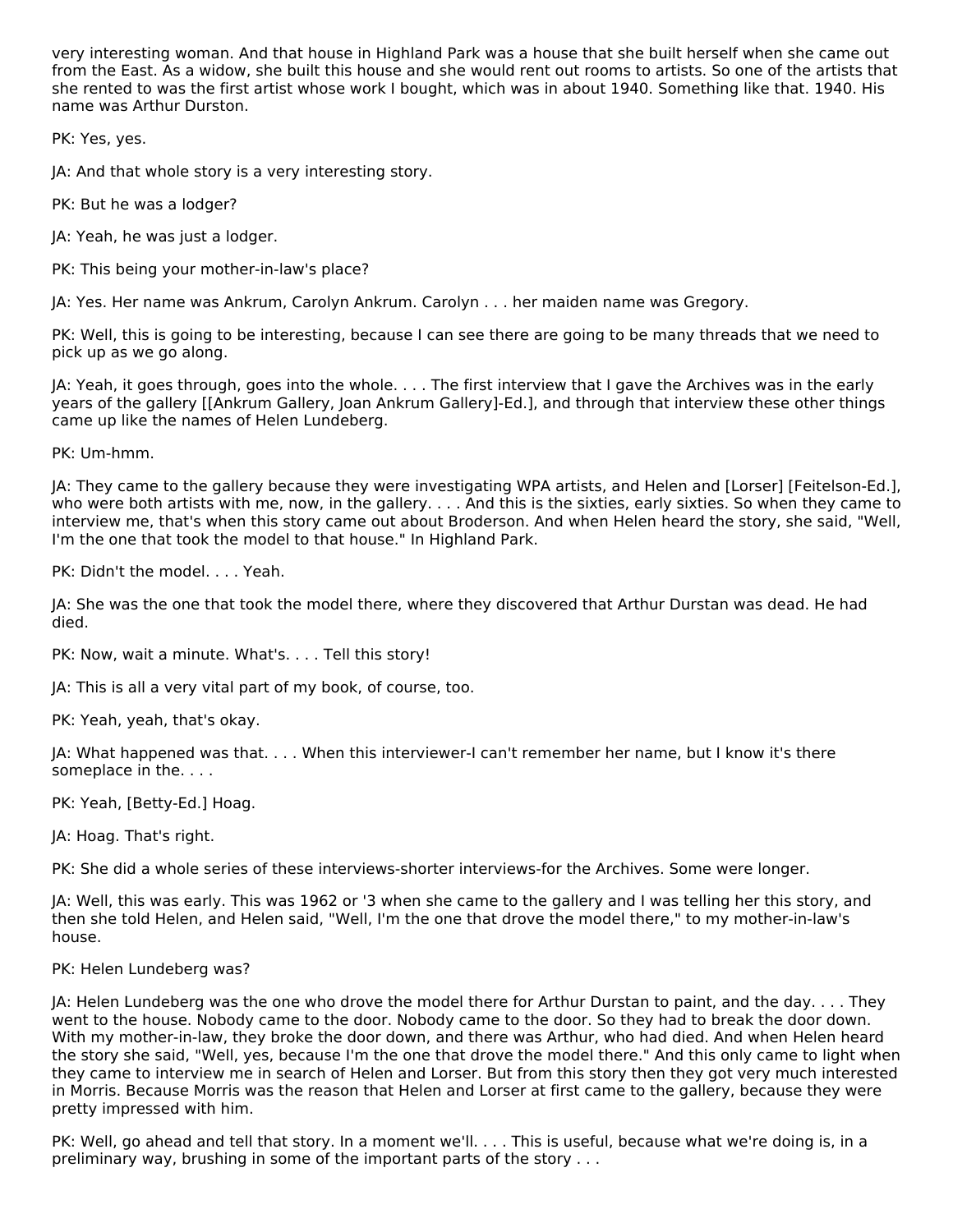very interesting woman. And that house in Highland Park was a house that she built herself when she came out from the East. As a widow, she built this house and she would rent out rooms to artists. So one of the artists that she rented to was the first artist whose work I bought, which was in about 1940. Something like that. 1940. His name was Arthur Durston.

PK: Yes, yes.

JA: And that whole story is a very interesting story.

PK: But he was a lodger?

JA: Yeah, he was just a lodger.

PK: This being your mother-in-law's place?

JA: Yes. Her name was Ankrum, Carolyn Ankrum. Carolyn . . . her maiden name was Gregory.

PK: Well, this is going to be interesting, because I can see there are going to be many threads that we need to pick up as we go along.

JA: Yeah, it goes through, goes into the whole. . . . The first interview that I gave the Archives was in the early years of the gallery [[Ankrum Gallery, Joan Ankrum Gallery]-Ed.], and through that interview these other things came up like the names of Helen Lundeberg.

PK: Um-hmm.

JA: They came to the gallery because they were investigating WPA artists, and Helen and [Lorser] [Feitelson-Ed.], who were both artists with me, now, in the gallery. . . . And this is the sixties, early sixties. So when they came to interview me, that's when this story came out about Broderson. And when Helen heard the story, she said, "Well, I'm the one that took the model to that house." In Highland Park.

PK: Didn't the model. . . . Yeah.

JA: She was the one that took the model there, where they discovered that Arthur Durstan was dead. He had died.

PK: Now, wait a minute. What's. . . . Tell this story!

JA: This is all a very vital part of my book, of course, too.

PK: Yeah, yeah, that's okay.

JA: What happened was that. . . . When this interviewer-I can't remember her name, but I know it's there someplace in the. . . .

PK: Yeah, [Betty-Ed.] Hoag.

JA: Hoag. That's right.

PK: She did a whole series of these interviews-shorter interviews-for the Archives. Some were longer.

JA: Well, this was early. This was 1962 or '3 when she came to the gallery and I was telling her this story, and then she told Helen, and Helen said, "Well, I'm the one that drove the model there," to my mother-in-law's house.

PK: Helen Lundeberg was?

JA: Helen Lundeberg was the one who drove the model there for Arthur Durstan to paint, and the day. . . . They went to the house. Nobody came to the door. Nobody came to the door. So they had to break the door down. With my mother-in-law, they broke the door down, and there was Arthur, who had died. And when Helen heard the story she said, "Well, yes, because I'm the one that drove the model there." And this only came to light when they came to interview me in search of Helen and Lorser. But from this story then they got very much interested in Morris. Because Morris was the reason that Helen and Lorser at first came to the gallery, because they were pretty impressed with him.

PK: Well, go ahead and tell that story. In a moment we'll. . . . This is useful, because what we're doing is, in a preliminary way, brushing in some of the important parts of the story . . .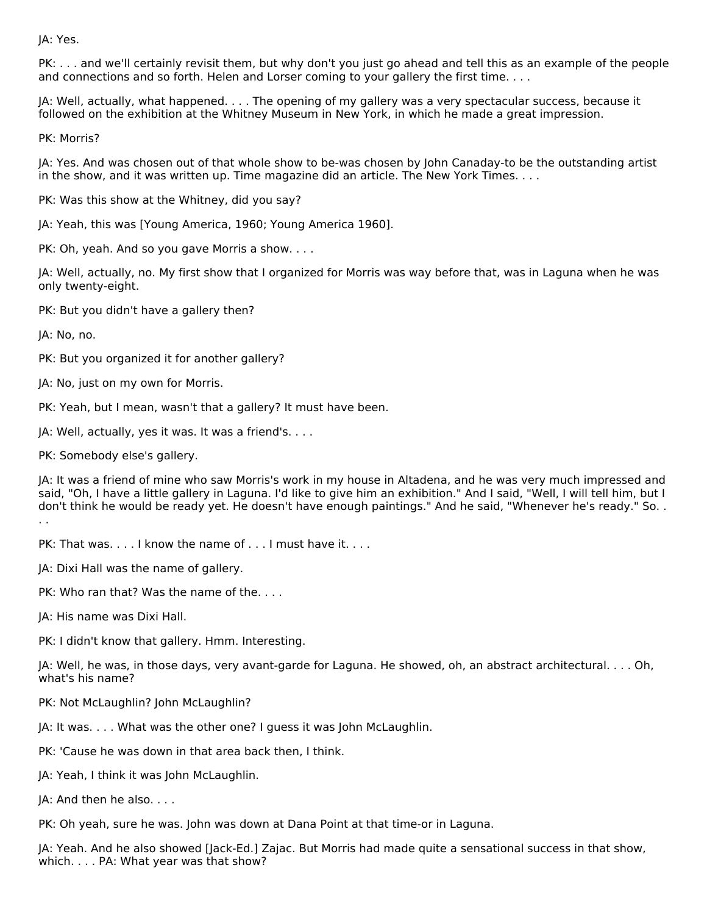JA: Yes.

PK: . . . and we'll certainly revisit them, but why don't you just go ahead and tell this as an example of the people and connections and so forth. Helen and Lorser coming to your gallery the first time. . . .

JA: Well, actually, what happened. . . . The opening of my gallery was a very spectacular success, because it followed on the exhibition at the Whitney Museum in New York, in which he made a great impression.

PK: Morris?

JA: Yes. And was chosen out of that whole show to be-was chosen by John Canaday-to be the outstanding artist in the show, and it was written up. Time magazine did an article. The New York Times. . . .

PK: Was this show at the Whitney, did you say?

JA: Yeah, this was [Young America, 1960; Young America 1960].

PK: Oh, yeah. And so you gave Morris a show. . . .

JA: Well, actually, no. My first show that I organized for Morris was way before that, was in Laguna when he was only twenty-eight.

PK: But you didn't have a gallery then?

JA: No, no.

PK: But you organized it for another gallery?

JA: No, just on my own for Morris.

PK: Yeah, but I mean, wasn't that a gallery? It must have been.

JA: Well, actually, yes it was. It was a friend's. . . .

PK: Somebody else's gallery.

JA: It was a friend of mine who saw Morris's work in my house in Altadena, and he was very much impressed and said, "Oh, I have a little gallery in Laguna. I'd like to give him an exhibition." And I said, "Well, I will tell him, but I don't think he would be ready yet. He doesn't have enough paintings." And he said, "Whenever he's ready." So. . . .

PK: That was. . . . I know the name of . . . I must have it. . . .

JA: Dixi Hall was the name of gallery.

PK: Who ran that? Was the name of the. . . .

JA: His name was Dixi Hall.

PK: I didn't know that gallery. Hmm. Interesting.

JA: Well, he was, in those days, very avant-garde for Laguna. He showed, oh, an abstract architectural. . . . Oh, what's his name?

PK: Not McLaughlin? John McLaughlin?

JA: It was. . . . What was the other one? I guess it was John McLaughlin.

PK: 'Cause he was down in that area back then, I think.

JA: Yeah, I think it was John McLaughlin.

JA: And then he also. . . .

PK: Oh yeah, sure he was. John was down at Dana Point at that time-or in Laguna.

JA: Yeah. And he also showed [Jack-Ed.] Zajac. But Morris had made quite a sensational success in that show, which. . . . PA: What year was that show?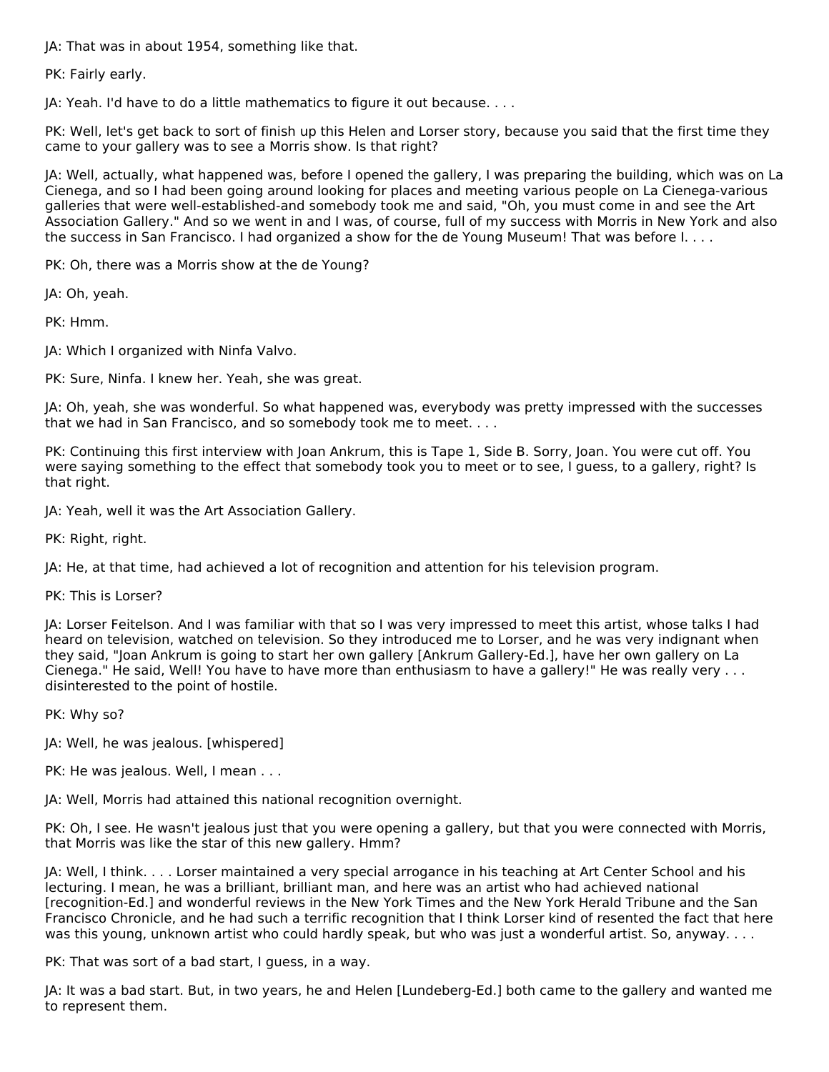JA: That was in about 1954, something like that.

PK: Fairly early.

JA: Yeah. I'd have to do a little mathematics to figure it out because. . . .

PK: Well, let's get back to sort of finish up this Helen and Lorser story, because you said that the first time they came to your gallery was to see a Morris show. Is that right?

JA: Well, actually, what happened was, before I opened the gallery, I was preparing the building, which was on La Cienega, and so I had been going around looking for places and meeting various people on La Cienega-various galleries that were well-established-and somebody took me and said, "Oh, you must come in and see the Art Association Gallery." And so we went in and I was, of course, full of my success with Morris in New York and also the success in San Francisco. I had organized a show for the de Young Museum! That was before I. . . .

PK: Oh, there was a Morris show at the de Young?

JA: Oh, yeah.

PK: Hmm.

JA: Which I organized with Ninfa Valvo.

PK: Sure, Ninfa. I knew her. Yeah, she was great.

JA: Oh, yeah, she was wonderful. So what happened was, everybody was pretty impressed with the successes that we had in San Francisco, and so somebody took me to meet. . . .

PK: Continuing this first interview with Joan Ankrum, this is Tape 1, Side B. Sorry, Joan. You were cut off. You were saying something to the effect that somebody took you to meet or to see, I guess, to a gallery, right? Is that right.

JA: Yeah, well it was the Art Association Gallery.

PK: Right, right.

JA: He, at that time, had achieved a lot of recognition and attention for his television program.

PK: This is Lorser?

JA: Lorser Feitelson. And I was familiar with that so I was very impressed to meet this artist, whose talks I had heard on television, watched on television. So they introduced me to Lorser, and he was very indignant when they said, "Joan Ankrum is going to start her own gallery [Ankrum Gallery-Ed.], have her own gallery on La Cienega." He said, Well! You have to have more than enthusiasm to have a gallery!" He was really very . . . disinterested to the point of hostile.

PK: Why so?

JA: Well, he was jealous. [whispered]

PK: He was jealous. Well, I mean . . .

JA: Well, Morris had attained this national recognition overnight.

PK: Oh, I see. He wasn't jealous just that you were opening a gallery, but that you were connected with Morris, that Morris was like the star of this new gallery. Hmm?

JA: Well, I think. . . . Lorser maintained a very special arrogance in his teaching at Art Center School and his lecturing. I mean, he was a brilliant, brilliant man, and here was an artist who had achieved national [recognition-Ed.] and wonderful reviews in the New York Times and the New York Herald Tribune and the San Francisco Chronicle, and he had such a terrific recognition that I think Lorser kind of resented the fact that here was this young, unknown artist who could hardly speak, but who was just a wonderful artist. So, anyway. . . .

PK: That was sort of a bad start, I guess, in a way.

JA: It was a bad start. But, in two years, he and Helen [Lundeberg-Ed.] both came to the gallery and wanted me to represent them.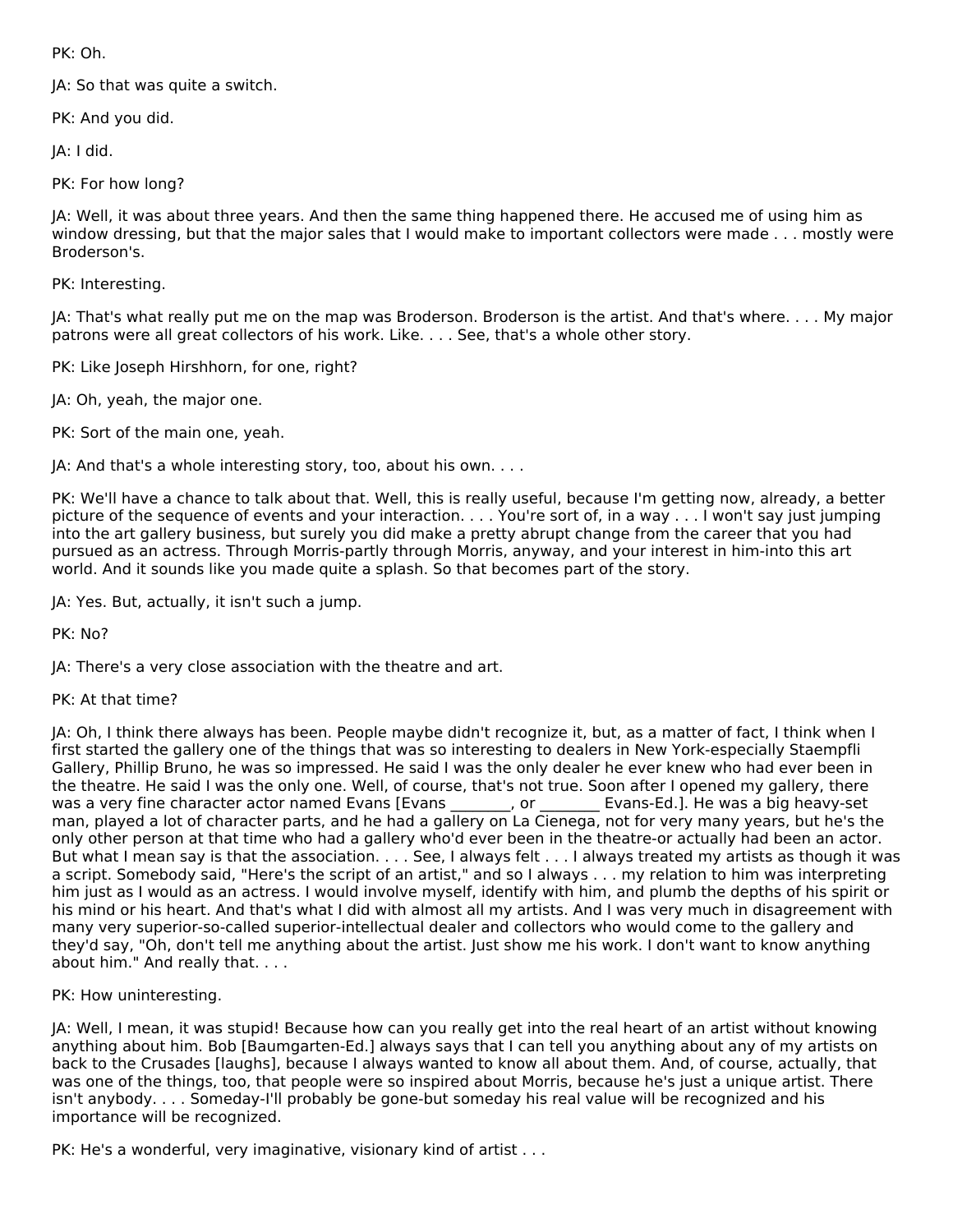PK: Oh.

JA: So that was quite a switch.

PK: And you did.

JA: I did.

PK: For how long?

JA: Well, it was about three years. And then the same thing happened there. He accused me of using him as window dressing, but that the major sales that I would make to important collectors were made . . . mostly were Broderson's.

PK: Interesting.

JA: That's what really put me on the map was Broderson. Broderson is the artist. And that's where. . . . My major patrons were all great collectors of his work. Like. . . . See, that's a whole other story.

PK: Like Joseph Hirshhorn, for one, right?

JA: Oh, yeah, the major one.

PK: Sort of the main one, yeah.

JA: And that's a whole interesting story, too, about his own. . . .

PK: We'll have a chance to talk about that. Well, this is really useful, because I'm getting now, already, a better picture of the sequence of events and your interaction. . . . You're sort of, in a way . . . I won't say just jumping into the art gallery business, but surely you did make a pretty abrupt change from the career that you had pursued as an actress. Through Morris-partly through Morris, anyway, and your interest in him-into this art world. And it sounds like you made quite a splash. So that becomes part of the story.

JA: Yes. But, actually, it isn't such a jump.

PK: No?

JA: There's a very close association with the theatre and art.

PK: At that time?

JA: Oh, I think there always has been. People maybe didn't recognize it, but, as a matter of fact, I think when I first started the gallery one of the things that was so interesting to dealers in New York-especially Staempfli Gallery, Phillip Bruno, he was so impressed. He said I was the only dealer he ever knew who had ever been in the theatre. He said I was the only one. Well, of course, that's not true. Soon after I opened my gallery, there was a very fine character actor named Evans [Evans ________, or ________ Evans-Ed.]. He was a big heavy-set man, played a lot of character parts, and he had a gallery on La Cienega, not for very many years, but he's the only other person at that time who had a gallery who'd ever been in the theatre-or actually had been an actor. But what I mean say is that the association. . . . See, I always felt . . . I always treated my artists as though it was a script. Somebody said, "Here's the script of an artist," and so I always . . . my relation to him was interpreting him just as I would as an actress. I would involve myself, identify with him, and plumb the depths of his spirit or his mind or his heart. And that's what I did with almost all my artists. And I was very much in disagreement with many very superior-so-called superior-intellectual dealer and collectors who would come to the gallery and they'd say, "Oh, don't tell me anything about the artist. Just show me his work. I don't want to know anything about him." And really that. . . .

PK: How uninteresting.

JA: Well, I mean, it was stupid! Because how can you really get into the real heart of an artist without knowing anything about him. Bob [Baumgarten-Ed.] always says that I can tell you anything about any of my artists on back to the Crusades [laughs], because I always wanted to know all about them. And, of course, actually, that was one of the things, too, that people were so inspired about Morris, because he's just a unique artist. There isn't anybody. . . . Someday-I'll probably be gone-but someday his real value will be recognized and his importance will be recognized.

PK: He's a wonderful, very imaginative, visionary kind of artist . . .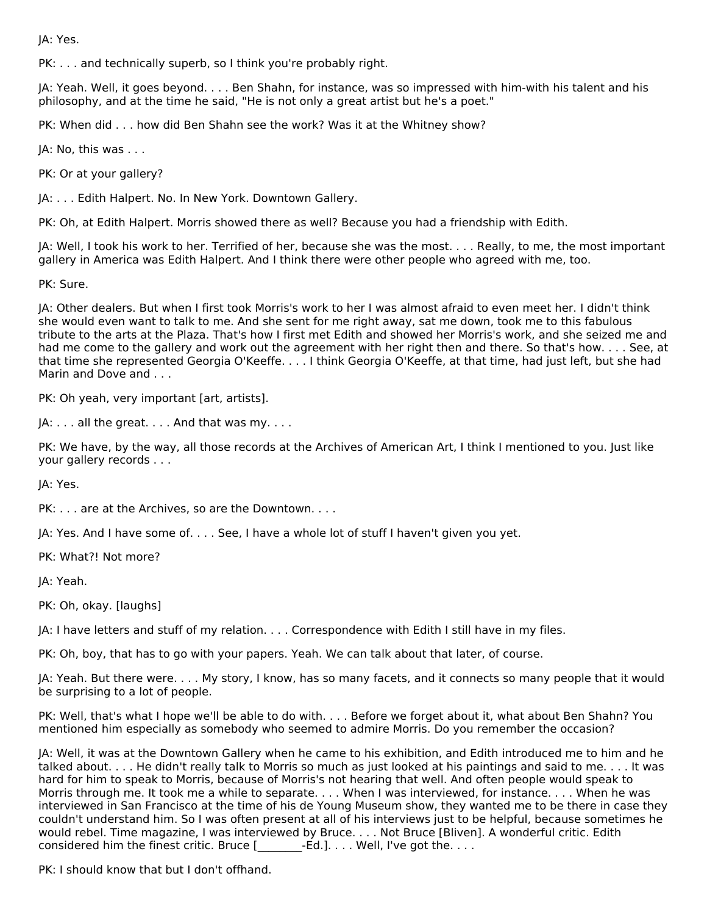JA: Yes.

PK: . . . and technically superb, so I think you're probably right.

JA: Yeah. Well, it goes beyond. . . . Ben Shahn, for instance, was so impressed with him-with his talent and his philosophy, and at the time he said, "He is not only a great artist but he's a poet."

PK: When did . . . how did Ben Shahn see the work? Was it at the Whitney show?

JA: No, this was . . .

PK: Or at your gallery?

JA: . . . Edith Halpert. No. In New York. Downtown Gallery.

PK: Oh, at Edith Halpert. Morris showed there as well? Because you had a friendship with Edith.

JA: Well, I took his work to her. Terrified of her, because she was the most. . . . Really, to me, the most important gallery in America was Edith Halpert. And I think there were other people who agreed with me, too.

PK: Sure.

JA: Other dealers. But when I first took Morris's work to her I was almost afraid to even meet her. I didn't think she would even want to talk to me. And she sent for me right away, sat me down, took me to this fabulous tribute to the arts at the Plaza. That's how I first met Edith and showed her Morris's work, and she seized me and had me come to the gallery and work out the agreement with her right then and there. So that's how. . . . See, at that time she represented Georgia O'Keeffe. . . . I think Georgia O'Keeffe, at that time, had just left, but she had Marin and Dove and . . .

PK: Oh yeah, very important [art, artists].

JA: . . . all the great. . . . And that was my. . . .

PK: We have, by the way, all those records at the Archives of American Art, I think I mentioned to you. Just like your gallery records . . .

JA: Yes.

PK: . . . are at the Archives, so are the Downtown. . . .

JA: Yes. And I have some of. . . . See, I have a whole lot of stuff I haven't given you yet.

PK: What?! Not more?

JA: Yeah.

PK: Oh, okay. [laughs]

JA: I have letters and stuff of my relation. . . . Correspondence with Edith I still have in my files.

PK: Oh, boy, that has to go with your papers. Yeah. We can talk about that later, of course.

JA: Yeah. But there were. . . . My story, I know, has so many facets, and it connects so many people that it would be surprising to a lot of people.

PK: Well, that's what I hope we'll be able to do with. . . . Before we forget about it, what about Ben Shahn? You mentioned him especially as somebody who seemed to admire Morris. Do you remember the occasion?

JA: Well, it was at the Downtown Gallery when he came to his exhibition, and Edith introduced me to him and he talked about. . . . He didn't really talk to Morris so much as just looked at his paintings and said to me. . . . It was hard for him to speak to Morris, because of Morris's not hearing that well. And often people would speak to Morris through me. It took me a while to separate. . . . When I was interviewed, for instance. . . . When he was interviewed in San Francisco at the time of his de Young Museum show, they wanted me to be there in case they couldn't understand him. So I was often present at all of his interviews just to be helpful, because sometimes he would rebel. Time magazine, I was interviewed by Bruce. . . . Not Bruce [Bliven]. A wonderful critic. Edith considered him the finest critic. Bruce [________-Ed.]. . . . Well, I've got the. . . .

PK: I should know that but I don't offhand.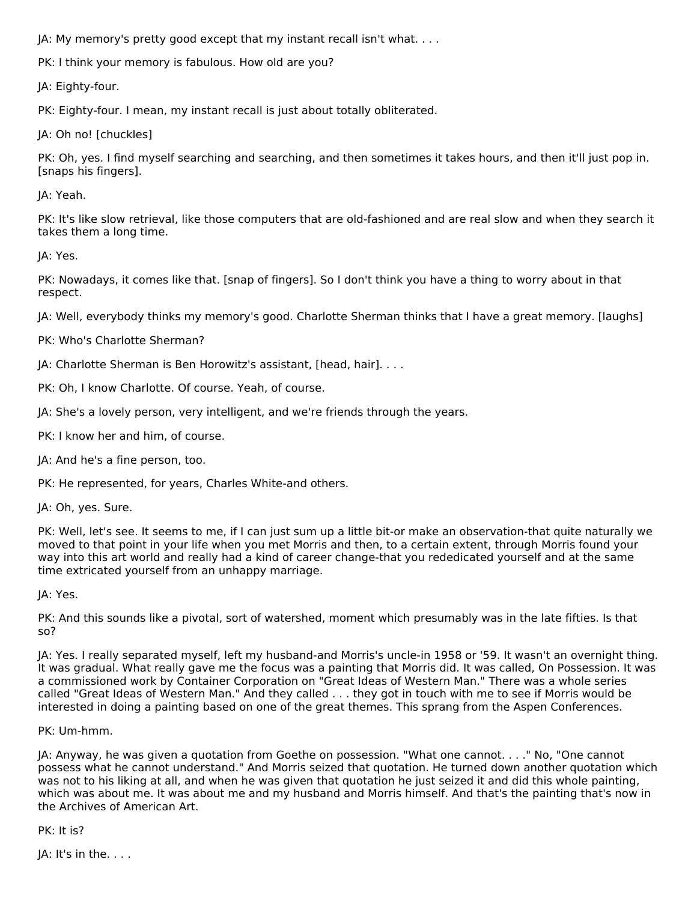JA: My memory's pretty good except that my instant recall isn't what. . . .

PK: I think your memory is fabulous. How old are you?

JA: Eighty-four.

PK: Eighty-four. I mean, my instant recall is just about totally obliterated.

JA: Oh no! [chuckles]

PK: Oh, yes. I find myself searching and searching, and then sometimes it takes hours, and then it'll just pop in. [snaps his fingers].

JA: Yeah.

PK: It's like slow retrieval, like those computers that are old-fashioned and are real slow and when they search it takes them a long time.

JA: Yes.

PK: Nowadays, it comes like that. [snap of fingers]. So I don't think you have a thing to worry about in that respect.

JA: Well, everybody thinks my memory's good. Charlotte Sherman thinks that I have a great memory. [laughs]

PK: Who's Charlotte Sherman?

JA: Charlotte Sherman is Ben Horowitz's assistant, [head, hair]. . . .

PK: Oh, I know Charlotte. Of course. Yeah, of course.

JA: She's a lovely person, very intelligent, and we're friends through the years.

PK: I know her and him, of course.

JA: And he's a fine person, too.

PK: He represented, for years, Charles White-and others.

JA: Oh, yes. Sure.

PK: Well, let's see. It seems to me, if I can just sum up a little bit-or make an observation-that quite naturally we moved to that point in your life when you met Morris and then, to a certain extent, through Morris found your way into this art world and really had a kind of career change-that you rededicated yourself and at the same time extricated yourself from an unhappy marriage.

JA: Yes.

PK: And this sounds like a pivotal, sort of watershed, moment which presumably was in the late fifties. Is that so?

JA: Yes. I really separated myself, left my husband-and Morris's uncle-in 1958 or '59. It wasn't an overnight thing. It was gradual. What really gave me the focus was a painting that Morris did. It was called, On Possession. It was a commissioned work by Container Corporation on "Great Ideas of Western Man." There was a whole series called "Great Ideas of Western Man." And they called . . . they got in touch with me to see if Morris would be interested in doing a painting based on one of the great themes. This sprang from the Aspen Conferences.

PK: Um-hmm.

JA: Anyway, he was given a quotation from Goethe on possession. "What one cannot. . . ." No, "One cannot possess what he cannot understand." And Morris seized that quotation. He turned down another quotation which was not to his liking at all, and when he was given that quotation he just seized it and did this whole painting, which was about me. It was about me and my husband and Morris himself. And that's the painting that's now in the Archives of American Art.

PK: It is?

JA: It's in the. . . .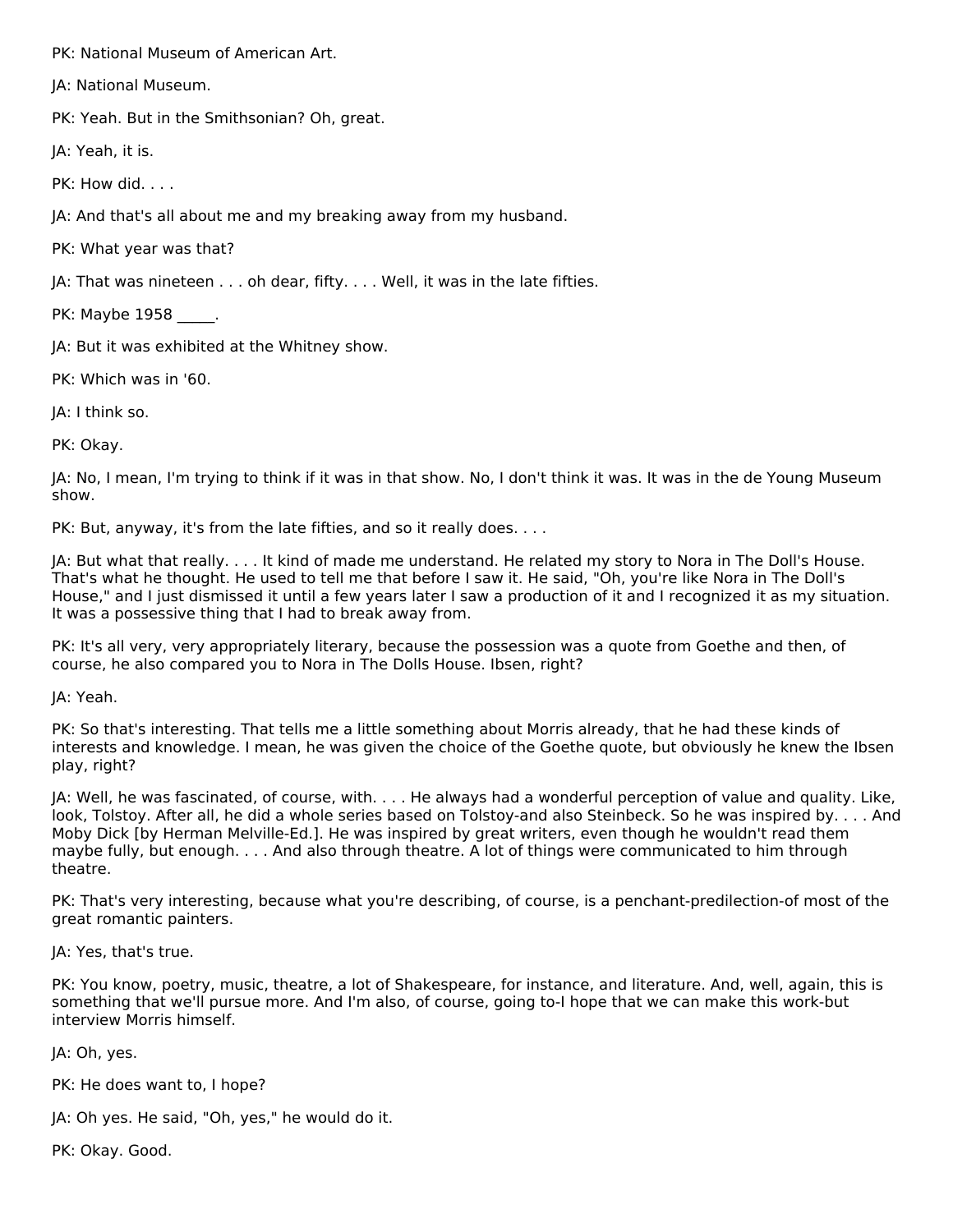PK: National Museum of American Art.

JA: National Museum.

PK: Yeah. But in the Smithsonian? Oh, great.

JA: Yeah, it is.

PK: How did. . . .

JA: And that's all about me and my breaking away from my husband.

PK: What year was that?

JA: That was nineteen . . . oh dear, fifty. . . . Well, it was in the late fifties.

PK: Maybe 1958 _____.

JA: But it was exhibited at the Whitney show.

PK: Which was in '60.

JA: I think so.

PK: Okay.

JA: No, I mean, I'm trying to think if it was in that show. No, I don't think it was. It was in the de Young Museum show.

PK: But, anyway, it's from the late fifties, and so it really does. . . .

JA: But what that really. . . . It kind of made me understand. He related my story to Nora in The Doll's House. That's what he thought. He used to tell me that before I saw it. He said, "Oh, you're like Nora in The Doll's House," and I just dismissed it until a few years later I saw a production of it and I recognized it as my situation. It was a possessive thing that I had to break away from.

PK: It's all very, very appropriately literary, because the possession was a quote from Goethe and then, of course, he also compared you to Nora in The Dolls House. Ibsen, right?

JA: Yeah.

PK: So that's interesting. That tells me a little something about Morris already, that he had these kinds of interests and knowledge. I mean, he was given the choice of the Goethe quote, but obviously he knew the Ibsen play, right?

JA: Well, he was fascinated, of course, with. . . . He always had a wonderful perception of value and quality. Like, look, Tolstoy. After all, he did a whole series based on Tolstoy-and also Steinbeck. So he was inspired by. . . . And Moby Dick [by Herman Melville-Ed.]. He was inspired by great writers, even though he wouldn't read them maybe fully, but enough. . . . And also through theatre. A lot of things were communicated to him through theatre.

PK: That's very interesting, because what you're describing, of course, is a penchant-predilection-of most of the great romantic painters.

JA: Yes, that's true.

PK: You know, poetry, music, theatre, a lot of Shakespeare, for instance, and literature. And, well, again, this is something that we'll pursue more. And I'm also, of course, going to-I hope that we can make this work-but interview Morris himself.

JA: Oh, yes.

PK: He does want to, I hope?

JA: Oh yes. He said, "Oh, yes," he would do it.

PK: Okay. Good.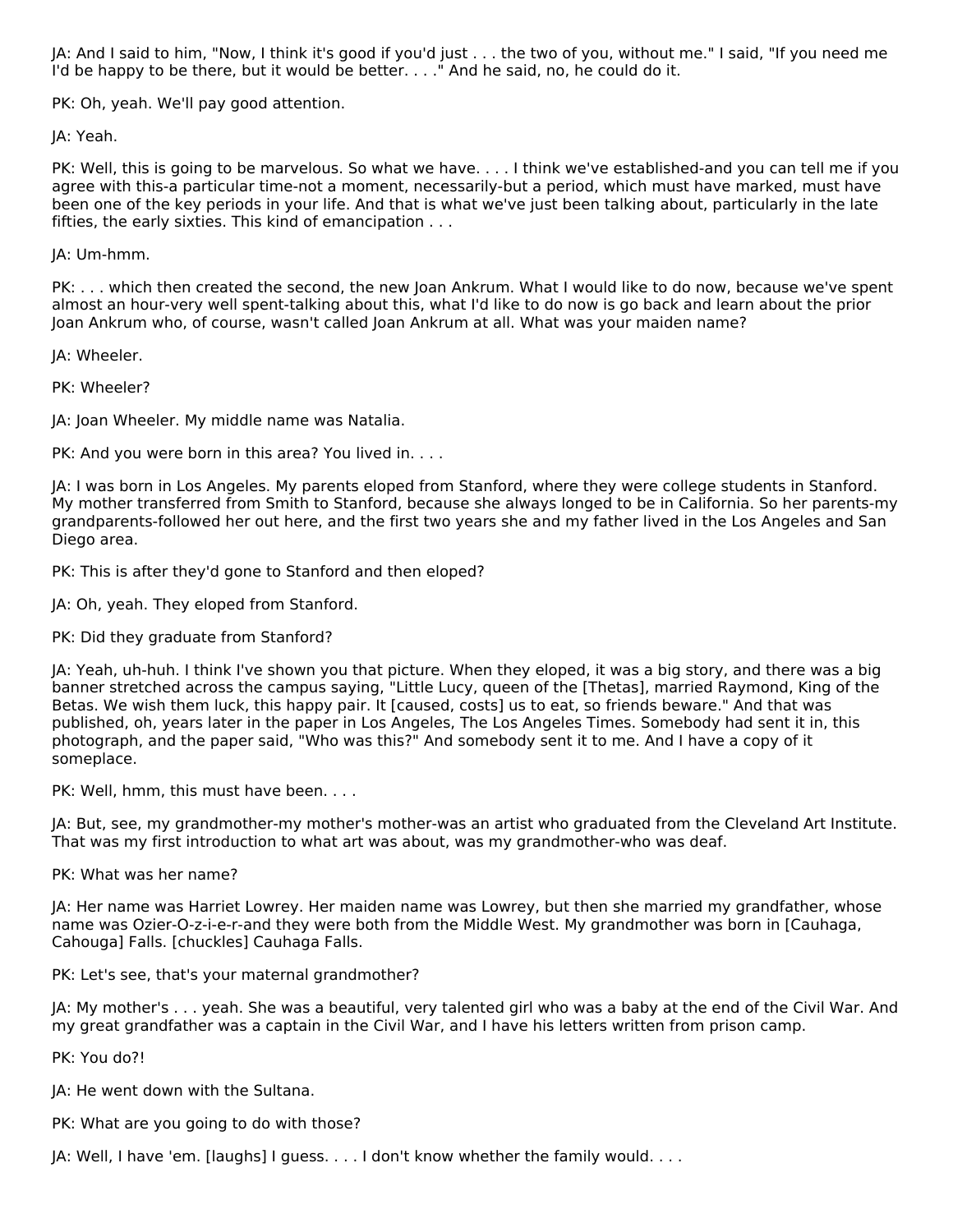JA: And I said to him, "Now, I think it's good if you'd just . . . the two of you, without me." I said, "If you need me I'd be happy to be there, but it would be better. . . ." And he said, no, he could do it.

PK: Oh, yeah. We'll pay good attention.

JA: Yeah.

PK: Well, this is going to be marvelous. So what we have. . . . I think we've established-and you can tell me if you agree with this-a particular time-not a moment, necessarily-but a period, which must have marked, must have been one of the key periods in your life. And that is what we've just been talking about, particularly in the late fifties, the early sixties. This kind of emancipation . . .

JA: Um-hmm.

PK: . . . which then created the second, the new Joan Ankrum. What I would like to do now, because we've spent almost an hour-very well spent-talking about this, what I'd like to do now is go back and learn about the prior Joan Ankrum who, of course, wasn't called Joan Ankrum at all. What was your maiden name?

JA: Wheeler.

PK: Wheeler?

JA: Joan Wheeler. My middle name was Natalia.

PK: And you were born in this area? You lived in. . . .

JA: I was born in Los Angeles. My parents eloped from Stanford, where they were college students in Stanford. My mother transferred from Smith to Stanford, because she always longed to be in California. So her parents-my grandparents-followed her out here, and the first two years she and my father lived in the Los Angeles and San Diego area.

PK: This is after they'd gone to Stanford and then eloped?

JA: Oh, yeah. They eloped from Stanford.

PK: Did they graduate from Stanford?

JA: Yeah, uh-huh. I think I've shown you that picture. When they eloped, it was a big story, and there was a big banner stretched across the campus saying, "Little Lucy, queen of the [Thetas], married Raymond, King of the Betas. We wish them luck, this happy pair. It [caused, costs] us to eat, so friends beware." And that was published, oh, years later in the paper in Los Angeles, The Los Angeles Times. Somebody had sent it in, this photograph, and the paper said, "Who was this?" And somebody sent it to me. And I have a copy of it someplace.

PK: Well, hmm, this must have been. . . .

JA: But, see, my grandmother-my mother's mother-was an artist who graduated from the Cleveland Art Institute. That was my first introduction to what art was about, was my grandmother-who was deaf.

PK: What was her name?

JA: Her name was Harriet Lowrey. Her maiden name was Lowrey, but then she married my grandfather, whose name was Ozier-O-z-i-e-r-and they were both from the Middle West. My grandmother was born in [Cauhaga, Cahouga] Falls. [chuckles] Cauhaga Falls.

PK: Let's see, that's your maternal grandmother?

JA: My mother's . . . yeah. She was a beautiful, very talented girl who was a baby at the end of the Civil War. And my great grandfather was a captain in the Civil War, and I have his letters written from prison camp.

PK: You do?!

JA: He went down with the Sultana.

PK: What are you going to do with those?

JA: Well, I have 'em. [laughs] I guess. . . . I don't know whether the family would. . . .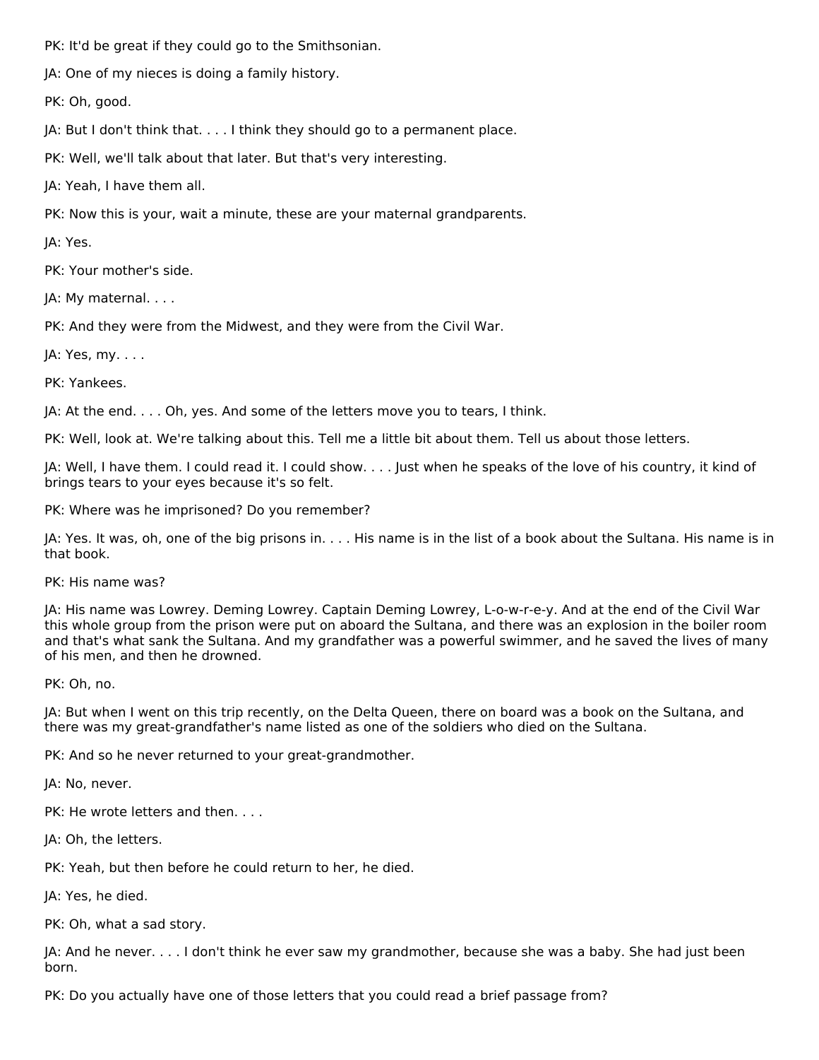PK: It'd be great if they could go to the Smithsonian.

JA: One of my nieces is doing a family history.

PK: Oh, good.

JA: But I don't think that. . . . I think they should go to a permanent place.

PK: Well, we'll talk about that later. But that's very interesting.

JA: Yeah, I have them all.

PK: Now this is your, wait a minute, these are your maternal grandparents.

JA: Yes.

PK: Your mother's side.

JA: My maternal. . . .

PK: And they were from the Midwest, and they were from the Civil War.

JA: Yes, my. . . .

PK: Yankees.

JA: At the end. . . . Oh, yes. And some of the letters move you to tears, I think.

PK: Well, look at. We're talking about this. Tell me a little bit about them. Tell us about those letters.

JA: Well, I have them. I could read it. I could show. . . . Just when he speaks of the love of his country, it kind of brings tears to your eyes because it's so felt.

PK: Where was he imprisoned? Do you remember?

JA: Yes. It was, oh, one of the big prisons in. . . . His name is in the list of a book about the Sultana. His name is in that book.

PK: His name was?

JA: His name was Lowrey. Deming Lowrey. Captain Deming Lowrey, L-o-w-r-e-y. And at the end of the Civil War this whole group from the prison were put on aboard the Sultana, and there was an explosion in the boiler room and that's what sank the Sultana. And my grandfather was a powerful swimmer, and he saved the lives of many of his men, and then he drowned.

PK: Oh, no.

JA: But when I went on this trip recently, on the Delta Queen, there on board was a book on the Sultana, and there was my great-grandfather's name listed as one of the soldiers who died on the Sultana.

PK: And so he never returned to your great-grandmother.

JA: No, never.

PK: He wrote letters and then. . . .

JA: Oh, the letters.

PK: Yeah, but then before he could return to her, he died.

JA: Yes, he died.

PK: Oh, what a sad story.

JA: And he never. . . . I don't think he ever saw my grandmother, because she was a baby. She had just been born.

PK: Do you actually have one of those letters that you could read a brief passage from?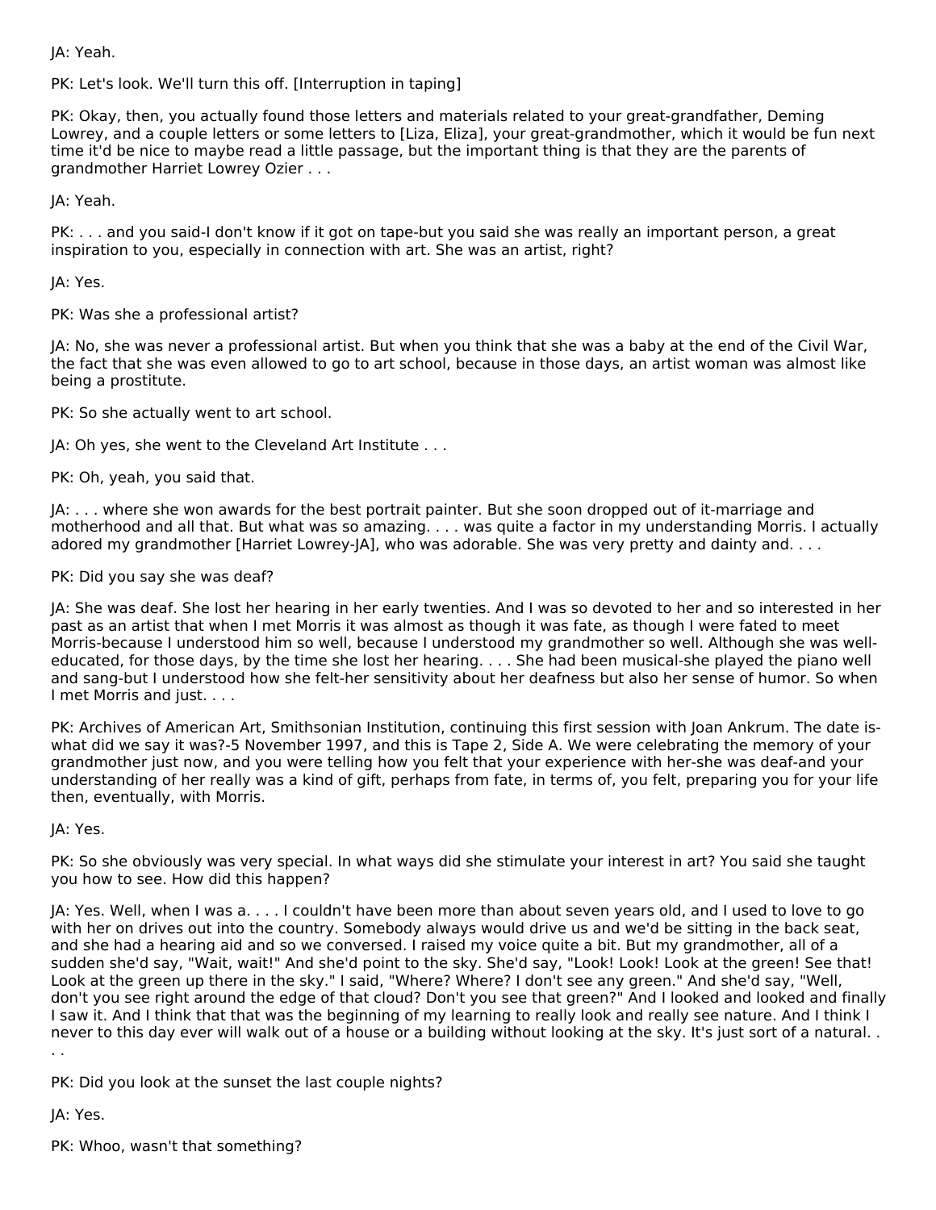JA: Yeah.

PK: Let's look. We'll turn this off. [Interruption in taping]

PK: Okay, then, you actually found those letters and materials related to your great-grandfather, Deming Lowrey, and a couple letters or some letters to [Liza, Eliza], your great-grandmother, which it would be fun next time it'd be nice to maybe read a little passage, but the important thing is that they are the parents of grandmother Harriet Lowrey Ozier . . .

JA: Yeah.

PK: . . . and you said-I don't know if it got on tape-but you said she was really an important person, a great inspiration to you, especially in connection with art. She was an artist, right?

JA: Yes.

PK: Was she a professional artist?

JA: No, she was never a professional artist. But when you think that she was a baby at the end of the Civil War, the fact that she was even allowed to go to art school, because in those days, an artist woman was almost like being a prostitute.

PK: So she actually went to art school.

JA: Oh yes, she went to the Cleveland Art Institute . . .

PK: Oh, yeah, you said that.

JA: . . . where she won awards for the best portrait painter. But she soon dropped out of it-marriage and motherhood and all that. But what was so amazing. . . . was quite a factor in my understanding Morris. I actually adored my grandmother [Harriet Lowrey-JA], who was adorable. She was very pretty and dainty and. . . .

PK: Did you say she was deaf?

JA: She was deaf. She lost her hearing in her early twenties. And I was so devoted to her and so interested in her past as an artist that when I met Morris it was almost as though it was fate, as though I were fated to meet Morris-because I understood him so well, because I understood my grandmother so well. Although she was well-educated, for those days, by the time she lost her hearing. . . . She had been musical-she played the piano well and sang-but I understood how she felt-her sensitivity about her deafness but also her sense of humor. So when I met Morris and just. . . .

PK: Archives of American Art, Smithsonian Institution, continuing this first session with Joan Ankrum. The date is-what did we say it was?-5 November 1997, and this is Tape 2, Side A. We were celebrating the memory of your grandmother just now, and you were telling how you felt that your experience with her-she was deaf-and your understanding of her really was a kind of gift, perhaps from fate, in terms of, you felt, preparing you for your life then, eventually, with Morris.

JA: Yes.

PK: So she obviously was very special. In what ways did she stimulate your interest in art? You said she taught you how to see. How did this happen?

JA: Yes. Well, when I was a. . . . I couldn't have been more than about seven years old, and I used to love to go with her on drives out into the country. Somebody always would drive us and we'd be sitting in the back seat, and she had a hearing aid and so we conversed. I raised my voice quite a bit. But my grandmother, all of a sudden she'd say, "Wait, wait!" And she'd point to the sky. She'd say, "Look! Look! Look at the green! See that! Look at the green up there in the sky." I said, "Where? Where? I don't see any green." And she'd say, "Well, don't you see right around the edge of that cloud? Don't you see that green?" And I looked and looked and finally I saw it. And I think that that was the beginning of my learning to really look and really see nature. And I think I never to this day ever will walk out of a house or a building without looking at the sky. It's just sort of a natural. . . .

PK: Did you look at the sunset the last couple nights?

JA: Yes.

PK: Whoo, wasn't that something?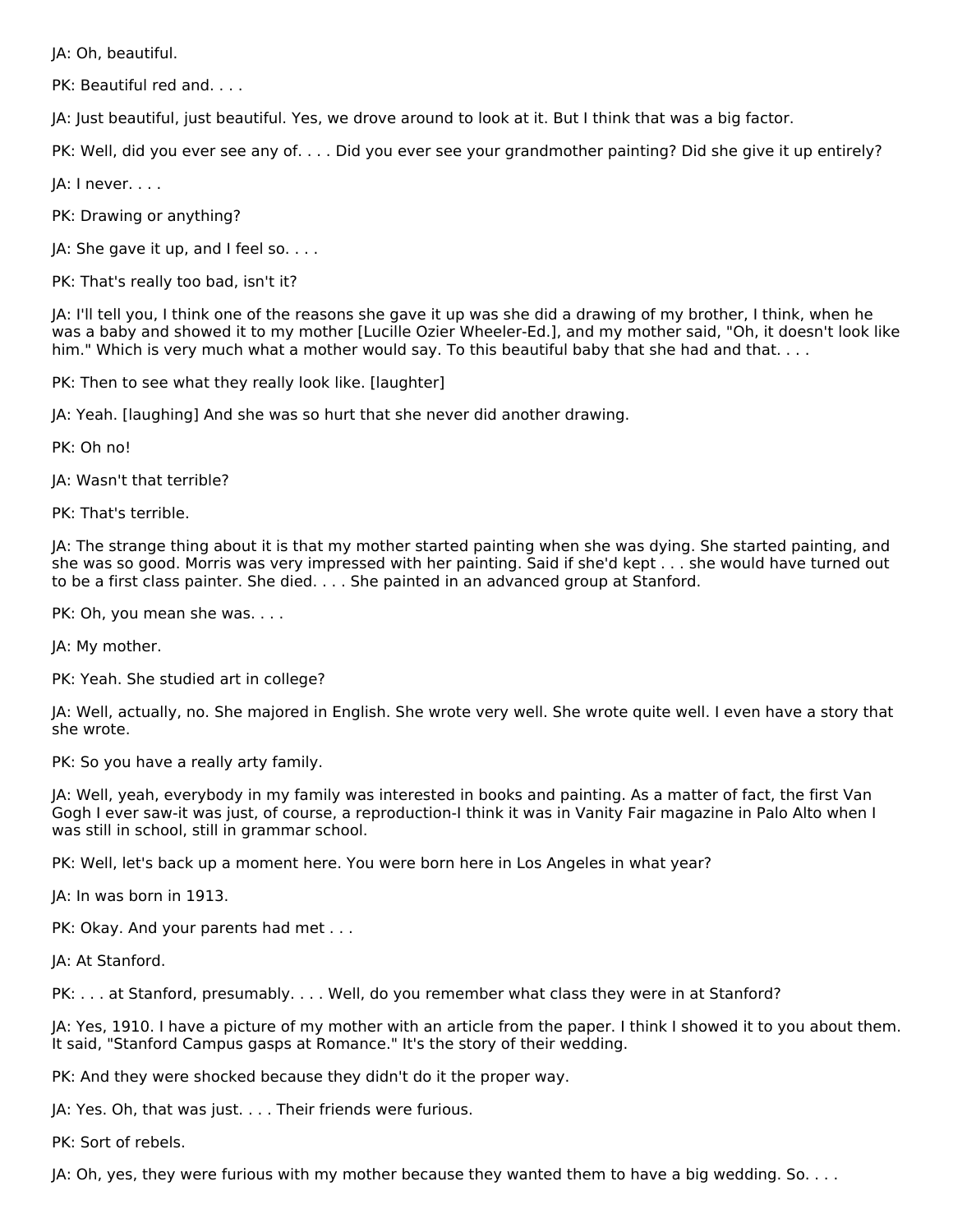JA: Oh, beautiful.

PK: Beautiful red and. . . .

JA: Just beautiful, just beautiful. Yes, we drove around to look at it. But I think that was a big factor.

PK: Well, did you ever see any of. . . . Did you ever see your grandmother painting? Did she give it up entirely?

JA: I never. . . .

PK: Drawing or anything?

JA: She gave it up, and I feel so. . . .

PK: That's really too bad, isn't it?

JA: I'll tell you, I think one of the reasons she gave it up was she did a drawing of my brother, I think, when he was a baby and showed it to my mother [Lucille Ozier Wheeler-Ed.], and my mother said, "Oh, it doesn't look like him." Which is very much what a mother would say. To this beautiful baby that she had and that. . . .

PK: Then to see what they really look like. [laughter]

JA: Yeah. [laughing] And she was so hurt that she never did another drawing.

PK: Oh no!

JA: Wasn't that terrible?

PK: That's terrible.

JA: The strange thing about it is that my mother started painting when she was dying. She started painting, and she was so good. Morris was very impressed with her painting. Said if she'd kept . . . she would have turned out to be a first class painter. She died. . . . She painted in an advanced group at Stanford.

PK: Oh, you mean she was. . . .

JA: My mother.

PK: Yeah. She studied art in college?

JA: Well, actually, no. She majored in English. She wrote very well. She wrote quite well. I even have a story that she wrote.

PK: So you have a really arty family.

JA: Well, yeah, everybody in my family was interested in books and painting. As a matter of fact, the first Van Gogh I ever saw-it was just, of course, a reproduction-I think it was in Vanity Fair magazine in Palo Alto when I was still in school, still in grammar school.

PK: Well, let's back up a moment here. You were born here in Los Angeles in what year?

JA: In was born in 1913.

PK: Okay. And your parents had met . . .

JA: At Stanford.

PK: . . . at Stanford, presumably. . . . Well, do you remember what class they were in at Stanford?

JA: Yes, 1910. I have a picture of my mother with an article from the paper. I think I showed it to you about them. It said, "Stanford Campus gasps at Romance." It's the story of their wedding.

PK: And they were shocked because they didn't do it the proper way.

JA: Yes. Oh, that was just. . . . Their friends were furious.

PK: Sort of rebels.

JA: Oh, yes, they were furious with my mother because they wanted them to have a big wedding. So. . . .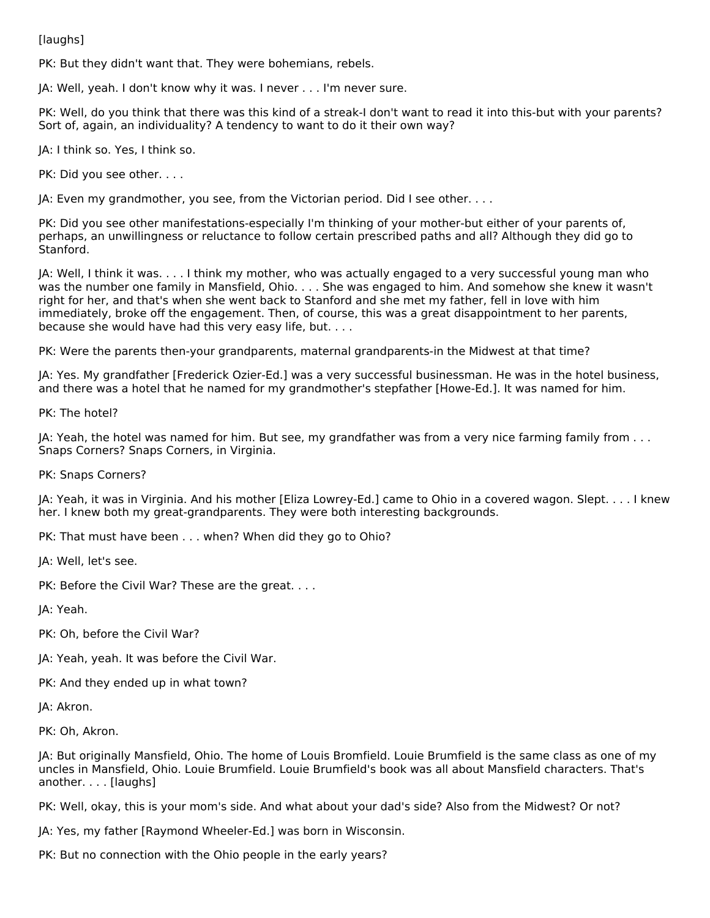[laughs]

PK: But they didn't want that. They were bohemians, rebels.

JA: Well, yeah. I don't know why it was. I never . . . I'm never sure.

PK: Well, do you think that there was this kind of a streak-I don't want to read it into this-but with your parents? Sort of, again, an individuality? A tendency to want to do it their own way?

JA: I think so. Yes, I think so.

PK: Did you see other. . . .

JA: Even my grandmother, you see, from the Victorian period. Did I see other. . . .

PK: Did you see other manifestations-especially I'm thinking of your mother-but either of your parents of, perhaps, an unwillingness or reluctance to follow certain prescribed paths and all? Although they did go to Stanford.

JA: Well, I think it was. . . . I think my mother, who was actually engaged to a very successful young man who was the number one family in Mansfield, Ohio. . . . She was engaged to him. And somehow she knew it wasn't right for her, and that's when she went back to Stanford and she met my father, fell in love with him immediately, broke off the engagement. Then, of course, this was a great disappointment to her parents, because she would have had this very easy life, but. . . .

PK: Were the parents then-your grandparents, maternal grandparents-in the Midwest at that time?

JA: Yes. My grandfather [Frederick Ozier-Ed.] was a very successful businessman. He was in the hotel business, and there was a hotel that he named for my grandmother's stepfather [Howe-Ed.]. It was named for him.

PK: The hotel?

JA: Yeah, the hotel was named for him. But see, my grandfather was from a very nice farming family from . . . Snaps Corners? Snaps Corners, in Virginia.

PK: Snaps Corners?

JA: Yeah, it was in Virginia. And his mother [Eliza Lowrey-Ed.] came to Ohio in a covered wagon. Slept. . . . I knew her. I knew both my great-grandparents. They were both interesting backgrounds.

PK: That must have been . . . when? When did they go to Ohio?

JA: Well, let's see.

PK: Before the Civil War? These are the great. . . .

JA: Yeah.

PK: Oh, before the Civil War?

JA: Yeah, yeah. It was before the Civil War.

PK: And they ended up in what town?

JA: Akron.

PK: Oh, Akron.

JA: But originally Mansfield, Ohio. The home of Louis Bromfield. Louie Brumfield is the same class as one of my uncles in Mansfield, Ohio. Louie Brumfield. Louie Brumfield's book was all about Mansfield characters. That's another. . . . [laughs]

PK: Well, okay, this is your mom's side. And what about your dad's side? Also from the Midwest? Or not?

JA: Yes, my father [Raymond Wheeler-Ed.] was born in Wisconsin.

PK: But no connection with the Ohio people in the early years?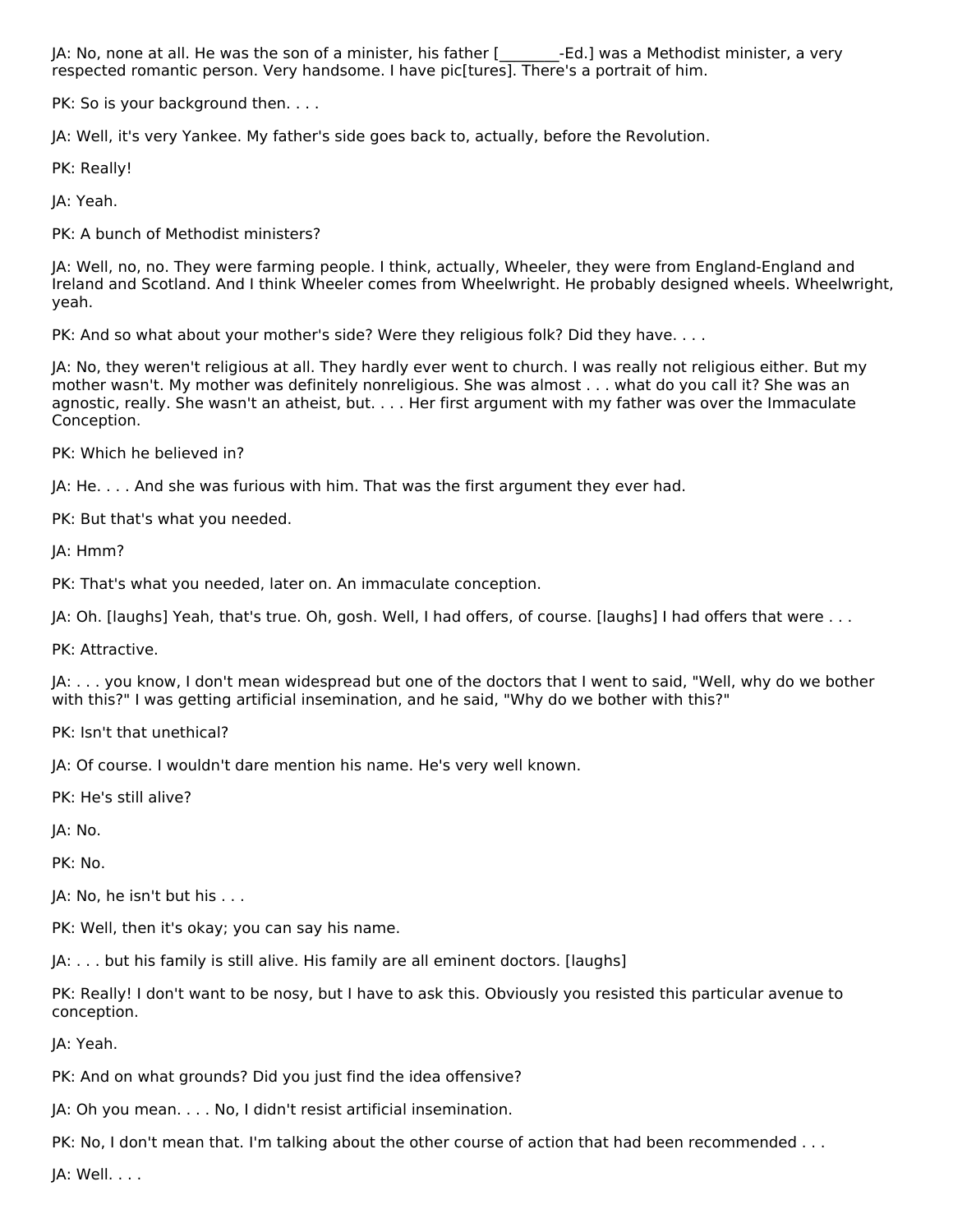JA: No, none at all. He was the son of a minister, his father [________-Ed.] was a Methodist minister, a very respected romantic person. Very handsome. I have pic[tures]. There's a portrait of him.

PK: So is your background then. . . .

JA: Well, it's very Yankee. My father's side goes back to, actually, before the Revolution.

PK: Really!

JA: Yeah.

PK: A bunch of Methodist ministers?

JA: Well, no, no. They were farming people. I think, actually, Wheeler, they were from England-England and Ireland and Scotland. And I think Wheeler comes from Wheelwright. He probably designed wheels. Wheelwright, yeah.

PK: And so what about your mother's side? Were they religious folk? Did they have. . . .

JA: No, they weren't religious at all. They hardly ever went to church. I was really not religious either. But my mother wasn't. My mother was definitely nonreligious. She was almost . . . what do you call it? She was an agnostic, really. She wasn't an atheist, but. . . . Her first argument with my father was over the Immaculate Conception.

PK: Which he believed in?

JA: He. . . . And she was furious with him. That was the first argument they ever had.

PK: But that's what you needed.

JA: Hmm?

PK: That's what you needed, later on. An immaculate conception.

JA: Oh. [laughs] Yeah, that's true. Oh, gosh. Well, I had offers, of course. [laughs] I had offers that were . . .

PK: Attractive.

JA: . . . you know, I don't mean widespread but one of the doctors that I went to said, "Well, why do we bother with this?" I was getting artificial insemination, and he said, "Why do we bother with this?"

PK: Isn't that unethical?

JA: Of course. I wouldn't dare mention his name. He's very well known.

PK: He's still alive?

JA: No.

PK: No.

JA: No, he isn't but his . . .

PK: Well, then it's okay; you can say his name.

JA: . . . but his family is still alive. His family are all eminent doctors. [laughs]

PK: Really! I don't want to be nosy, but I have to ask this. Obviously you resisted this particular avenue to conception.

JA: Yeah.

PK: And on what grounds? Did you just find the idea offensive?

JA: Oh you mean. . . . No, I didn't resist artificial insemination.

PK: No, I don't mean that. I'm talking about the other course of action that had been recommended . . .

JA: Well. . . .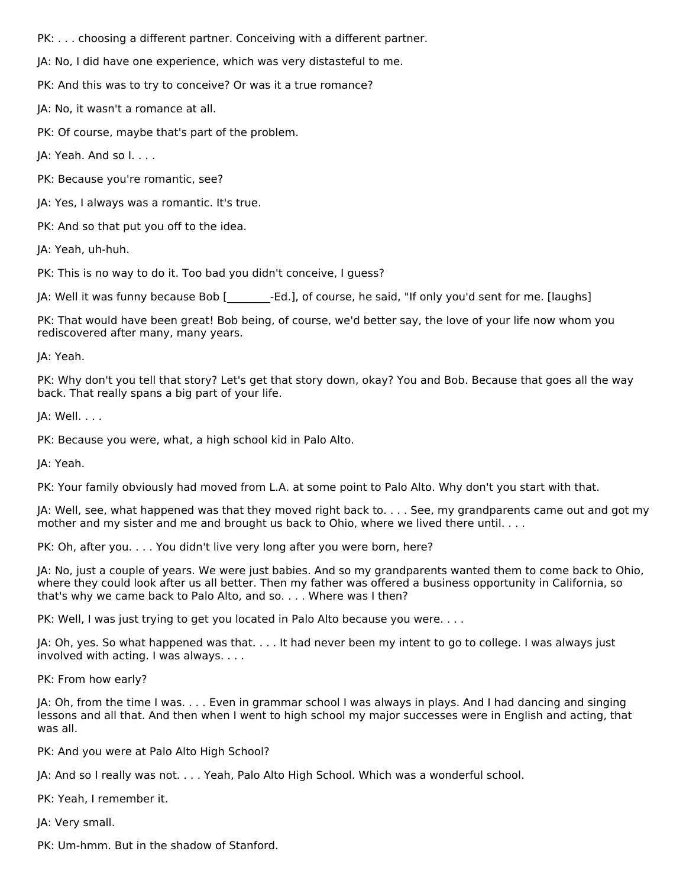PK: . . . choosing a different partner. Conceiving with a different partner.

JA: No, I did have one experience, which was very distasteful to me.

PK: And this was to try to conceive? Or was it a true romance?

JA: No, it wasn't a romance at all.

PK: Of course, maybe that's part of the problem.

JA: Yeah. And so I. . . .

PK: Because you're romantic, see?

JA: Yes, I always was a romantic. It's true.

PK: And so that put you off to the idea.

JA: Yeah, uh-huh.

PK: This is no way to do it. Too bad you didn't conceive, I guess?

JA: Well it was funny because Bob [________-Ed.], of course, he said, "If only you'd sent for me. [laughs]

PK: That would have been great! Bob being, of course, we'd better say, the love of your life now whom you rediscovered after many, many years.

JA: Yeah.

PK: Why don't you tell that story? Let's get that story down, okay? You and Bob. Because that goes all the way back. That really spans a big part of your life.

JA: Well. . . .

PK: Because you were, what, a high school kid in Palo Alto.

JA: Yeah.

PK: Your family obviously had moved from L.A. at some point to Palo Alto. Why don't you start with that.

JA: Well, see, what happened was that they moved right back to. . . . See, my grandparents came out and got my mother and my sister and me and brought us back to Ohio, where we lived there until. . . .

PK: Oh, after you. . . . You didn't live very long after you were born, here?

JA: No, just a couple of years. We were just babies. And so my grandparents wanted them to come back to Ohio, where they could look after us all better. Then my father was offered a business opportunity in California, so that's why we came back to Palo Alto, and so. . . . Where was I then?

PK: Well, I was just trying to get you located in Palo Alto because you were. . . .

JA: Oh, yes. So what happened was that. . . . It had never been my intent to go to college. I was always just involved with acting. I was always. . . .

PK: From how early?

JA: Oh, from the time I was. . . . Even in grammar school I was always in plays. And I had dancing and singing lessons and all that. And then when I went to high school my major successes were in English and acting, that was all.

PK: And you were at Palo Alto High School?

JA: And so I really was not. . . . Yeah, Palo Alto High School. Which was a wonderful school.

PK: Yeah, I remember it.

JA: Very small.

PK: Um-hmm. But in the shadow of Stanford.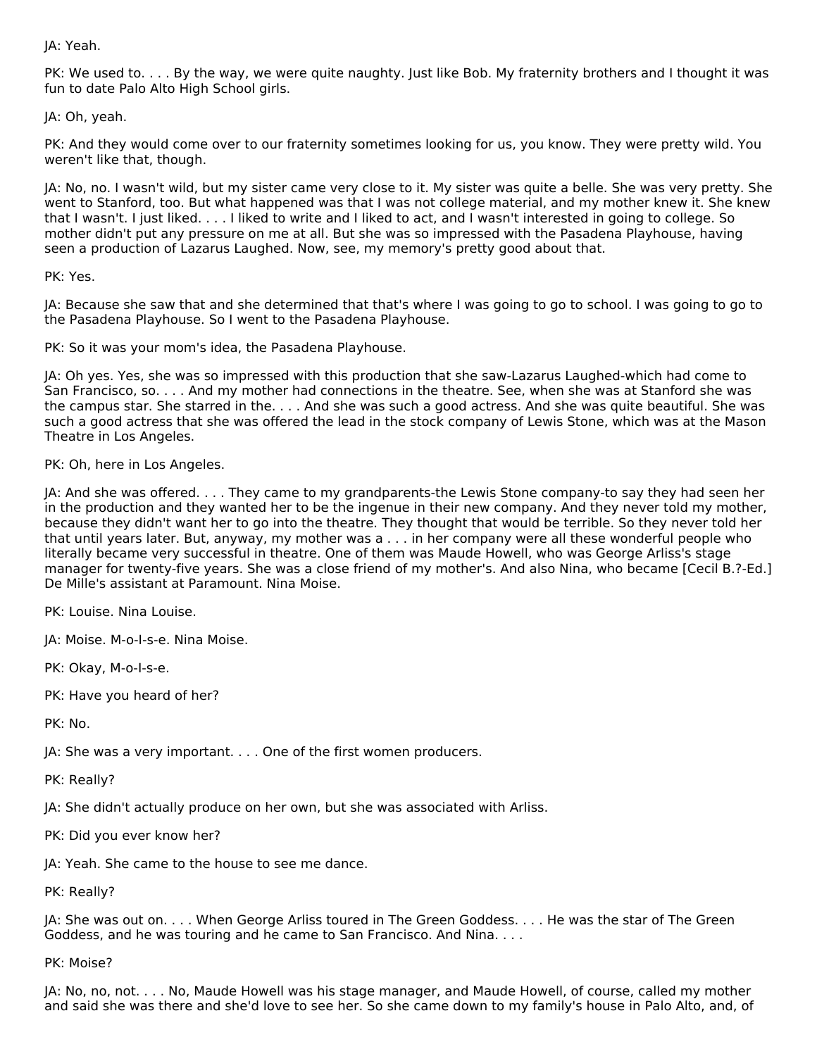JA: Yeah.

PK: We used to. . . . By the way, we were quite naughty. Just like Bob. My fraternity brothers and I thought it was fun to date Palo Alto High School girls.

JA: Oh, yeah.

PK: And they would come over to our fraternity sometimes looking for us, you know. They were pretty wild. You weren't like that, though.

JA: No, no. I wasn't wild, but my sister came very close to it. My sister was quite a belle. She was very pretty. She went to Stanford, too. But what happened was that I was not college material, and my mother knew it. She knew that I wasn't. I just liked. . . . I liked to write and I liked to act, and I wasn't interested in going to college. So mother didn't put any pressure on me at all. But she was so impressed with the Pasadena Playhouse, having seen a production of Lazarus Laughed. Now, see, my memory's pretty good about that.

PK: Yes.

JA: Because she saw that and she determined that that's where I was going to go to school. I was going to go to the Pasadena Playhouse. So I went to the Pasadena Playhouse.

PK: So it was your mom's idea, the Pasadena Playhouse.

JA: Oh yes. Yes, she was so impressed with this production that she saw-Lazarus Laughed-which had come to San Francisco, so. . . . And my mother had connections in the theatre. See, when she was at Stanford she was the campus star. She starred in the. . . . And she was such a good actress. And she was quite beautiful. She was such a good actress that she was offered the lead in the stock company of Lewis Stone, which was at the Mason Theatre in Los Angeles.

PK: Oh, here in Los Angeles.

JA: And she was offered. . . . They came to my grandparents-the Lewis Stone company-to say they had seen her in the production and they wanted her to be the ingenue in their new company. And they never told my mother, because they didn't want her to go into the theatre. They thought that would be terrible. So they never told her that until years later. But, anyway, my mother was a . . . in her company were all these wonderful people who literally became very successful in theatre. One of them was Maude Howell, who was George Arliss's stage manager for twenty-five years. She was a close friend of my mother's. And also Nina, who became [Cecil B.?-Ed.] De Mille's assistant at Paramount. Nina Moise.

PK: Louise. Nina Louise.

JA: Moise. M-o-I-s-e. Nina Moise.

PK: Okay, M-o-I-s-e.

PK: Have you heard of her?

PK: No.

JA: She was a very important. . . . One of the first women producers.

PK: Really?

JA: She didn't actually produce on her own, but she was associated with Arliss.

PK: Did you ever know her?

JA: Yeah. She came to the house to see me dance.

PK: Really?

JA: She was out on. . . . When George Arliss toured in The Green Goddess. . . . He was the star of The Green Goddess, and he was touring and he came to San Francisco. And Nina. . . .

PK: Moise?

JA: No, no, not. . . . No, Maude Howell was his stage manager, and Maude Howell, of course, called my mother and said she was there and she'd love to see her. So she came down to my family's house in Palo Alto, and, of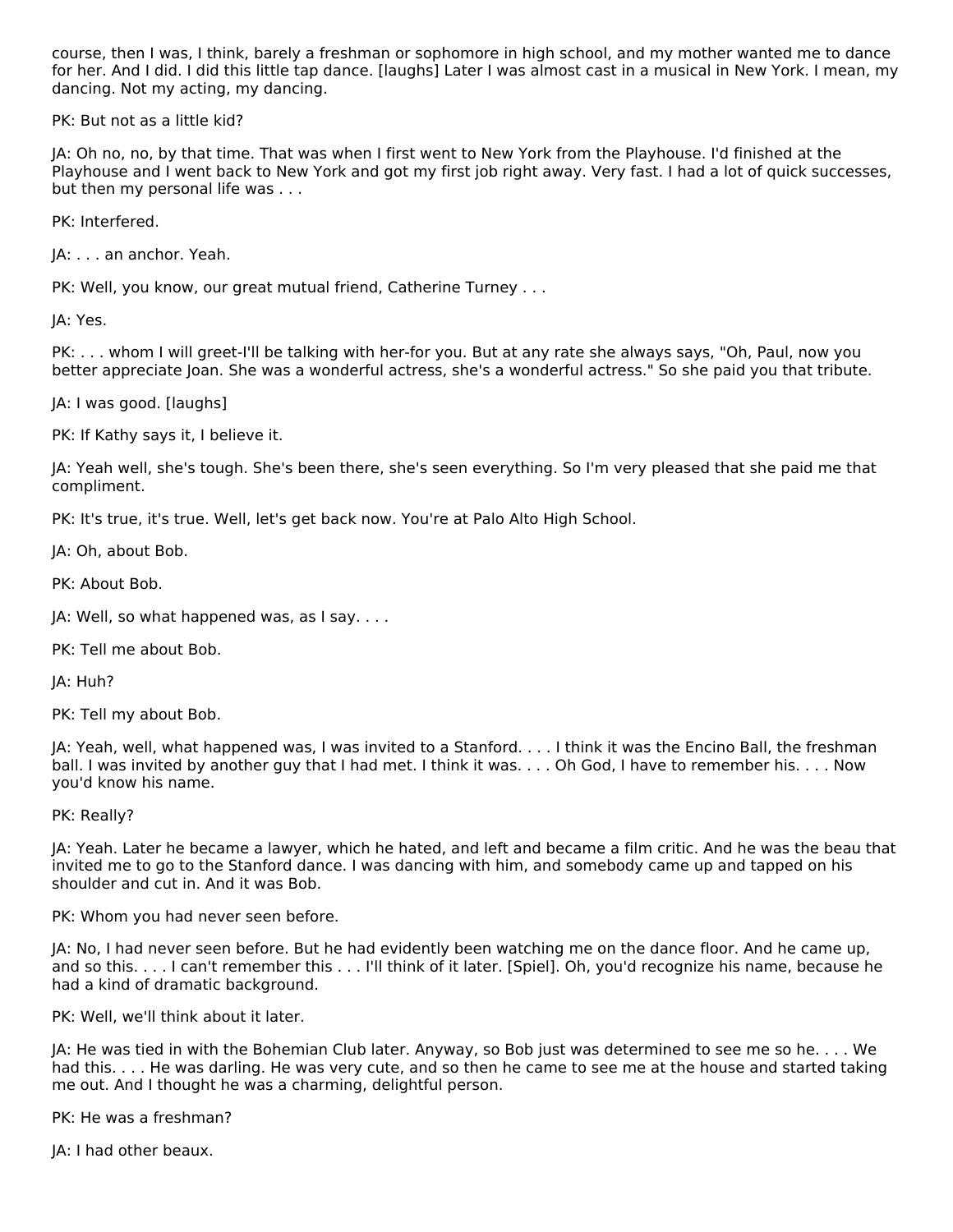course, then I was, I think, barely a freshman or sophomore in high school, and my mother wanted me to dance for her. And I did. I did this little tap dance. [laughs] Later I was almost cast in a musical in New York. I mean, my dancing. Not my acting, my dancing.

PK: But not as a little kid?

JA: Oh no, no, by that time. That was when I first went to New York from the Playhouse. I'd finished at the Playhouse and I went back to New York and got my first job right away. Very fast. I had a lot of quick successes, but then my personal life was . . .

PK: Interfered.

JA: . . . an anchor. Yeah.

PK: Well, you know, our great mutual friend, Catherine Turney . . .

JA: Yes.

PK: . . . whom I will greet-I'll be talking with her-for you. But at any rate she always says, "Oh, Paul, now you better appreciate Joan. She was a wonderful actress, she's a wonderful actress." So she paid you that tribute.

JA: I was good. [laughs]

PK: If Kathy says it, I believe it.

JA: Yeah well, she's tough. She's been there, she's seen everything. So I'm very pleased that she paid me that compliment.

PK: It's true, it's true. Well, let's get back now. You're at Palo Alto High School.

JA: Oh, about Bob.

PK: About Bob.

JA: Well, so what happened was, as I say. . . .

PK: Tell me about Bob.

JA: Huh?

PK: Tell my about Bob.

JA: Yeah, well, what happened was, I was invited to a Stanford. . . . I think it was the Encino Ball, the freshman ball. I was invited by another guy that I had met. I think it was. . . . Oh God, I have to remember his. . . . Now you'd know his name.

PK: Really?

JA: Yeah. Later he became a lawyer, which he hated, and left and became a film critic. And he was the beau that invited me to go to the Stanford dance. I was dancing with him, and somebody came up and tapped on his shoulder and cut in. And it was Bob.

PK: Whom you had never seen before.

JA: No, I had never seen before. But he had evidently been watching me on the dance floor. And he came up, and so this. . . . I can't remember this . . . I'll think of it later. [Spiel]. Oh, you'd recognize his name, because he had a kind of dramatic background.

PK: Well, we'll think about it later.

JA: He was tied in with the Bohemian Club later. Anyway, so Bob just was determined to see me so he. . . . We had this. . . . He was darling. He was very cute, and so then he came to see me at the house and started taking me out. And I thought he was a charming, delightful person.

PK: He was a freshman?

JA: I had other beaux.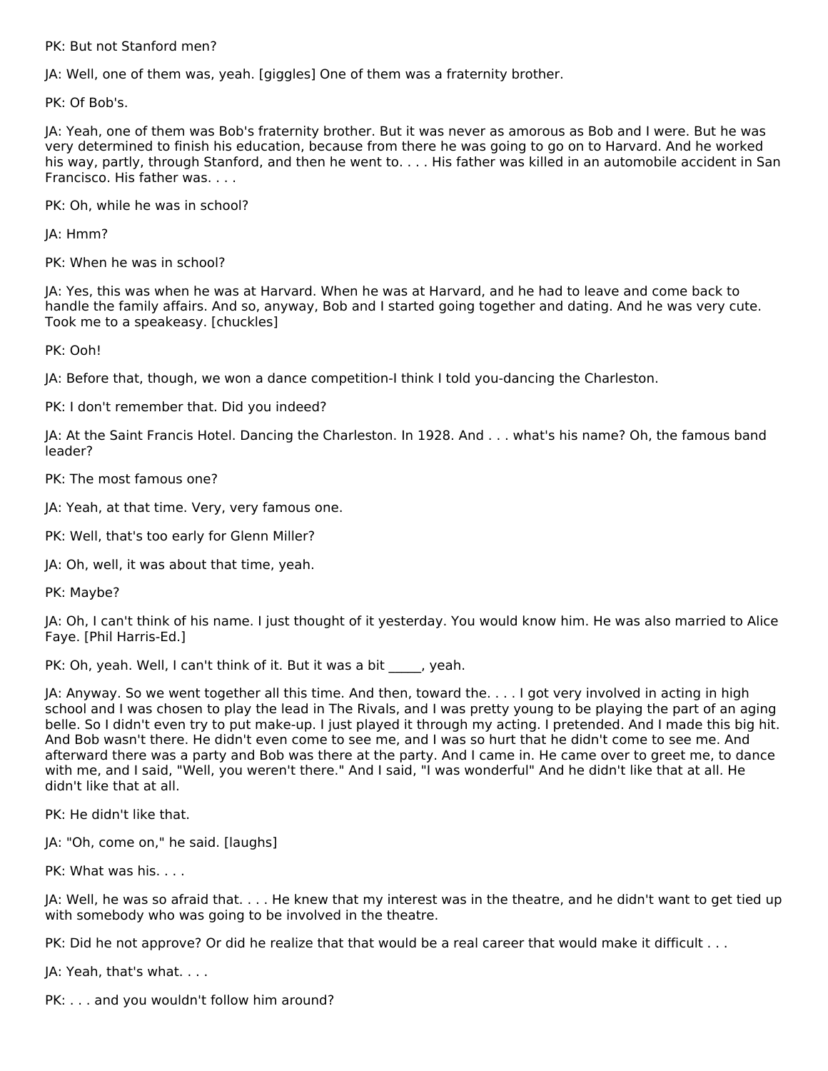PK: But not Stanford men?

JA: Well, one of them was, yeah. [giggles] One of them was a fraternity brother.

PK: Of Bob's.

JA: Yeah, one of them was Bob's fraternity brother. But it was never as amorous as Bob and I were. But he was very determined to finish his education, because from there he was going to go on to Harvard. And he worked his way, partly, through Stanford, and then he went to. . . . His father was killed in an automobile accident in San Francisco. His father was. . . .

PK: Oh, while he was in school?

JA: Hmm?

PK: When he was in school?

JA: Yes, this was when he was at Harvard. When he was at Harvard, and he had to leave and come back to handle the family affairs. And so, anyway, Bob and I started going together and dating. And he was very cute. Took me to a speakeasy. [chuckles]

PK: Ooh!

JA: Before that, though, we won a dance competition-I think I told you-dancing the Charleston.

PK: I don't remember that. Did you indeed?

JA: At the Saint Francis Hotel. Dancing the Charleston. In 1928. And . . . what's his name? Oh, the famous band leader?

PK: The most famous one?

JA: Yeah, at that time. Very, very famous one.

PK: Well, that's too early for Glenn Miller?

JA: Oh, well, it was about that time, yeah.

PK: Maybe?

JA: Oh, I can't think of his name. I just thought of it yesterday. You would know him. He was also married to Alice Faye. [Phil Harris-Ed.]

PK: Oh, yeah. Well, I can't think of it. But it was a bit _____, yeah.

JA: Anyway. So we went together all this time. And then, toward the. . . . I got very involved in acting in high school and I was chosen to play the lead in The Rivals, and I was pretty young to be playing the part of an aging belle. So I didn't even try to put make-up. I just played it through my acting. I pretended. And I made this big hit. And Bob wasn't there. He didn't even come to see me, and I was so hurt that he didn't come to see me. And afterward there was a party and Bob was there at the party. And I came in. He came over to greet me, to dance with me, and I said, "Well, you weren't there." And I said, "I was wonderful" And he didn't like that at all. He didn't like that at all.

PK: He didn't like that.

JA: "Oh, come on," he said. [laughs]

PK: What was his. . . .

JA: Well, he was so afraid that. . . . He knew that my interest was in the theatre, and he didn't want to get tied up with somebody who was going to be involved in the theatre.

PK: Did he not approve? Or did he realize that that would be a real career that would make it difficult . . .

JA: Yeah, that's what. . . .

PK: . . . and you wouldn't follow him around?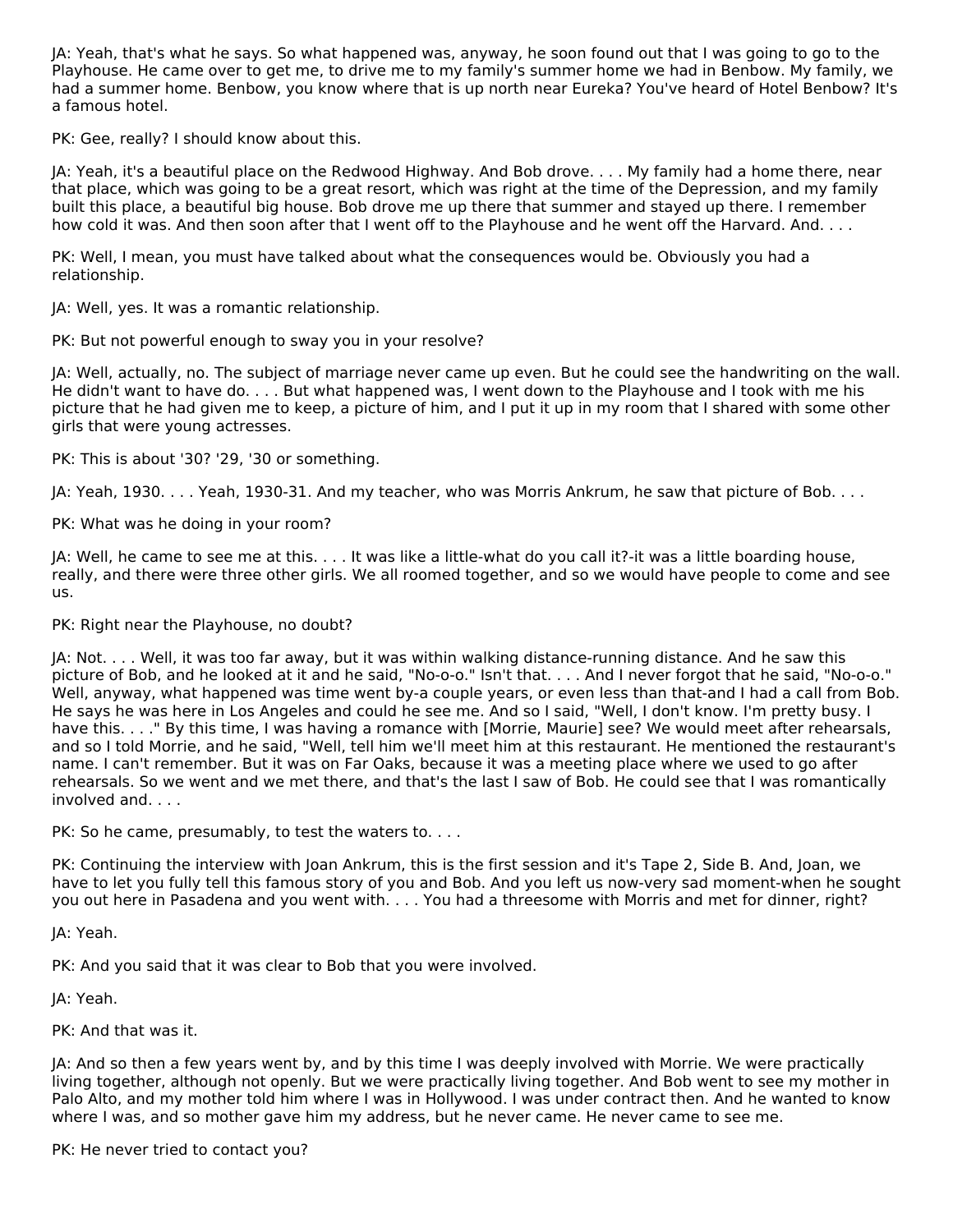JA: Yeah, that's what he says. So what happened was, anyway, he soon found out that I was going to go to the Playhouse. He came over to get me, to drive me to my family's summer home we had in Benbow. My family, we had a summer home. Benbow, you know where that is up north near Eureka? You've heard of Hotel Benbow? It's a famous hotel.

PK: Gee, really? I should know about this.

JA: Yeah, it's a beautiful place on the Redwood Highway. And Bob drove. . . . My family had a home there, near that place, which was going to be a great resort, which was right at the time of the Depression, and my family built this place, a beautiful big house. Bob drove me up there that summer and stayed up there. I remember how cold it was. And then soon after that I went off to the Playhouse and he went off the Harvard. And. . . .

PK: Well, I mean, you must have talked about what the consequences would be. Obviously you had a relationship.

JA: Well, yes. It was a romantic relationship.

PK: But not powerful enough to sway you in your resolve?

JA: Well, actually, no. The subject of marriage never came up even. But he could see the handwriting on the wall. He didn't want to have do. . . . But what happened was, I went down to the Playhouse and I took with me his picture that he had given me to keep, a picture of him, and I put it up in my room that I shared with some other girls that were young actresses.

PK: This is about '30? '29, '30 or something.

JA: Yeah, 1930. . . . Yeah, 1930-31. And my teacher, who was Morris Ankrum, he saw that picture of Bob. . . .

PK: What was he doing in your room?

JA: Well, he came to see me at this. . . . It was like a little-what do you call it?-it was a little boarding house, really, and there were three other girls. We all roomed together, and so we would have people to come and see us.

PK: Right near the Playhouse, no doubt?

JA: Not. . . . Well, it was too far away, but it was within walking distance-running distance. And he saw this picture of Bob, and he looked at it and he said, "No-o-o." Isn't that. . . . And I never forgot that he said, "No-o-o." Well, anyway, what happened was time went by-a couple years, or even less than that-and I had a call from Bob. He says he was here in Los Angeles and could he see me. And so I said, "Well, I don't know. I'm pretty busy. I have this. . . ." By this time, I was having a romance with [Morrie, Maurie] see? We would meet after rehearsals, and so I told Morrie, and he said, "Well, tell him we'll meet him at this restaurant. He mentioned the restaurant's name. I can't remember. But it was on Far Oaks, because it was a meeting place where we used to go after rehearsals. So we went and we met there, and that's the last I saw of Bob. He could see that I was romantically involved and. . . .

PK: So he came, presumably, to test the waters to. . . .

PK: Continuing the interview with Joan Ankrum, this is the first session and it's Tape 2, Side B. And, Joan, we have to let you fully tell this famous story of you and Bob. And you left us now-very sad moment-when he sought you out here in Pasadena and you went with. . . . You had a threesome with Morris and met for dinner, right?

JA: Yeah.

PK: And you said that it was clear to Bob that you were involved.

JA: Yeah.

PK: And that was it.

JA: And so then a few years went by, and by this time I was deeply involved with Morrie. We were practically living together, although not openly. But we were practically living together. And Bob went to see my mother in Palo Alto, and my mother told him where I was in Hollywood. I was under contract then. And he wanted to know where I was, and so mother gave him my address, but he never came. He never came to see me.

PK: He never tried to contact you?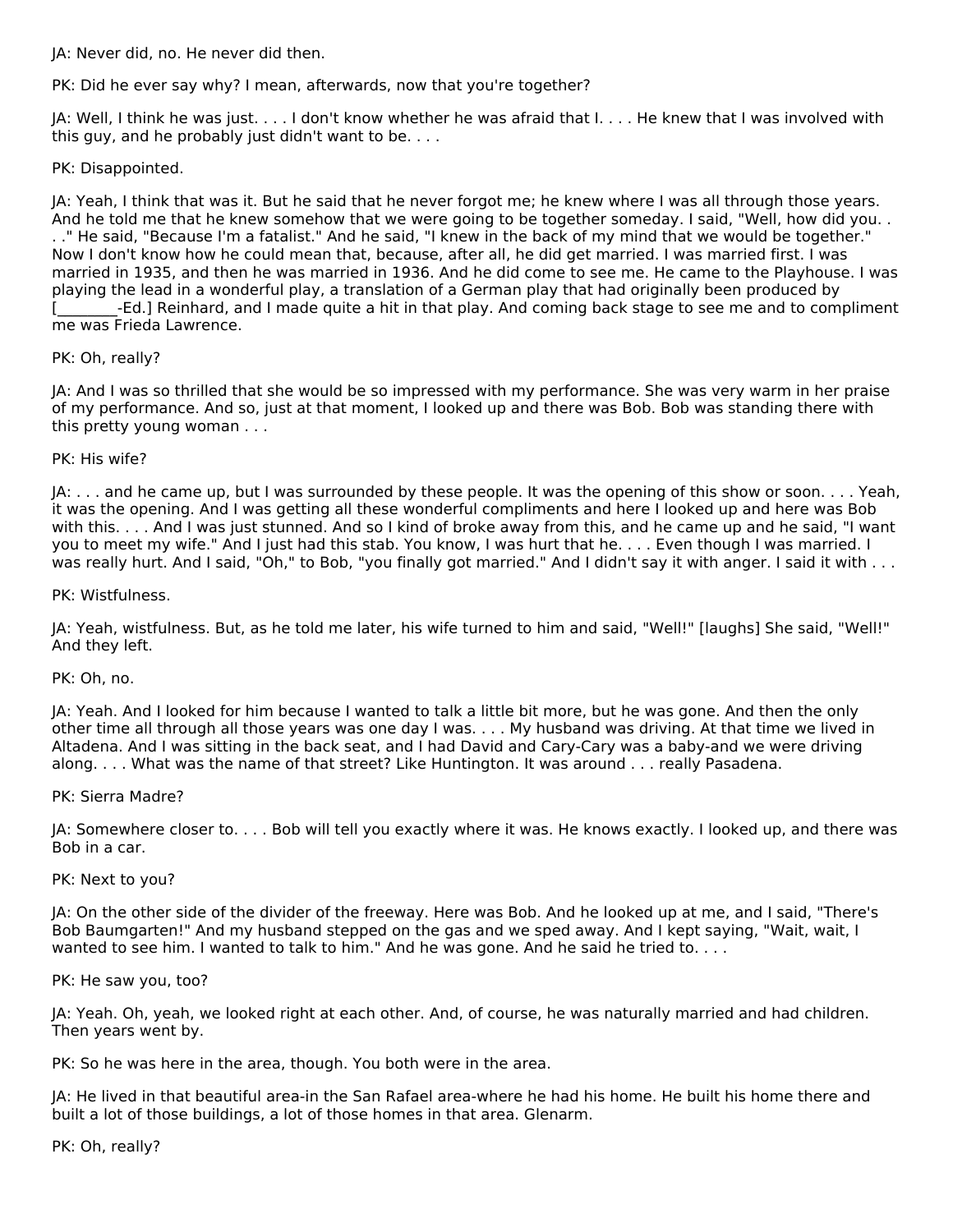JA: Never did, no. He never did then.

PK: Did he ever say why? I mean, afterwards, now that you're together?

JA: Well, I think he was just. . . . I don't know whether he was afraid that I. . . . He knew that I was involved with this guy, and he probably just didn't want to be. . . .

PK: Disappointed.

JA: Yeah, I think that was it. But he said that he never forgot me; he knew where I was all through those years. And he told me that he knew somehow that we were going to be together someday. I said, "Well, how did you. . . ." He said, "Because I'm a fatalist." And he said, "I knew in the back of my mind that we would be together." Now I don't know how he could mean that, because, after all, he did get married. I was married first. I was married in 1935, and then he was married in 1936. And he did come to see me. He came to the Playhouse. I was playing the lead in a wonderful play, a translation of a German play that had originally been produced by [________-Ed.] Reinhard, and I made quite a hit in that play. And coming back stage to see me and to compliment me was Frieda Lawrence.

PK: Oh, really?

JA: And I was so thrilled that she would be so impressed with my performance. She was very warm in her praise of my performance. And so, just at that moment, I looked up and there was Bob. Bob was standing there with this pretty young woman . . .

PK: His wife?

JA: . . . and he came up, but I was surrounded by these people. It was the opening of this show or soon. . . . Yeah, it was the opening. And I was getting all these wonderful compliments and here I looked up and here was Bob with this. . . . And I was just stunned. And so I kind of broke away from this, and he came up and he said, "I want you to meet my wife." And I just had this stab. You know, I was hurt that he. . . . Even though I was married. I was really hurt. And I said, "Oh," to Bob, "you finally got married." And I didn't say it with anger. I said it with . . .

PK: Wistfulness.

JA: Yeah, wistfulness. But, as he told me later, his wife turned to him and said, "Well!" [laughs] She said, "Well!" And they left.

PK: Oh, no.

JA: Yeah. And I looked for him because I wanted to talk a little bit more, but he was gone. And then the only other time all through all those years was one day I was. . . . My husband was driving. At that time we lived in Altadena. And I was sitting in the back seat, and I had David and Cary-Cary was a baby-and we were driving along. . . . What was the name of that street? Like Huntington. It was around . . . really Pasadena.

PK: Sierra Madre?

JA: Somewhere closer to. . . . Bob will tell you exactly where it was. He knows exactly. I looked up, and there was Bob in a car.

PK: Next to you?

JA: On the other side of the divider of the freeway. Here was Bob. And he looked up at me, and I said, "There's Bob Baumgarten!" And my husband stepped on the gas and we sped away. And I kept saying, "Wait, wait, I wanted to see him. I wanted to talk to him." And he was gone. And he said he tried to. . . .

PK: He saw you, too?

JA: Yeah. Oh, yeah, we looked right at each other. And, of course, he was naturally married and had children. Then years went by.

PK: So he was here in the area, though. You both were in the area.

JA: He lived in that beautiful area-in the San Rafael area-where he had his home. He built his home there and built a lot of those buildings, a lot of those homes in that area. Glenarm.

PK: Oh, really?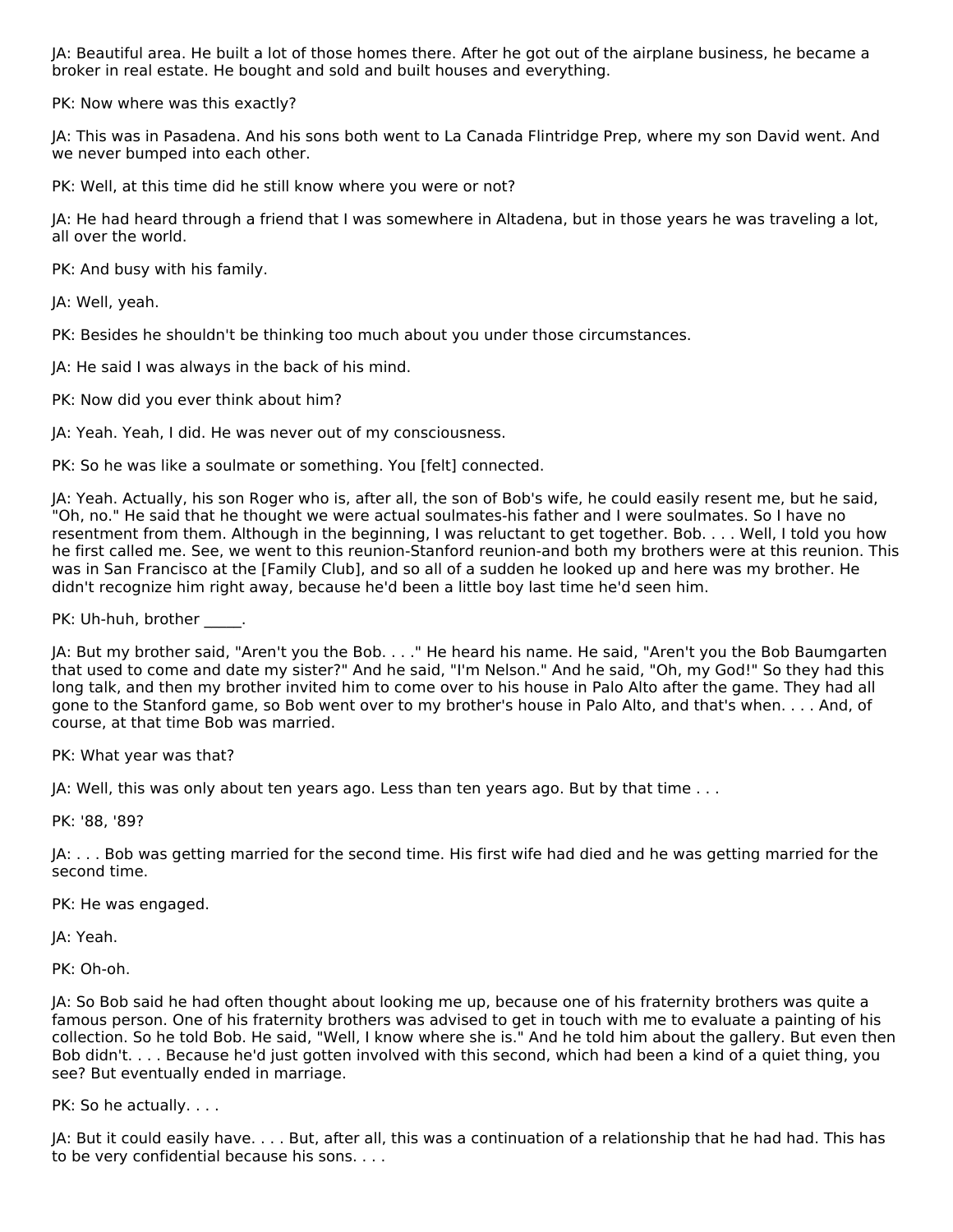JA: Beautiful area. He built a lot of those homes there. After he got out of the airplane business, he became a broker in real estate. He bought and sold and built houses and everything.

PK: Now where was this exactly?

JA: This was in Pasadena. And his sons both went to La Canada Flintridge Prep, where my son David went. And we never bumped into each other.

PK: Well, at this time did he still know where you were or not?

JA: He had heard through a friend that I was somewhere in Altadena, but in those years he was traveling a lot, all over the world.

PK: And busy with his family.

JA: Well, yeah.

PK: Besides he shouldn't be thinking too much about you under those circumstances.

JA: He said I was always in the back of his mind.

PK: Now did you ever think about him?

JA: Yeah. Yeah, I did. He was never out of my consciousness.

PK: So he was like a soulmate or something. You [felt] connected.

JA: Yeah. Actually, his son Roger who is, after all, the son of Bob's wife, he could easily resent me, but he said, "Oh, no." He said that he thought we were actual soulmates-his father and I were soulmates. So I have no resentment from them. Although in the beginning, I was reluctant to get together. Bob. . . . Well, I told you how he first called me. See, we went to this reunion-Stanford reunion-and both my brothers were at this reunion. This was in San Francisco at the [Family Club], and so all of a sudden he looked up and here was my brother. He didn't recognize him right away, because he'd been a little boy last time he'd seen him.

PK: Uh-huh, brother _____.

JA: But my brother said, "Aren't you the Bob. . . ." He heard his name. He said, "Aren't you the Bob Baumgarten that used to come and date my sister?" And he said, "I'm Nelson." And he said, "Oh, my God!" So they had this long talk, and then my brother invited him to come over to his house in Palo Alto after the game. They had all gone to the Stanford game, so Bob went over to my brother's house in Palo Alto, and that's when. . . . And, of course, at that time Bob was married.

PK: What year was that?

JA: Well, this was only about ten years ago. Less than ten years ago. But by that time . . .

PK: '88, '89?

JA: . . . Bob was getting married for the second time. His first wife had died and he was getting married for the second time.

PK: He was engaged.

JA: Yeah.

PK: Oh-oh.

JA: So Bob said he had often thought about looking me up, because one of his fraternity brothers was quite a famous person. One of his fraternity brothers was advised to get in touch with me to evaluate a painting of his collection. So he told Bob. He said, "Well, I know where she is." And he told him about the gallery. But even then Bob didn't. . . . Because he'd just gotten involved with this second, which had been a kind of a quiet thing, you see? But eventually ended in marriage.

PK: So he actually. . . .

JA: But it could easily have. . . . But, after all, this was a continuation of a relationship that he had had. This has to be very confidential because his sons. . . .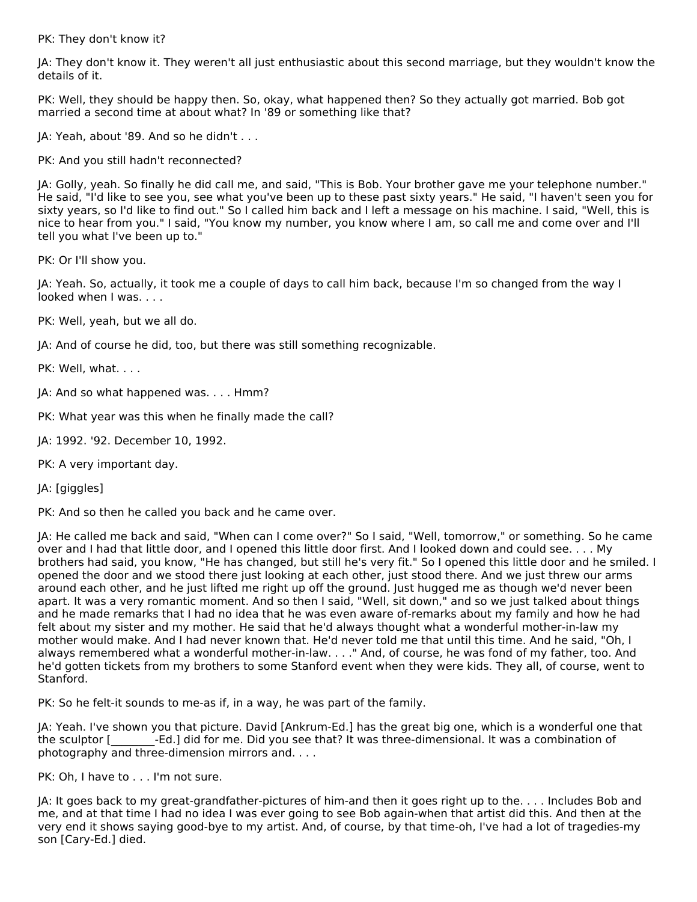PK: They don't know it?

JA: They don't know it. They weren't all just enthusiastic about this second marriage, but they wouldn't know the details of it.

PK: Well, they should be happy then. So, okay, what happened then? So they actually got married. Bob got married a second time at about what? In '89 or something like that?

JA: Yeah, about '89. And so he didn't . . .

PK: And you still hadn't reconnected?

JA: Golly, yeah. So finally he did call me, and said, "This is Bob. Your brother gave me your telephone number." He said, "I'd like to see you, see what you've been up to these past sixty years." He said, "I haven't seen you for sixty years, so I'd like to find out." So I called him back and I left a message on his machine. I said, "Well, this is nice to hear from you." I said, "You know my number, you know where I am, so call me and come over and I'll tell you what I've been up to."

PK: Or I'll show you.

JA: Yeah. So, actually, it took me a couple of days to call him back, because I'm so changed from the way I looked when I was. . . .

PK: Well, yeah, but we all do.

JA: And of course he did, too, but there was still something recognizable.

PK: Well, what. . . .

JA: And so what happened was. . . . Hmm?

PK: What year was this when he finally made the call?

JA: 1992. '92. December 10, 1992.

PK: A very important day.

JA: [giggles]

PK: And so then he called you back and he came over.

JA: He called me back and said, "When can I come over?" So I said, "Well, tomorrow," or something. So he came over and I had that little door, and I opened this little door first. And I looked down and could see. . . . My brothers had said, you know, "He has changed, but still he's very fit." So I opened this little door and he smiled. I opened the door and we stood there just looking at each other, just stood there. And we just threw our arms around each other, and he just lifted me right up off the ground. Just hugged me as though we'd never been apart. It was a very romantic moment. And so then I said, "Well, sit down," and so we just talked about things and he made remarks that I had no idea that he was even aware of-remarks about my family and how he had felt about my sister and my mother. He said that he'd always thought what a wonderful mother-in-law my mother would make. And I had never known that. He'd never told me that until this time. And he said, "Oh, I always remembered what a wonderful mother-in-law. . . ." And, of course, he was fond of my father, too. And he'd gotten tickets from my brothers to some Stanford event when they were kids. They all, of course, went to Stanford.

PK: So he felt-it sounds to me-as if, in a way, he was part of the family.

JA: Yeah. I've shown you that picture. David [Ankrum-Ed.] has the great big one, which is a wonderful one that the sculptor [________-Ed.] did for me. Did you see that? It was three-dimensional. It was a combination of photography and three-dimension mirrors and. . . .

PK: Oh, I have to . . . I'm not sure.

JA: It goes back to my great-grandfather-pictures of him-and then it goes right up to the. . . . Includes Bob and me, and at that time I had no idea I was ever going to see Bob again-when that artist did this. And then at the very end it shows saying good-bye to my artist. And, of course, by that time-oh, I've had a lot of tragedies-my son [Cary-Ed.] died.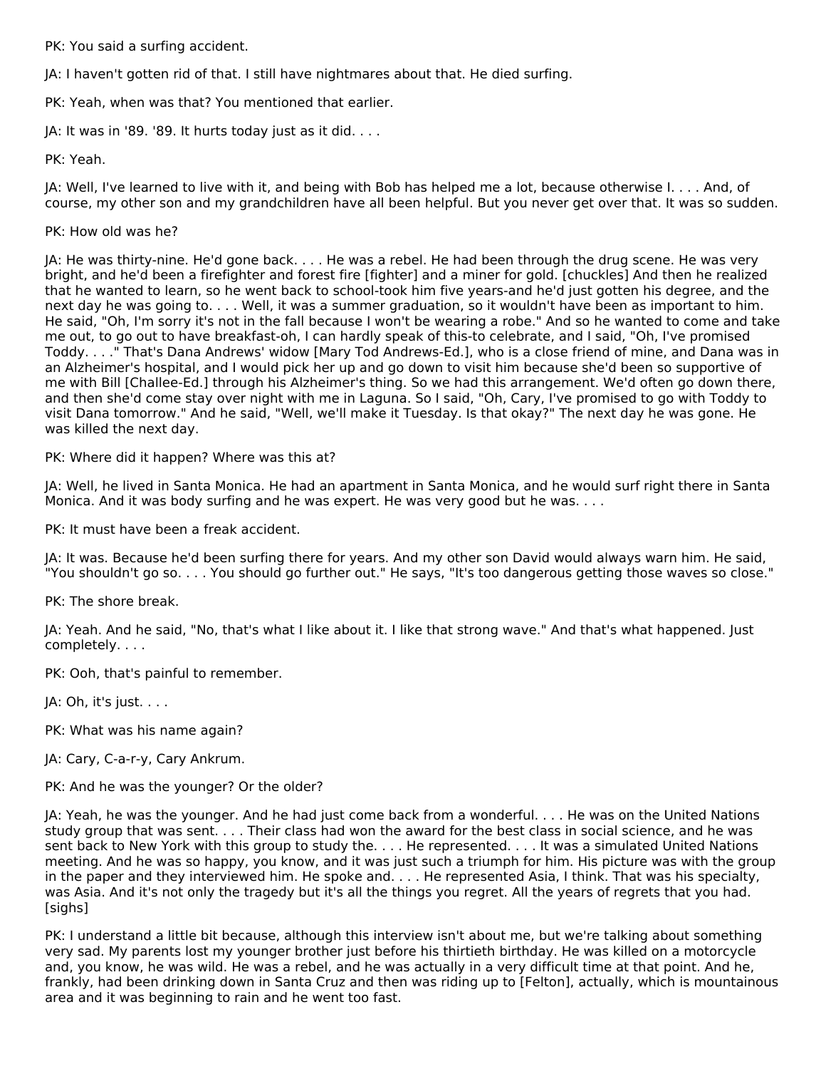PK: You said a surfing accident.

JA: I haven't gotten rid of that. I still have nightmares about that. He died surfing.

PK: Yeah, when was that? You mentioned that earlier.

JA: It was in '89. '89. It hurts today just as it did. . . .

PK: Yeah.

JA: Well, I've learned to live with it, and being with Bob has helped me a lot, because otherwise I. . . . And, of course, my other son and my grandchildren have all been helpful. But you never get over that. It was so sudden.

PK: How old was he?

JA: He was thirty-nine. He'd gone back. . . . He was a rebel. He had been through the drug scene. He was very bright, and he'd been a firefighter and forest fire [fighter] and a miner for gold. [chuckles] And then he realized that he wanted to learn, so he went back to school-took him five years-and he'd just gotten his degree, and the next day he was going to. . . . Well, it was a summer graduation, so it wouldn't have been as important to him. He said, "Oh, I'm sorry it's not in the fall because I won't be wearing a robe." And so he wanted to come and take me out, to go out to have breakfast-oh, I can hardly speak of this-to celebrate, and I said, "Oh, I've promised Toddy. . . ." That's Dana Andrews' widow [Mary Tod Andrews-Ed.], who is a close friend of mine, and Dana was in an Alzheimer's hospital, and I would pick her up and go down to visit him because she'd been so supportive of me with Bill [Challee-Ed.] through his Alzheimer's thing. So we had this arrangement. We'd often go down there, and then she'd come stay over night with me in Laguna. So I said, "Oh, Cary, I've promised to go with Toddy to visit Dana tomorrow." And he said, "Well, we'll make it Tuesday. Is that okay?" The next day he was gone. He was killed the next day.

PK: Where did it happen? Where was this at?

JA: Well, he lived in Santa Monica. He had an apartment in Santa Monica, and he would surf right there in Santa Monica. And it was body surfing and he was expert. He was very good but he was. . . .

PK: It must have been a freak accident.

JA: It was. Because he'd been surfing there for years. And my other son David would always warn him. He said, "You shouldn't go so. . . . You should go further out." He says, "It's too dangerous getting those waves so close."

PK: The shore break.

JA: Yeah. And he said, "No, that's what I like about it. I like that strong wave." And that's what happened. Just completely. . . .

PK: Ooh, that's painful to remember.

JA: Oh, it's just. . . .

PK: What was his name again?

JA: Cary, C-a-r-y, Cary Ankrum.

PK: And he was the younger? Or the older?

JA: Yeah, he was the younger. And he had just come back from a wonderful. . . . He was on the United Nations study group that was sent. . . . Their class had won the award for the best class in social science, and he was sent back to New York with this group to study the. . . . He represented. . . . It was a simulated United Nations meeting. And he was so happy, you know, and it was just such a triumph for him. His picture was with the group in the paper and they interviewed him. He spoke and. . . . He represented Asia, I think. That was his specialty, was Asia. And it's not only the tragedy but it's all the things you regret. All the years of regrets that you had. [sighs]

PK: I understand a little bit because, although this interview isn't about me, but we're talking about something very sad. My parents lost my younger brother just before his thirtieth birthday. He was killed on a motorcycle and, you know, he was wild. He was a rebel, and he was actually in a very difficult time at that point. And he, frankly, had been drinking down in Santa Cruz and then was riding up to [Felton], actually, which is mountainous area and it was beginning to rain and he went too fast.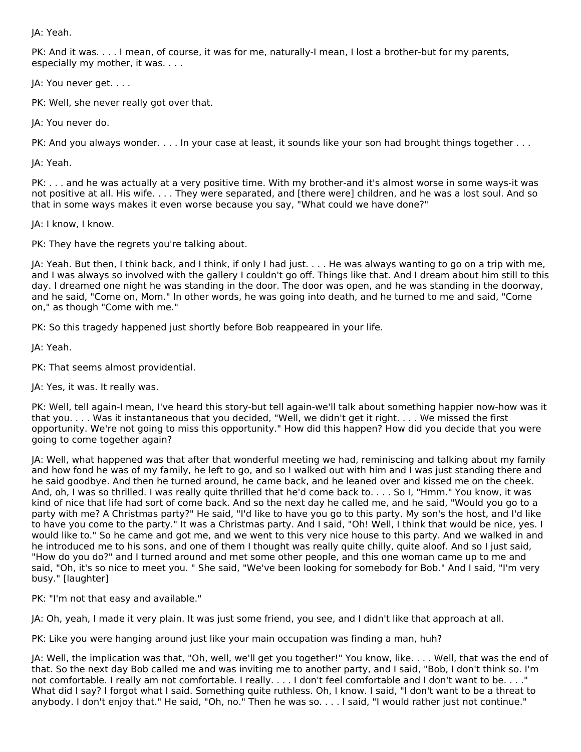JA: Yeah.

PK: And it was. . . . I mean, of course, it was for me, naturally-I mean, I lost a brother-but for my parents, especially my mother, it was. . . .

JA: You never get. . . .

PK: Well, she never really got over that.

JA: You never do.

PK: And you always wonder. . . . In your case at least, it sounds like your son had brought things together . . .

JA: Yeah.

PK: . . . and he was actually at a very positive time. With my brother-and it's almost worse in some ways-it was not positive at all. His wife. . . . They were separated, and [there were] children, and he was a lost soul. And so that in some ways makes it even worse because you say, "What could we have done?"

JA: I know, I know.

PK: They have the regrets you're talking about.

JA: Yeah. But then, I think back, and I think, if only I had just. . . . He was always wanting to go on a trip with me, and I was always so involved with the gallery I couldn't go off. Things like that. And I dream about him still to this day. I dreamed one night he was standing in the door. The door was open, and he was standing in the doorway, and he said, "Come on, Mom." In other words, he was going into death, and he turned to me and said, "Come on," as though "Come with me."

PK: So this tragedy happened just shortly before Bob reappeared in your life.

JA: Yeah.

PK: That seems almost providential.

JA: Yes, it was. It really was.

PK: Well, tell again-I mean, I've heard this story-but tell again-we'll talk about something happier now-how was it that you. . . . Was it instantaneous that you decided, "Well, we didn't get it right. . . . We missed the first opportunity. We're not going to miss this opportunity." How did this happen? How did you decide that you were going to come together again?

JA: Well, what happened was that after that wonderful meeting we had, reminiscing and talking about my family and how fond he was of my family, he left to go, and so I walked out with him and I was just standing there and he said goodbye. And then he turned around, he came back, and he leaned over and kissed me on the cheek. And, oh, I was so thrilled. I was really quite thrilled that he'd come back to. . . . So I, "Hmm." You know, it was kind of nice that life had sort of come back. And so the next day he called me, and he said, "Would you go to a party with me? A Christmas party?" He said, "I'd like to have you go to this party. My son's the host, and I'd like to have you come to the party." It was a Christmas party. And I said, "Oh! Well, I think that would be nice, yes. I would like to." So he came and got me, and we went to this very nice house to this party. And we walked in and he introduced me to his sons, and one of them I thought was really quite chilly, quite aloof. And so I just said, "How do you do?" and I turned around and met some other people, and this one woman came up to me and said, "Oh, it's so nice to meet you. " She said, "We've been looking for somebody for Bob." And I said, "I'm very busy." [laughter]

PK: "I'm not that easy and available."

JA: Oh, yeah, I made it very plain. It was just some friend, you see, and I didn't like that approach at all.

PK: Like you were hanging around just like your main occupation was finding a man, huh?

JA: Well, the implication was that, "Oh, well, we'll get you together!" You know, like. . . . Well, that was the end of that. So the next day Bob called me and was inviting me to another party, and I said, "Bob, I don't think so. I'm not comfortable. I really am not comfortable. I really. . . . I don't feel comfortable and I don't want to be. . . ." What did I say? I forgot what I said. Something quite ruthless. Oh, I know. I said, "I don't want to be a threat to anybody. I don't enjoy that." He said, "Oh, no." Then he was so. . . . I said, "I would rather just not continue."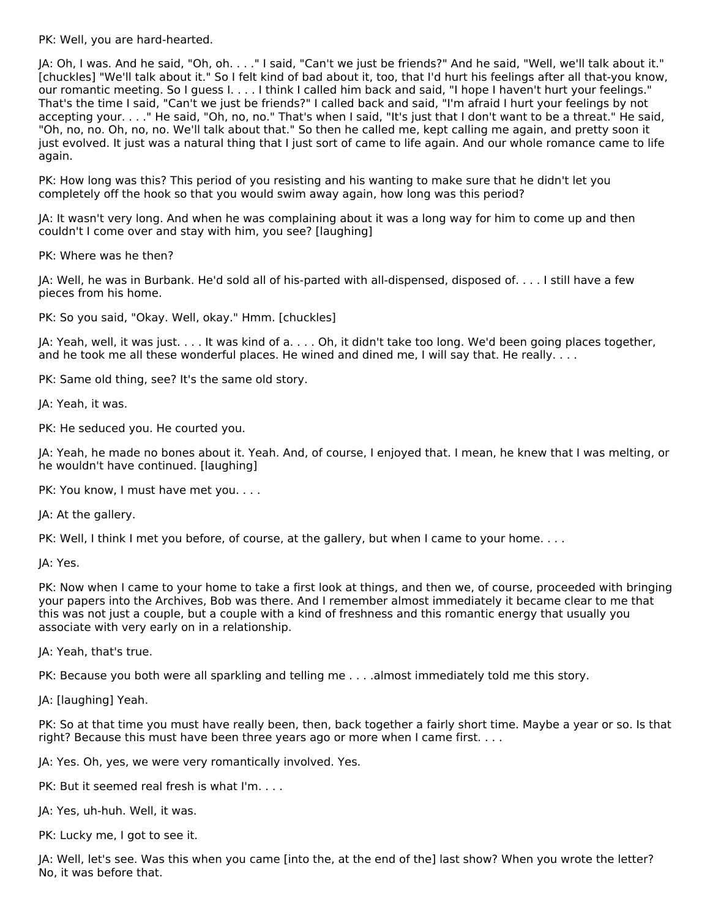PK: Well, you are hard-hearted.

JA: Oh, I was. And he said, "Oh, oh. . . ." I said, "Can't we just be friends?" And he said, "Well, we'll talk about it." [chuckles] "We'll talk about it." So I felt kind of bad about it, too, that I'd hurt his feelings after all that-you know, our romantic meeting. So I guess I. . . . I think I called him back and said, "I hope I haven't hurt your feelings." That's the time I said, "Can't we just be friends?" I called back and said, "I'm afraid I hurt your feelings by not accepting your. . . ." He said, "Oh, no, no." That's when I said, "It's just that I don't want to be a threat." He said, "Oh, no, no. Oh, no, no. We'll talk about that." So then he called me, kept calling me again, and pretty soon it just evolved. It just was a natural thing that I just sort of came to life again. And our whole romance came to life again.

PK: How long was this? This period of you resisting and his wanting to make sure that he didn't let you completely off the hook so that you would swim away again, how long was this period?

JA: It wasn't very long. And when he was complaining about it was a long way for him to come up and then couldn't I come over and stay with him, you see? [laughing]

PK: Where was he then?

JA: Well, he was in Burbank. He'd sold all of his-parted with all-dispensed, disposed of. . . . I still have a few pieces from his home.

PK: So you said, "Okay. Well, okay." Hmm. [chuckles]

JA: Yeah, well, it was just. . . . It was kind of a. . . . Oh, it didn't take too long. We'd been going places together, and he took me all these wonderful places. He wined and dined me, I will say that. He really. . . .

PK: Same old thing, see? It's the same old story.

JA: Yeah, it was.

PK: He seduced you. He courted you.

JA: Yeah, he made no bones about it. Yeah. And, of course, I enjoyed that. I mean, he knew that I was melting, or he wouldn't have continued. [laughing]

PK: You know, I must have met you. . . .

JA: At the gallery.

PK: Well, I think I met you before, of course, at the gallery, but when I came to your home. . . .

JA: Yes.

PK: Now when I came to your home to take a first look at things, and then we, of course, proceeded with bringing your papers into the Archives, Bob was there. And I remember almost immediately it became clear to me that this was not just a couple, but a couple with a kind of freshness and this romantic energy that usually you associate with very early on in a relationship.

JA: Yeah, that's true.

PK: Because you both were all sparkling and telling me . . . .almost immediately told me this story.

JA: [laughing] Yeah.

PK: So at that time you must have really been, then, back together a fairly short time. Maybe a year or so. Is that right? Because this must have been three years ago or more when I came first. . . .

JA: Yes. Oh, yes, we were very romantically involved. Yes.

PK: But it seemed real fresh is what I'm. . . .

JA: Yes, uh-huh. Well, it was.

PK: Lucky me, I got to see it.

JA: Well, let's see. Was this when you came [into the, at the end of the] last show? When you wrote the letter? No, it was before that.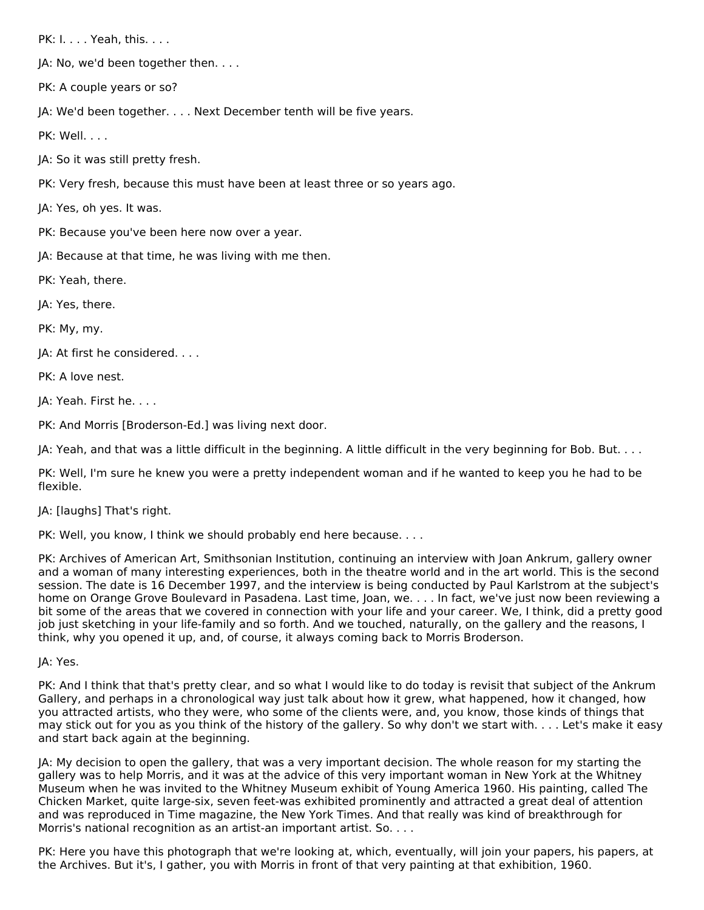PK: I. . . . Yeah, this. . . .

JA: No, we'd been together then. . . .

PK: A couple years or so?

JA: We'd been together. . . . Next December tenth will be five years.

PK: Well. . . .

JA: So it was still pretty fresh.

PK: Very fresh, because this must have been at least three or so years ago.

JA: Yes, oh yes. It was.

PK: Because you've been here now over a year.

JA: Because at that time, he was living with me then.

PK: Yeah, there.

JA: Yes, there.

PK: My, my.

JA: At first he considered. . . .

PK: A love nest.

JA: Yeah. First he. . . .

PK: And Morris [Broderson-Ed.] was living next door.

JA: Yeah, and that was a little difficult in the beginning. A little difficult in the very beginning for Bob. But. . . .

PK: Well, I'm sure he knew you were a pretty independent woman and if he wanted to keep you he had to be flexible.

JA: [laughs] That's right.

PK: Well, you know, I think we should probably end here because. . . .

PK: Archives of American Art, Smithsonian Institution, continuing an interview with Joan Ankrum, gallery owner and a woman of many interesting experiences, both in the theatre world and in the art world. This is the second session. The date is 16 December 1997, and the interview is being conducted by Paul Karlstrom at the subject's home on Orange Grove Boulevard in Pasadena. Last time, Joan, we. . . . In fact, we've just now been reviewing a bit some of the areas that we covered in connection with your life and your career. We, I think, did a pretty good job just sketching in your life-family and so forth. And we touched, naturally, on the gallery and the reasons, I think, why you opened it up, and, of course, it always coming back to Morris Broderson.

JA: Yes.

PK: And I think that that's pretty clear, and so what I would like to do today is revisit that subject of the Ankrum Gallery, and perhaps in a chronological way just talk about how it grew, what happened, how it changed, how you attracted artists, who they were, who some of the clients were, and, you know, those kinds of things that may stick out for you as you think of the history of the gallery. So why don't we start with. . . . Let's make it easy and start back again at the beginning.

JA: My decision to open the gallery, that was a very important decision. The whole reason for my starting the gallery was to help Morris, and it was at the advice of this very important woman in New York at the Whitney Museum when he was invited to the Whitney Museum exhibit of Young America 1960. His painting, called The Chicken Market, quite large-six, seven feet-was exhibited prominently and attracted a great deal of attention and was reproduced in Time magazine, the New York Times. And that really was kind of breakthrough for Morris's national recognition as an artist-an important artist. So. . . .

PK: Here you have this photograph that we're looking at, which, eventually, will join your papers, his papers, at the Archives. But it's, I gather, you with Morris in front of that very painting at that exhibition, 1960.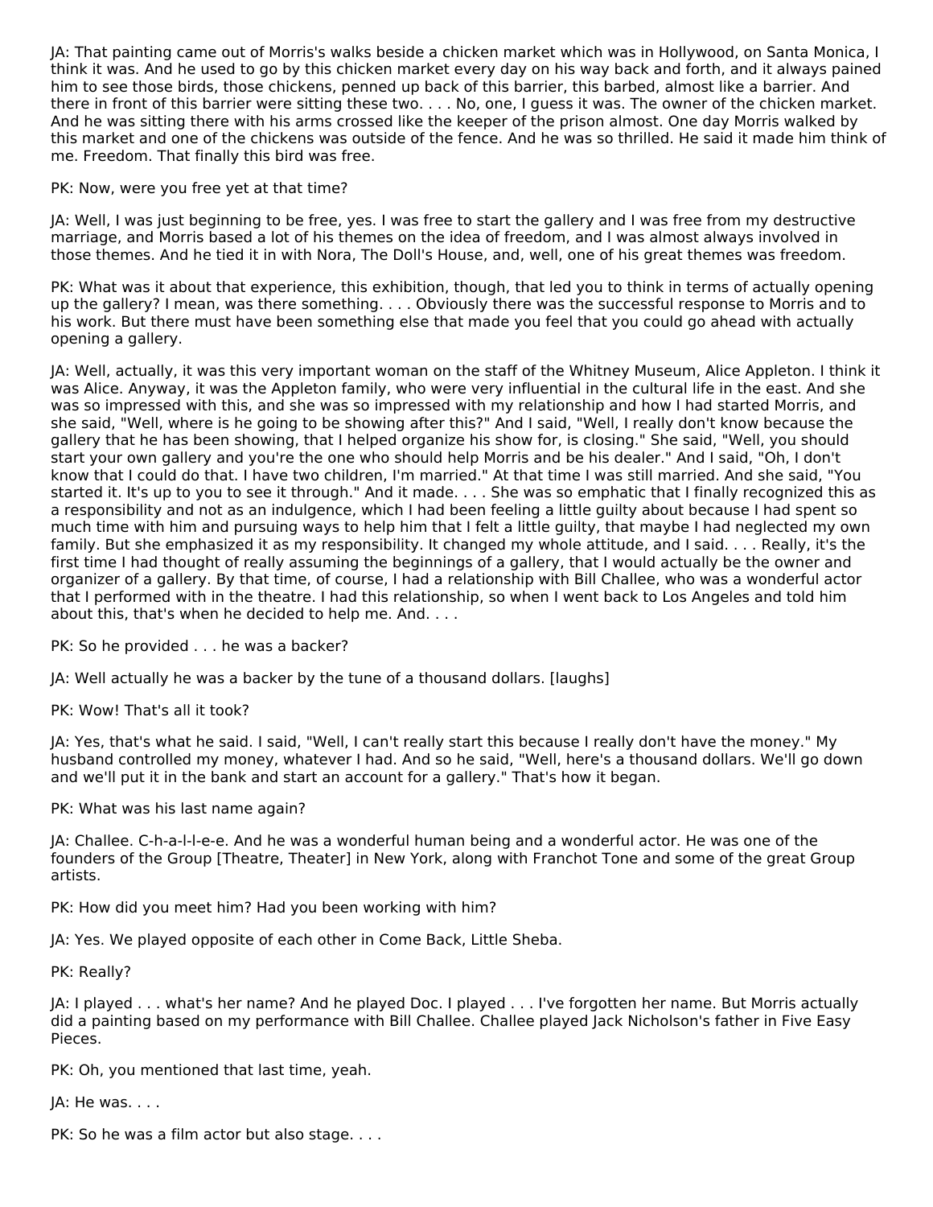JA: That painting came out of Morris's walks beside a chicken market which was in Hollywood, on Santa Monica, I think it was. And he used to go by this chicken market every day on his way back and forth, and it always pained him to see those birds, those chickens, penned up back of this barrier, this barbed, almost like a barrier. And there in front of this barrier were sitting these two. . . . No, one, I guess it was. The owner of the chicken market. And he was sitting there with his arms crossed like the keeper of the prison almost. One day Morris walked by this market and one of the chickens was outside of the fence. And he was so thrilled. He said it made him think of me. Freedom. That finally this bird was free.

PK: Now, were you free yet at that time?

JA: Well, I was just beginning to be free, yes. I was free to start the gallery and I was free from my destructive marriage, and Morris based a lot of his themes on the idea of freedom, and I was almost always involved in those themes. And he tied it in with Nora, The Doll's House, and, well, one of his great themes was freedom.

PK: What was it about that experience, this exhibition, though, that led you to think in terms of actually opening up the gallery? I mean, was there something. . . . Obviously there was the successful response to Morris and to his work. But there must have been something else that made you feel that you could go ahead with actually opening a gallery.

JA: Well, actually, it was this very important woman on the staff of the Whitney Museum, Alice Appleton. I think it was Alice. Anyway, it was the Appleton family, who were very influential in the cultural life in the east. And she was so impressed with this, and she was so impressed with my relationship and how I had started Morris, and she said, "Well, where is he going to be showing after this?" And I said, "Well, I really don't know because the gallery that he has been showing, that I helped organize his show for, is closing." She said, "Well, you should start your own gallery and you're the one who should help Morris and be his dealer." And I said, "Oh, I don't know that I could do that. I have two children, I'm married." At that time I was still married. And she said, "You started it. It's up to you to see it through." And it made. . . . She was so emphatic that I finally recognized this as a responsibility and not as an indulgence, which I had been feeling a little guilty about because I had spent so much time with him and pursuing ways to help him that I felt a little guilty, that maybe I had neglected my own family. But she emphasized it as my responsibility. It changed my whole attitude, and I said. . . . Really, it's the first time I had thought of really assuming the beginnings of a gallery, that I would actually be the owner and organizer of a gallery. By that time, of course, I had a relationship with Bill Challee, who was a wonderful actor that I performed with in the theatre. I had this relationship, so when I went back to Los Angeles and told him about this, that's when he decided to help me. And. . . .

PK: So he provided . . . he was a backer?

JA: Well actually he was a backer by the tune of a thousand dollars. [laughs]

PK: Wow! That's all it took?

JA: Yes, that's what he said. I said, "Well, I can't really start this because I really don't have the money." My husband controlled my money, whatever I had. And so he said, "Well, here's a thousand dollars. We'll go down and we'll put it in the bank and start an account for a gallery." That's how it began.

PK: What was his last name again?

JA: Challee. C-h-a-l-l-e-e. And he was a wonderful human being and a wonderful actor. He was one of the founders of the Group [Theatre, Theater] in New York, along with Franchot Tone and some of the great Group artists.

PK: How did you meet him? Had you been working with him?

JA: Yes. We played opposite of each other in Come Back, Little Sheba.

PK: Really?

JA: I played . . . what's her name? And he played Doc. I played . . . I've forgotten her name. But Morris actually did a painting based on my performance with Bill Challee. Challee played Jack Nicholson's father in Five Easy Pieces.

PK: Oh, you mentioned that last time, yeah.

JA: He was. . . .

PK: So he was a film actor but also stage. . . .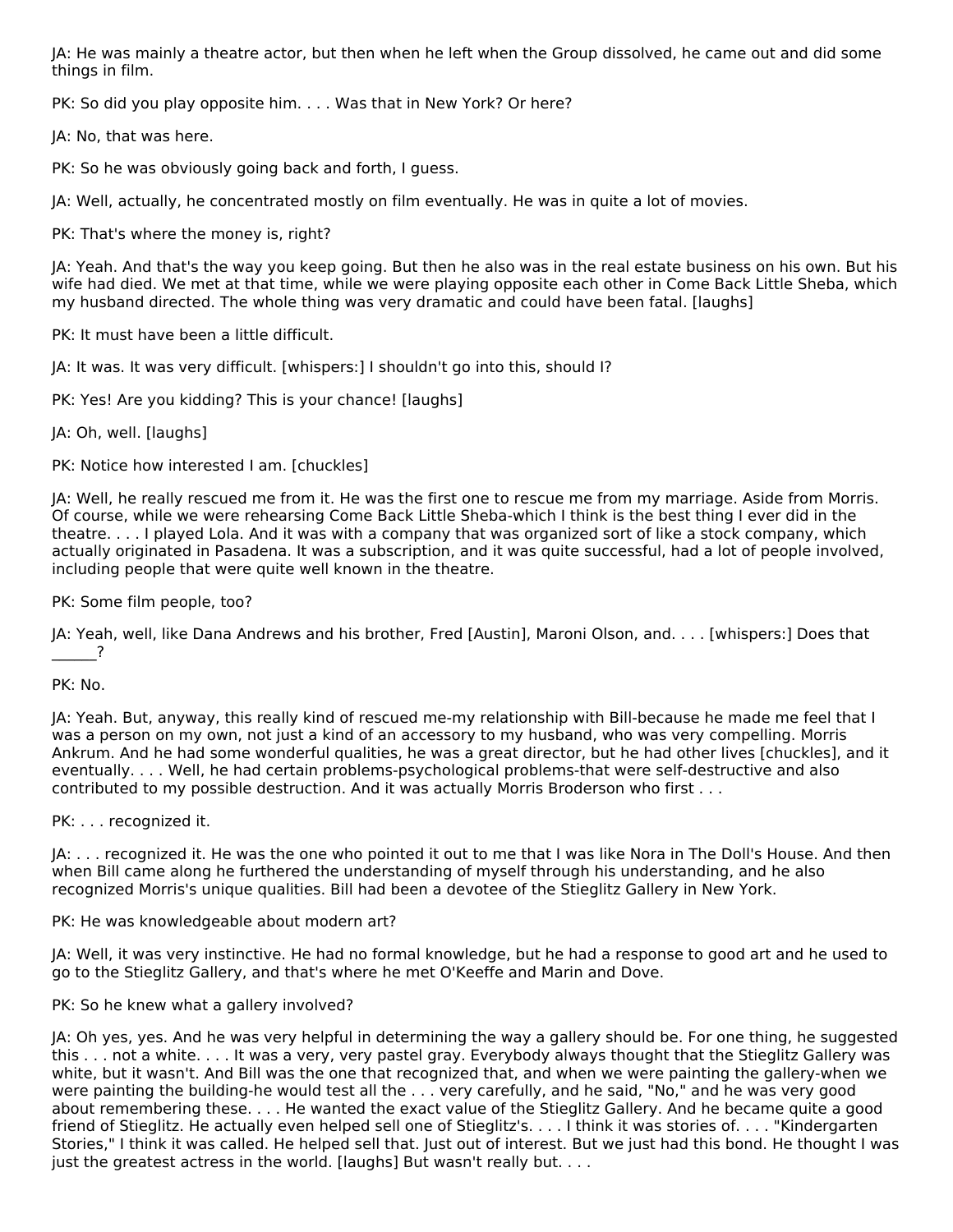JA: He was mainly a theatre actor, but then when he left when the Group dissolved, he came out and did some things in film.

PK: So did you play opposite him. . . . Was that in New York? Or here?

JA: No, that was here.

PK: So he was obviously going back and forth, I guess.

JA: Well, actually, he concentrated mostly on film eventually. He was in quite a lot of movies.

PK: That's where the money is, right?

JA: Yeah. And that's the way you keep going. But then he also was in the real estate business on his own. But his wife had died. We met at that time, while we were playing opposite each other in Come Back Little Sheba, which my husband directed. The whole thing was very dramatic and could have been fatal. [laughs]

PK: It must have been a little difficult.

JA: It was. It was very difficult. [whispers:] I shouldn't go into this, should I?

PK: Yes! Are you kidding? This is your chance! [laughs]

JA: Oh, well. [laughs]

PK: Notice how interested I am. [chuckles]

JA: Well, he really rescued me from it. He was the first one to rescue me from my marriage. Aside from Morris. Of course, while we were rehearsing Come Back Little Sheba-which I think is the best thing I ever did in the theatre. . . . I played Lola. And it was with a company that was organized sort of like a stock company, which actually originated in Pasadena. It was a subscription, and it was quite successful, had a lot of people involved, including people that were quite well known in the theatre.

PK: Some film people, too?

JA: Yeah, well, like Dana Andrews and his brother, Fred [Austin], Maroni Olson, and. . . . [whispers:] Does that ______?

PK: No.

JA: Yeah. But, anyway, this really kind of rescued me-my relationship with Bill-because he made me feel that I was a person on my own, not just a kind of an accessory to my husband, who was very compelling. Morris Ankrum. And he had some wonderful qualities, he was a great director, but he had other lives [chuckles], and it eventually. . . . Well, he had certain problems-psychological problems-that were self-destructive and also contributed to my possible destruction. And it was actually Morris Broderson who first . . .

PK: . . . recognized it.

JA: . . . recognized it. He was the one who pointed it out to me that I was like Nora in The Doll's House. And then when Bill came along he furthered the understanding of myself through his understanding, and he also recognized Morris's unique qualities. Bill had been a devotee of the Stieglitz Gallery in New York.

PK: He was knowledgeable about modern art?

JA: Well, it was very instinctive. He had no formal knowledge, but he had a response to good art and he used to go to the Stieglitz Gallery, and that's where he met O'Keeffe and Marin and Dove.

PK: So he knew what a gallery involved?

JA: Oh yes, yes. And he was very helpful in determining the way a gallery should be. For one thing, he suggested this . . . not a white. . . . It was a very, very pastel gray. Everybody always thought that the Stieglitz Gallery was white, but it wasn't. And Bill was the one that recognized that, and when we were painting the gallery-when we were painting the building-he would test all the . . . very carefully, and he said, "No," and he was very good about remembering these. . . . He wanted the exact value of the Stieglitz Gallery. And he became quite a good friend of Stieglitz. He actually even helped sell one of Stieglitz's. . . . I think it was stories of. . . . "Kindergarten Stories," I think it was called. He helped sell that. Just out of interest. But we just had this bond. He thought I was just the greatest actress in the world. [laughs] But wasn't really but. . . .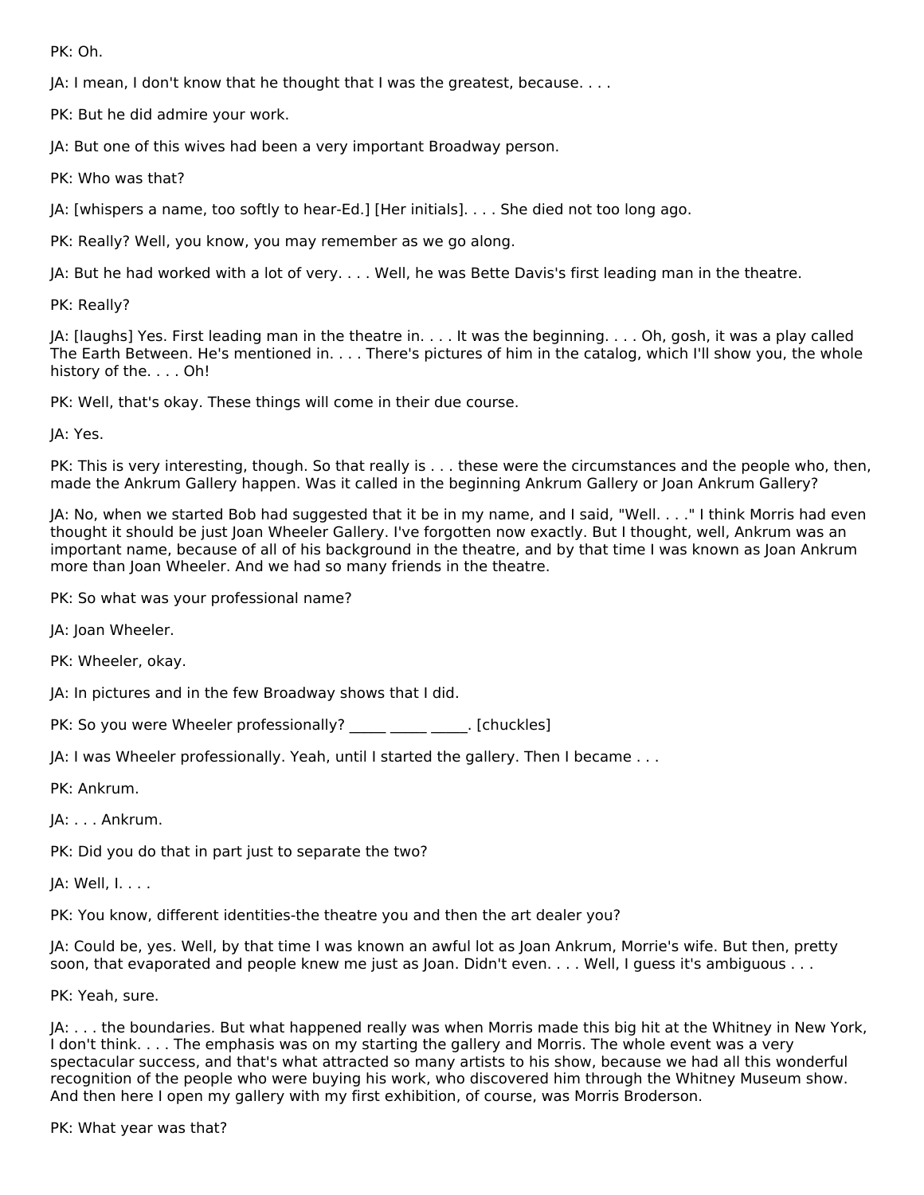PK: Oh.

JA: I mean, I don't know that he thought that I was the greatest, because. . . .

PK: But he did admire your work.

JA: But one of this wives had been a very important Broadway person.

PK: Who was that?

JA: [whispers a name, too softly to hear-Ed.] [Her initials]. . . . She died not too long ago.

PK: Really? Well, you know, you may remember as we go along.

JA: But he had worked with a lot of very. . . . Well, he was Bette Davis's first leading man in the theatre.

PK: Really?

JA: [laughs] Yes. First leading man in the theatre in. . . . It was the beginning. . . . Oh, gosh, it was a play called The Earth Between. He's mentioned in. . . . There's pictures of him in the catalog, which I'll show you, the whole history of the. . . . Oh!

PK: Well, that's okay. These things will come in their due course.

JA: Yes.

PK: This is very interesting, though. So that really is . . . these were the circumstances and the people who, then, made the Ankrum Gallery happen. Was it called in the beginning Ankrum Gallery or Joan Ankrum Gallery?

JA: No, when we started Bob had suggested that it be in my name, and I said, "Well. . . ." I think Morris had even thought it should be just Joan Wheeler Gallery. I've forgotten now exactly. But I thought, well, Ankrum was an important name, because of all of his background in the theatre, and by that time I was known as Joan Ankrum more than Joan Wheeler. And we had so many friends in the theatre.

PK: So what was your professional name?

JA: Joan Wheeler.

PK: Wheeler, okay.

JA: In pictures and in the few Broadway shows that I did.

PK: So you were Wheeler professionally? _____ _____ _____. [chuckles]

JA: I was Wheeler professionally. Yeah, until I started the gallery. Then I became . . .

PK: Ankrum.

JA: . . . Ankrum.

PK: Did you do that in part just to separate the two?

JA: Well, I. . . .

PK: You know, different identities-the theatre you and then the art dealer you?

JA: Could be, yes. Well, by that time I was known an awful lot as Joan Ankrum, Morrie's wife. But then, pretty soon, that evaporated and people knew me just as Joan. Didn't even. . . . Well, I guess it's ambiguous . . .

PK: Yeah, sure.

JA: . . . the boundaries. But what happened really was when Morris made this big hit at the Whitney in New York, I don't think. . . . The emphasis was on my starting the gallery and Morris. The whole event was a very spectacular success, and that's what attracted so many artists to his show, because we had all this wonderful recognition of the people who were buying his work, who discovered him through the Whitney Museum show. And then here I open my gallery with my first exhibition, of course, was Morris Broderson.

PK: What year was that?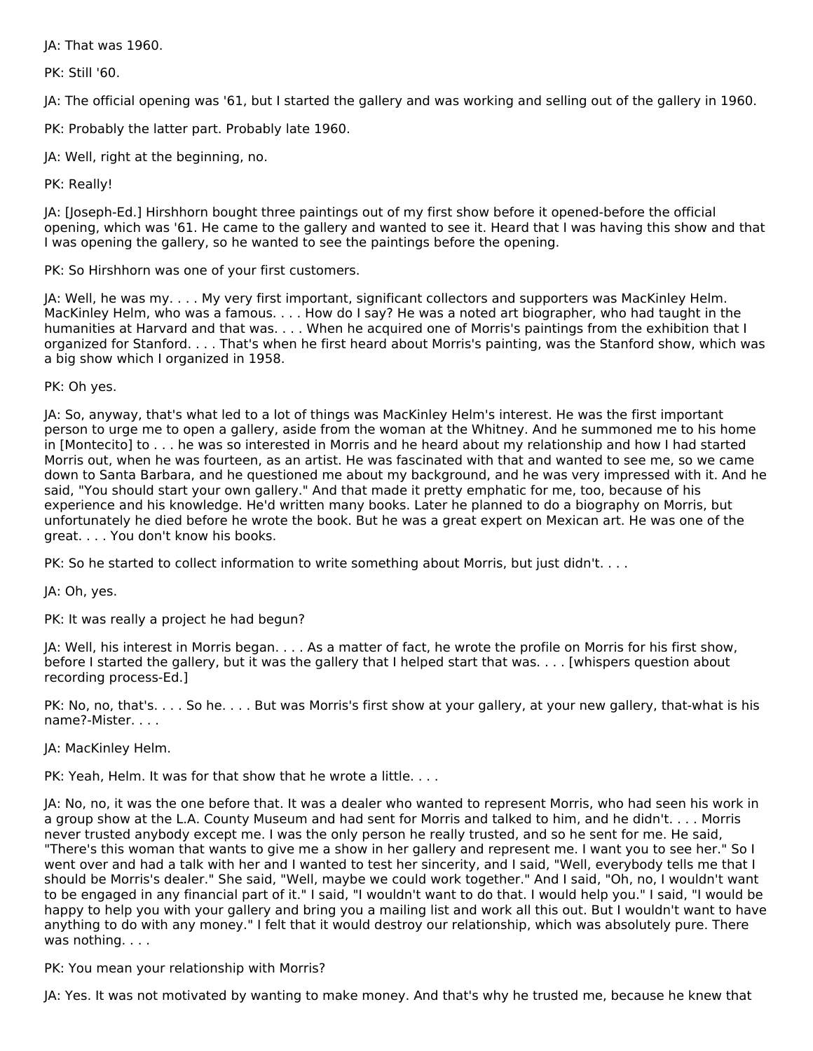JA: That was 1960.

PK: Still '60.

JA: The official opening was '61, but I started the gallery and was working and selling out of the gallery in 1960.

PK: Probably the latter part. Probably late 1960.

JA: Well, right at the beginning, no.

PK: Really!

JA: [Joseph-Ed.] Hirshhorn bought three paintings out of my first show before it opened-before the official opening, which was '61. He came to the gallery and wanted to see it. Heard that I was having this show and that I was opening the gallery, so he wanted to see the paintings before the opening.

PK: So Hirshhorn was one of your first customers.

JA: Well, he was my. . . . My very first important, significant collectors and supporters was MacKinley Helm. MacKinley Helm, who was a famous. . . . How do I say? He was a noted art biographer, who had taught in the humanities at Harvard and that was. . . . When he acquired one of Morris's paintings from the exhibition that I organized for Stanford. . . . That's when he first heard about Morris's painting, was the Stanford show, which was a big show which I organized in 1958.

PK: Oh yes.

JA: So, anyway, that's what led to a lot of things was MacKinley Helm's interest. He was the first important person to urge me to open a gallery, aside from the woman at the Whitney. And he summoned me to his home in [Montecito] to . . . he was so interested in Morris and he heard about my relationship and how I had started Morris out, when he was fourteen, as an artist. He was fascinated with that and wanted to see me, so we came down to Santa Barbara, and he questioned me about my background, and he was very impressed with it. And he said, "You should start your own gallery." And that made it pretty emphatic for me, too, because of his experience and his knowledge. He'd written many books. Later he planned to do a biography on Morris, but unfortunately he died before he wrote the book. But he was a great expert on Mexican art. He was one of the great. . . . You don't know his books.

PK: So he started to collect information to write something about Morris, but just didn't. . . .

JA: Oh, yes.

PK: It was really a project he had begun?

JA: Well, his interest in Morris began. . . . As a matter of fact, he wrote the profile on Morris for his first show, before I started the gallery, but it was the gallery that I helped start that was. . . . [whispers question about recording process-Ed.]

PK: No, no, that's. . . . So he. . . . But was Morris's first show at your gallery, at your new gallery, that-what is his name?-Mister. . . .

JA: MacKinley Helm.

PK: Yeah, Helm. It was for that show that he wrote a little. . . .

JA: No, no, it was the one before that. It was a dealer who wanted to represent Morris, who had seen his work in a group show at the L.A. County Museum and had sent for Morris and talked to him, and he didn't. . . . Morris never trusted anybody except me. I was the only person he really trusted, and so he sent for me. He said, "There's this woman that wants to give me a show in her gallery and represent me. I want you to see her." So I went over and had a talk with her and I wanted to test her sincerity, and I said, "Well, everybody tells me that I should be Morris's dealer." She said, "Well, maybe we could work together." And I said, "Oh, no, I wouldn't want to be engaged in any financial part of it." I said, "I wouldn't want to do that. I would help you." I said, "I would be happy to help you with your gallery and bring you a mailing list and work all this out. But I wouldn't want to have anything to do with any money." I felt that it would destroy our relationship, which was absolutely pure. There was nothing. . . .

PK: You mean your relationship with Morris?

JA: Yes. It was not motivated by wanting to make money. And that's why he trusted me, because he knew that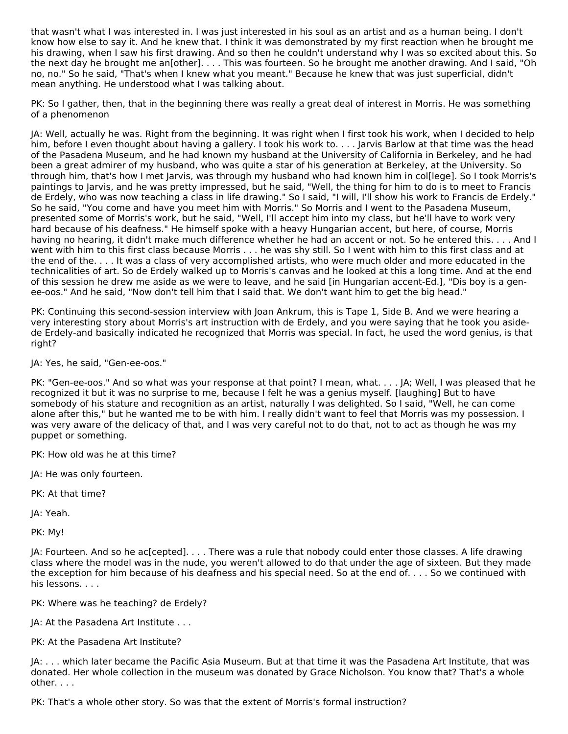that wasn't what I was interested in. I was just interested in his soul as an artist and as a human being. I don't know how else to say it. And he knew that. I think it was demonstrated by my first reaction when he brought me his drawing, when I saw his first drawing. And so then he couldn't understand why I was so excited about this. So the next day he brought me an[other]. . . . This was fourteen. So he brought me another drawing. And I said, "Oh no, no." So he said, "That's when I knew what you meant." Because he knew that was just superficial, didn't mean anything. He understood what I was talking about.

PK: So I gather, then, that in the beginning there was really a great deal of interest in Morris. He was something of a phenomenon

JA: Well, actually he was. Right from the beginning. It was right when I first took his work, when I decided to help him, before I even thought about having a gallery. I took his work to. . . . Jarvis Barlow at that time was the head of the Pasadena Museum, and he had known my husband at the University of California in Berkeley, and he had been a great admirer of my husband, who was quite a star of his generation at Berkeley, at the University. So through him, that's how I met Jarvis, was through my husband who had known him in col[lege]. So I took Morris's paintings to Jarvis, and he was pretty impressed, but he said, "Well, the thing for him to do is to meet to Francis de Erdely, who was now teaching a class in life drawing." So I said, "I will, I'll show his work to Francis de Erdely." So he said, "You come and have you meet him with Morris." So Morris and I went to the Pasadena Museum, presented some of Morris's work, but he said, "Well, I'll accept him into my class, but he'll have to work very hard because of his deafness." He himself spoke with a heavy Hungarian accent, but here, of course, Morris having no hearing, it didn't make much difference whether he had an accent or not. So he entered this. . . . And I went with him to this first class because Morris . . . he was shy still. So I went with him to this first class and at the end of the. . . . It was a class of very accomplished artists, who were much older and more educated in the technicalities of art. So de Erdely walked up to Morris's canvas and he looked at this a long time. And at the end of this session he drew me aside as we were to leave, and he said [in Hungarian accent-Ed.], "Dis boy is a gen-ee-oos." And he said, "Now don't tell him that I said that. We don't want him to get the big head."

PK: Continuing this second-session interview with Joan Ankrum, this is Tape 1, Side B. And we were hearing a very interesting story about Morris's art instruction with de Erdely, and you were saying that he took you aside-de Erdely-and basically indicated he recognized that Morris was special. In fact, he used the word genius, is that right?

JA: Yes, he said, "Gen-ee-oos."

PK: "Gen-ee-oos." And so what was your response at that point? I mean, what. . . . JA; Well, I was pleased that he recognized it but it was no surprise to me, because I felt he was a genius myself. [laughing] But to have somebody of his stature and recognition as an artist, naturally I was delighted. So I said, "Well, he can come alone after this," but he wanted me to be with him. I really didn't want to feel that Morris was my possession. I was very aware of the delicacy of that, and I was very careful not to do that, not to act as though he was my puppet or something.

PK: How old was he at this time?

JA: He was only fourteen.

PK: At that time?

JA: Yeah.

PK: My!

JA: Fourteen. And so he ac[cepted]. . . . There was a rule that nobody could enter those classes. A life drawing class where the model was in the nude, you weren't allowed to do that under the age of sixteen. But they made the exception for him because of his deafness and his special need. So at the end of. . . . So we continued with his lessons. . . .

PK: Where was he teaching? de Erdely?

JA: At the Pasadena Art Institute . . .

PK: At the Pasadena Art Institute?

JA: . . . which later became the Pacific Asia Museum. But at that time it was the Pasadena Art Institute, that was donated. Her whole collection in the museum was donated by Grace Nicholson. You know that? That's a whole other. . . .

PK: That's a whole other story. So was that the extent of Morris's formal instruction?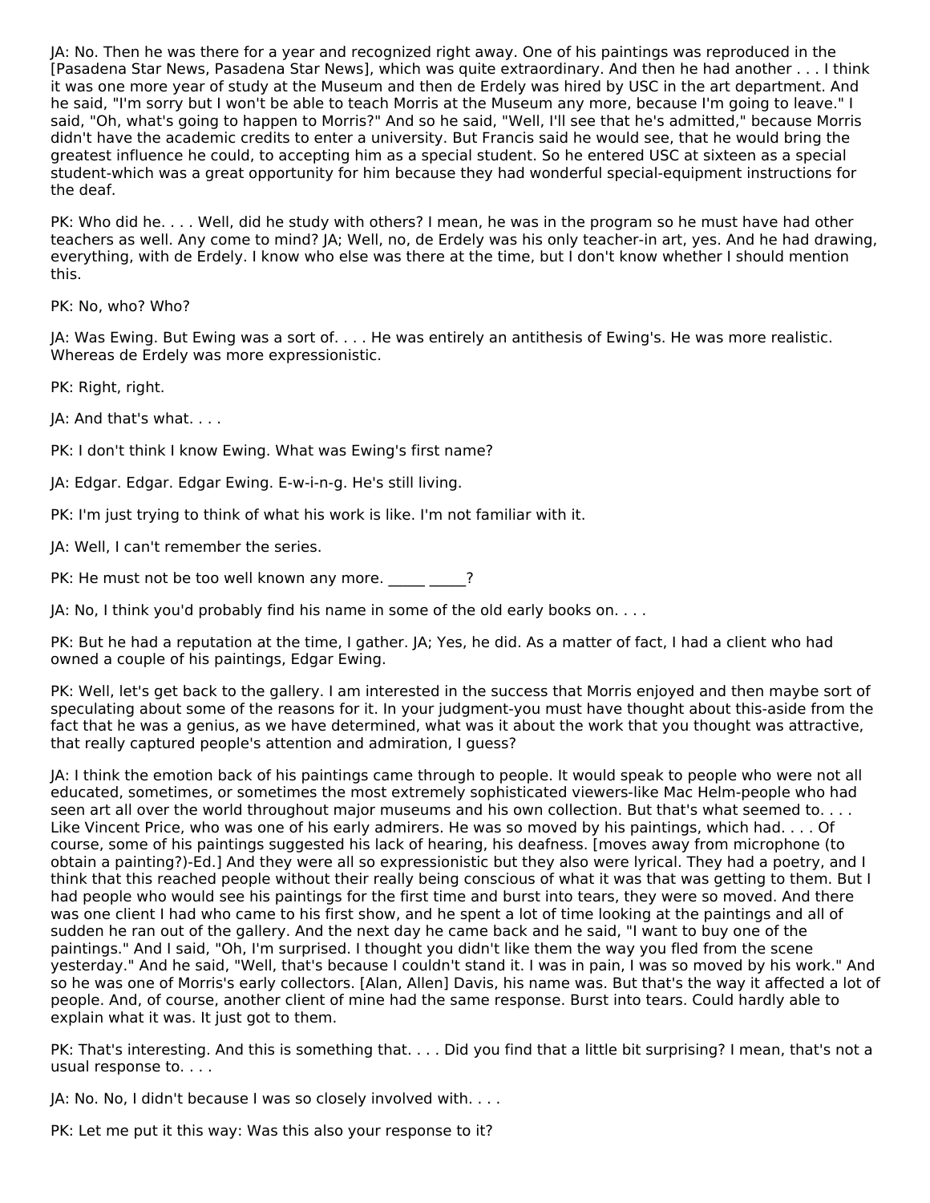JA: No. Then he was there for a year and recognized right away. One of his paintings was reproduced in the [Pasadena Star News, Pasadena Star News], which was quite extraordinary. And then he had another . . . I think it was one more year of study at the Museum and then de Erdely was hired by USC in the art department. And he said, "I'm sorry but I won't be able to teach Morris at the Museum any more, because I'm going to leave." I said, "Oh, what's going to happen to Morris?" And so he said, "Well, I'll see that he's admitted," because Morris didn't have the academic credits to enter a university. But Francis said he would see, that he would bring the greatest influence he could, to accepting him as a special student. So he entered USC at sixteen as a special student-which was a great opportunity for him because they had wonderful special-equipment instructions for the deaf.

PK: Who did he. . . . Well, did he study with others? I mean, he was in the program so he must have had other teachers as well. Any come to mind? JA; Well, no, de Erdely was his only teacher-in art, yes. And he had drawing, everything, with de Erdely. I know who else was there at the time, but I don't know whether I should mention this.

PK: No, who? Who?

JA: Was Ewing. But Ewing was a sort of. . . . He was entirely an antithesis of Ewing's. He was more realistic. Whereas de Erdely was more expressionistic.

PK: Right, right.

JA: And that's what. . . .

PK: I don't think I know Ewing. What was Ewing's first name?

JA: Edgar. Edgar. Edgar Ewing. E-w-i-n-g. He's still living.

PK: I'm just trying to think of what his work is like. I'm not familiar with it.

JA: Well, I can't remember the series.

PK: He must not be too well known any more. _____ _____?

JA: No, I think you'd probably find his name in some of the old early books on. . . .

PK: But he had a reputation at the time, I gather. JA; Yes, he did. As a matter of fact, I had a client who had owned a couple of his paintings, Edgar Ewing.

PK: Well, let's get back to the gallery. I am interested in the success that Morris enjoyed and then maybe sort of speculating about some of the reasons for it. In your judgment-you must have thought about this-aside from the fact that he was a genius, as we have determined, what was it about the work that you thought was attractive, that really captured people's attention and admiration, I guess?

JA: I think the emotion back of his paintings came through to people. It would speak to people who were not all educated, sometimes, or sometimes the most extremely sophisticated viewers-like Mac Helm-people who had seen art all over the world throughout major museums and his own collection. But that's what seemed to. . . . Like Vincent Price, who was one of his early admirers. He was so moved by his paintings, which had. . . . Of course, some of his paintings suggested his lack of hearing, his deafness. [moves away from microphone (to obtain a painting?)-Ed.] And they were all so expressionistic but they also were lyrical. They had a poetry, and I think that this reached people without their really being conscious of what it was that was getting to them. But I had people who would see his paintings for the first time and burst into tears, they were so moved. And there was one client I had who came to his first show, and he spent a lot of time looking at the paintings and all of sudden he ran out of the gallery. And the next day he came back and he said, "I want to buy one of the paintings." And I said, "Oh, I'm surprised. I thought you didn't like them the way you fled from the scene yesterday." And he said, "Well, that's because I couldn't stand it. I was in pain, I was so moved by his work." And so he was one of Morris's early collectors. [Alan, Allen] Davis, his name was. But that's the way it affected a lot of people. And, of course, another client of mine had the same response. Burst into tears. Could hardly able to explain what it was. It just got to them.

PK: That's interesting. And this is something that. . . . Did you find that a little bit surprising? I mean, that's not a usual response to. . . .

JA: No. No, I didn't because I was so closely involved with. . . .

PK: Let me put it this way: Was this also your response to it?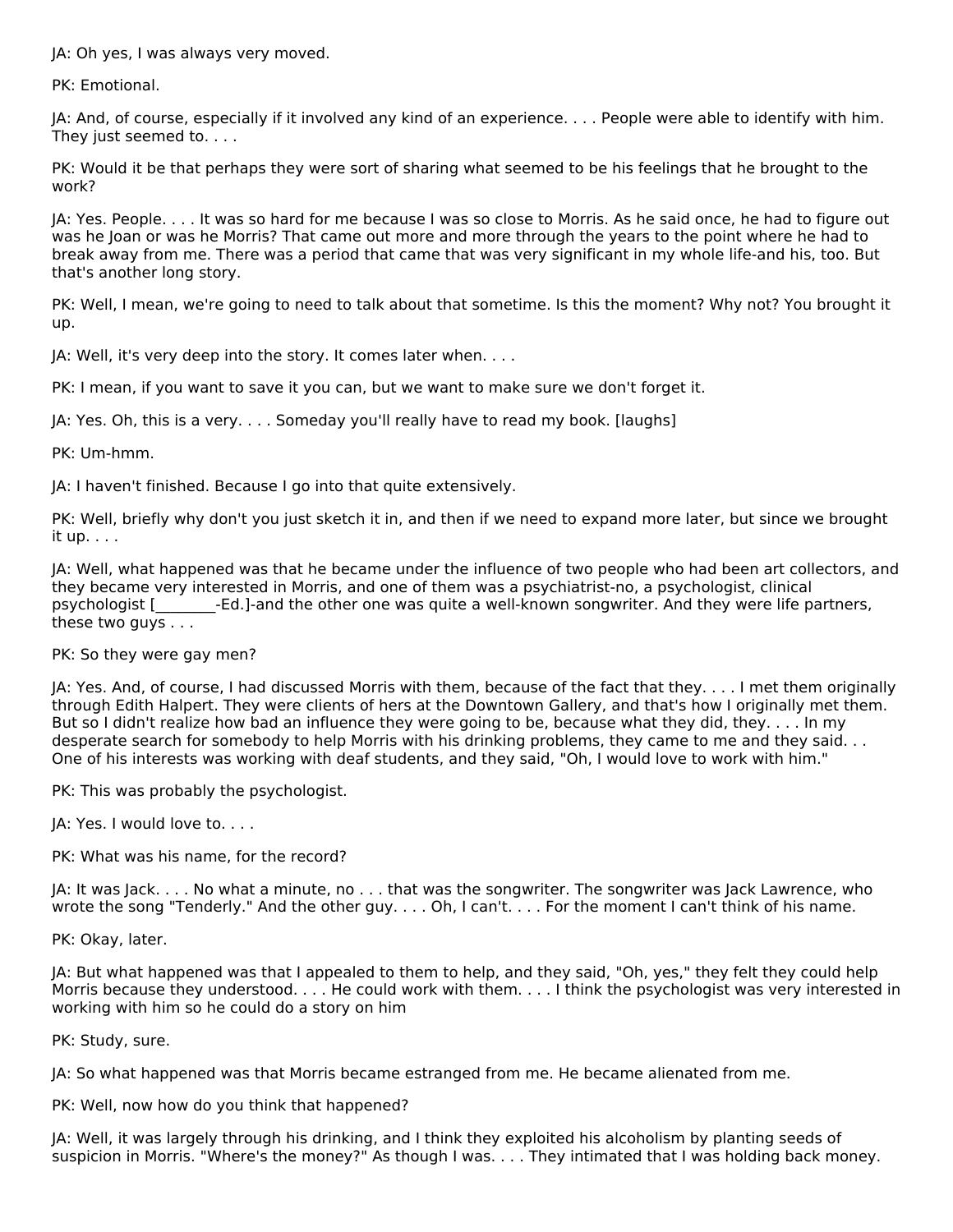JA: Oh yes, I was always very moved.

PK: Emotional.

JA: And, of course, especially if it involved any kind of an experience. . . . People were able to identify with him. They just seemed to. . . .

PK: Would it be that perhaps they were sort of sharing what seemed to be his feelings that he brought to the work?

JA: Yes. People. . . . It was so hard for me because I was so close to Morris. As he said once, he had to figure out was he Joan or was he Morris? That came out more and more through the years to the point where he had to break away from me. There was a period that came that was very significant in my whole life-and his, too. But that's another long story.

PK: Well, I mean, we're going to need to talk about that sometime. Is this the moment? Why not? You brought it up.

JA: Well, it's very deep into the story. It comes later when. . . .

PK: I mean, if you want to save it you can, but we want to make sure we don't forget it.

JA: Yes. Oh, this is a very. . . . Someday you'll really have to read my book. [laughs]

PK: Um-hmm.

JA: I haven't finished. Because I go into that quite extensively.

PK: Well, briefly why don't you just sketch it in, and then if we need to expand more later, but since we brought it up. . . .

JA: Well, what happened was that he became under the influence of two people who had been art collectors, and they became very interested in Morris, and one of them was a psychiatrist-no, a psychologist, clinical psychologist [________-Ed.]-and the other one was quite a well-known songwriter. And they were life partners, these two guys . . .

PK: So they were gay men?

JA: Yes. And, of course, I had discussed Morris with them, because of the fact that they. . . . I met them originally through Edith Halpert. They were clients of hers at the Downtown Gallery, and that's how I originally met them. But so I didn't realize how bad an influence they were going to be, because what they did, they. . . . In my desperate search for somebody to help Morris with his drinking problems, they came to me and they said. . . One of his interests was working with deaf students, and they said, "Oh, I would love to work with him."

PK: This was probably the psychologist.

JA: Yes. I would love to. . . .

PK: What was his name, for the record?

JA: It was Jack. . . . No what a minute, no . . . that was the songwriter. The songwriter was Jack Lawrence, who wrote the song "Tenderly." And the other guy. . . . Oh, I can't. . . . For the moment I can't think of his name.

PK: Okay, later.

JA: But what happened was that I appealed to them to help, and they said, "Oh, yes," they felt they could help Morris because they understood. . . . He could work with them. . . . I think the psychologist was very interested in working with him so he could do a story on him

PK: Study, sure.

JA: So what happened was that Morris became estranged from me. He became alienated from me.

PK: Well, now how do you think that happened?

JA: Well, it was largely through his drinking, and I think they exploited his alcoholism by planting seeds of suspicion in Morris. "Where's the money?" As though I was. . . . They intimated that I was holding back money.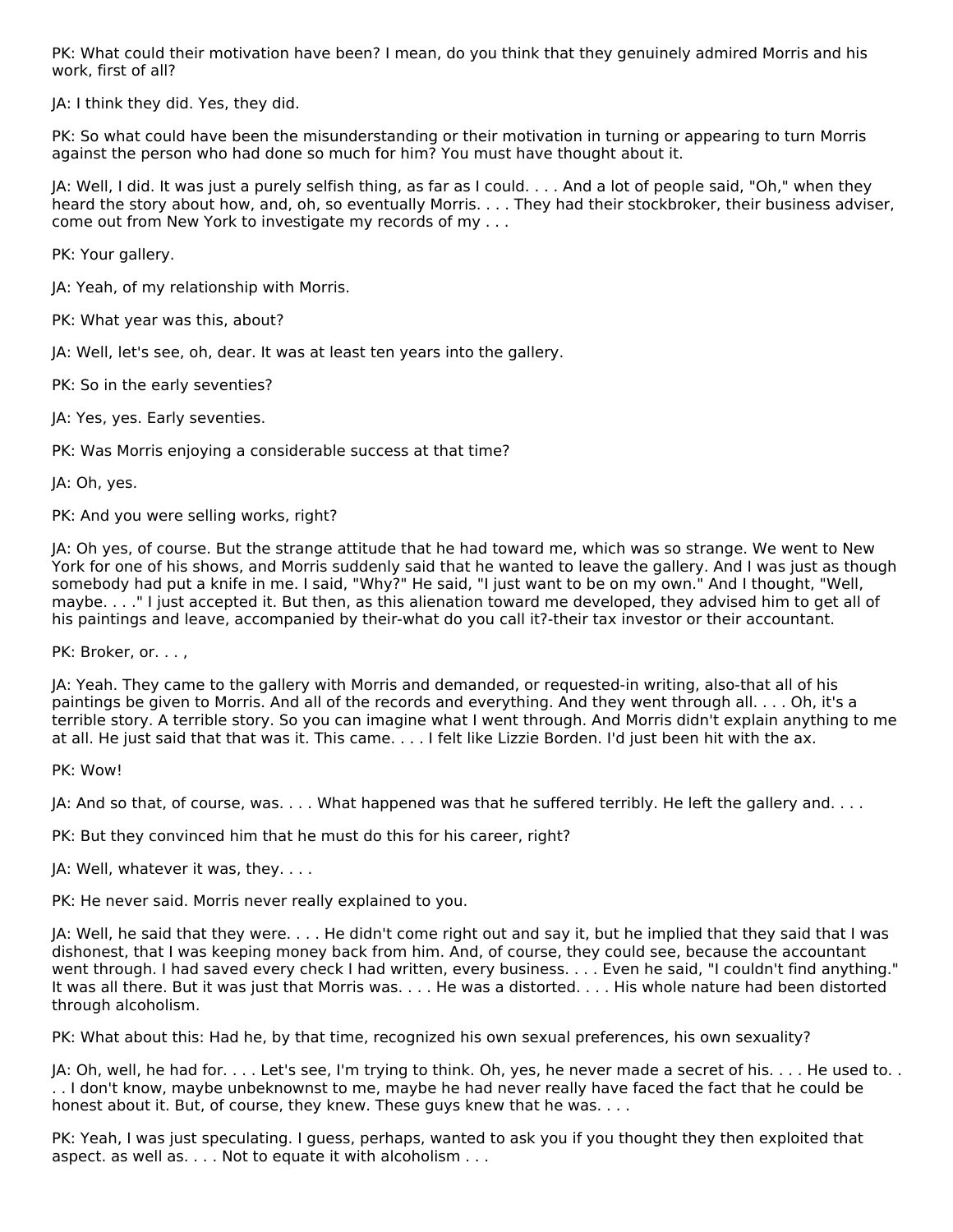PK: What could their motivation have been? I mean, do you think that they genuinely admired Morris and his work, first of all?

JA: I think they did. Yes, they did.

PK: So what could have been the misunderstanding or their motivation in turning or appearing to turn Morris against the person who had done so much for him? You must have thought about it.

JA: Well, I did. It was just a purely selfish thing, as far as I could. . . . And a lot of people said, "Oh," when they heard the story about how, and, oh, so eventually Morris. . . . They had their stockbroker, their business adviser, come out from New York to investigate my records of my . . .

PK: Your gallery.

JA: Yeah, of my relationship with Morris.

PK: What year was this, about?

JA: Well, let's see, oh, dear. It was at least ten years into the gallery.

PK: So in the early seventies?

JA: Yes, yes. Early seventies.

PK: Was Morris enjoying a considerable success at that time?

JA: Oh, yes.

PK: And you were selling works, right?

JA: Oh yes, of course. But the strange attitude that he had toward me, which was so strange. We went to New York for one of his shows, and Morris suddenly said that he wanted to leave the gallery. And I was just as though somebody had put a knife in me. I said, "Why?" He said, "I just want to be on my own." And I thought, "Well, maybe. . . ." I just accepted it. But then, as this alienation toward me developed, they advised him to get all of his paintings and leave, accompanied by their-what do you call it?-their tax investor or their accountant.

PK: Broker, or. . . ,

JA: Yeah. They came to the gallery with Morris and demanded, or requested-in writing, also-that all of his paintings be given to Morris. And all of the records and everything. And they went through all. . . . Oh, it's a terrible story. A terrible story. So you can imagine what I went through. And Morris didn't explain anything to me at all. He just said that that was it. This came. . . . I felt like Lizzie Borden. I'd just been hit with the ax.

PK: Wow!

JA: And so that, of course, was. . . . What happened was that he suffered terribly. He left the gallery and. . . .

PK: But they convinced him that he must do this for his career, right?

JA: Well, whatever it was, they. . . .

PK: He never said. Morris never really explained to you.

JA: Well, he said that they were. . . . He didn't come right out and say it, but he implied that they said that I was dishonest, that I was keeping money back from him. And, of course, they could see, because the accountant went through. I had saved every check I had written, every business. . . . Even he said, "I couldn't find anything." It was all there. But it was just that Morris was. . . . He was a distorted. . . . His whole nature had been distorted through alcoholism.

PK: What about this: Had he, by that time, recognized his own sexual preferences, his own sexuality?

JA: Oh, well, he had for. . . . Let's see, I'm trying to think. Oh, yes, he never made a secret of his. . . . He used to. . . . I don't know, maybe unbeknownst to me, maybe he had never really have faced the fact that he could be honest about it. But, of course, they knew. These guys knew that he was. . . .

PK: Yeah, I was just speculating. I guess, perhaps, wanted to ask you if you thought they then exploited that aspect. as well as. . . . Not to equate it with alcoholism . . .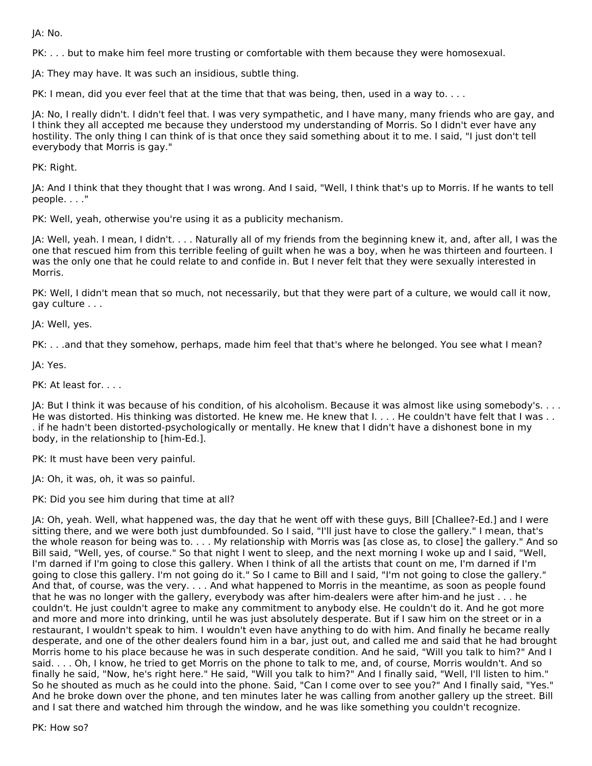JA: No.

PK: . . . but to make him feel more trusting or comfortable with them because they were homosexual.

JA: They may have. It was such an insidious, subtle thing.

PK: I mean, did you ever feel that at the time that that was being, then, used in a way to. . . .

JA: No, I really didn't. I didn't feel that. I was very sympathetic, and I have many, many friends who are gay, and I think they all accepted me because they understood my understanding of Morris. So I didn't ever have any hostility. The only thing I can think of is that once they said something about it to me. I said, "I just don't tell everybody that Morris is gay."

PK: Right.

JA: And I think that they thought that I was wrong. And I said, "Well, I think that's up to Morris. If he wants to tell people. . . ."

PK: Well, yeah, otherwise you're using it as a publicity mechanism.

JA: Well, yeah. I mean, I didn't. . . . Naturally all of my friends from the beginning knew it, and, after all, I was the one that rescued him from this terrible feeling of guilt when he was a boy, when he was thirteen and fourteen. I was the only one that he could relate to and confide in. But I never felt that they were sexually interested in Morris.

PK: Well, I didn't mean that so much, not necessarily, but that they were part of a culture, we would call it now, gay culture . . .

JA: Well, yes.

PK: . . .and that they somehow, perhaps, made him feel that that's where he belonged. You see what I mean?

JA: Yes.

PK: At least for. . . .

JA: But I think it was because of his condition, of his alcoholism. Because it was almost like using somebody's. . . . He was distorted. His thinking was distorted. He knew me. He knew that I. . . . He couldn't have felt that I was . . . if he hadn't been distorted-psychologically or mentally. He knew that I didn't have a dishonest bone in my body, in the relationship to [him-Ed.].

PK: It must have been very painful.

JA: Oh, it was, oh, it was so painful.

PK: Did you see him during that time at all?

JA: Oh, yeah. Well, what happened was, the day that he went off with these guys, Bill [Challee?-Ed.] and I were sitting there, and we were both just dumbfounded. So I said, "I'll just have to close the gallery." I mean, that's the whole reason for being was to. . . . My relationship with Morris was [as close as, to close] the gallery." And so Bill said, "Well, yes, of course." So that night I went to sleep, and the next morning I woke up and I said, "Well, I'm darned if I'm going to close this gallery. When I think of all the artists that count on me, I'm darned if I'm going to close this gallery. I'm not going do it." So I came to Bill and I said, "I'm not going to close the gallery." And that, of course, was the very. . . . And what happened to Morris in the meantime, as soon as people found that he was no longer with the gallery, everybody was after him-dealers were after him-and he just . . . he couldn't. He just couldn't agree to make any commitment to anybody else. He couldn't do it. And he got more and more and more into drinking, until he was just absolutely desperate. But if I saw him on the street or in a restaurant, I wouldn't speak to him. I wouldn't even have anything to do with him. And finally he became really desperate, and one of the other dealers found him in a bar, just out, and called me and said that he had brought Morris home to his place because he was in such desperate condition. And he said, "Will you talk to him?" And I said. . . . Oh, I know, he tried to get Morris on the phone to talk to me, and, of course, Morris wouldn't. And so finally he said, "Now, he's right here." He said, "Will you talk to him?" And I finally said, "Well, I'll listen to him." So he shouted as much as he could into the phone. Said, "Can I come over to see you?" And I finally said, "Yes." And he broke down over the phone, and ten minutes later he was calling from another gallery up the street. Bill and I sat there and watched him through the window, and he was like something you couldn't recognize.

PK: How so?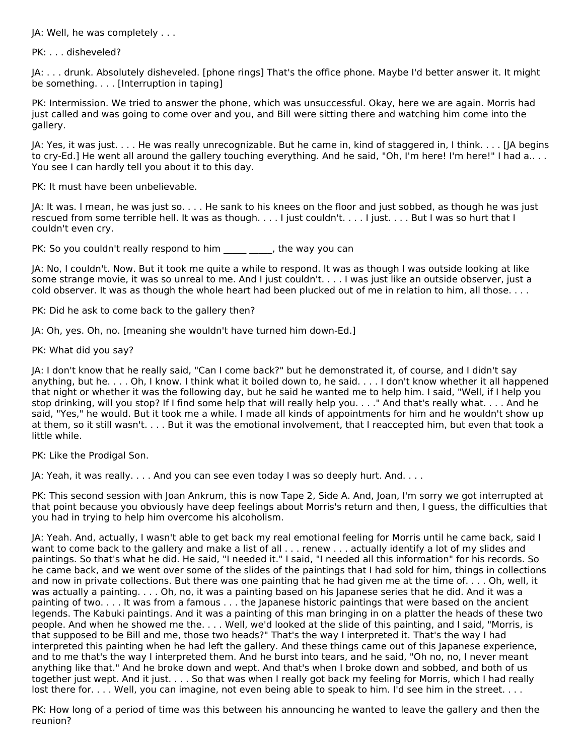JA: Well, he was completely . . .

PK: . . . disheveled?

JA: . . . drunk. Absolutely disheveled. [phone rings] That's the office phone. Maybe I'd better answer it. It might be something. . . . [Interruption in taping]

PK: Intermission. We tried to answer the phone, which was unsuccessful. Okay, here we are again. Morris had just called and was going to come over and you, and Bill were sitting there and watching him come into the gallery.

JA: Yes, it was just. . . . He was really unrecognizable. But he came in, kind of staggered in, I think. . . . [JA begins to cry-Ed.] He went all around the gallery touching everything. And he said, "Oh, I'm here! I'm here!" I had a.. . . You see I can hardly tell you about it to this day.

PK: It must have been unbelievable.

JA: It was. I mean, he was just so. . . . He sank to his knees on the floor and just sobbed, as though he was just rescued from some terrible hell. It was as though. . . . I just couldn't. . . . I just. . . . But I was so hurt that I couldn't even cry.

PK: So you couldn't really respond to him _____ _____, the way you can

JA: No, I couldn't. Now. But it took me quite a while to respond. It was as though I was outside looking at like some strange movie, it was so unreal to me. And I just couldn't. . . . I was just like an outside observer, just a cold observer. It was as though the whole heart had been plucked out of me in relation to him, all those. . . .

PK: Did he ask to come back to the gallery then?

JA: Oh, yes. Oh, no. [meaning she wouldn't have turned him down-Ed.]

PK: What did you say?

JA: I don't know that he really said, "Can I come back?" but he demonstrated it, of course, and I didn't say anything, but he. . . . Oh, I know. I think what it boiled down to, he said. . . . I don't know whether it all happened that night or whether it was the following day, but he said he wanted me to help him. I said, "Well, if I help you stop drinking, will you stop? If I find some help that will really help you. . . ." And that's really what. . . . And he said, "Yes," he would. But it took me a while. I made all kinds of appointments for him and he wouldn't show up at them, so it still wasn't. . . . But it was the emotional involvement, that I reaccepted him, but even that took a little while.

PK: Like the Prodigal Son.

JA: Yeah, it was really. . . . And you can see even today I was so deeply hurt. And. . . .

PK: This second session with Joan Ankrum, this is now Tape 2, Side A. And, Joan, I'm sorry we got interrupted at that point because you obviously have deep feelings about Morris's return and then, I guess, the difficulties that you had in trying to help him overcome his alcoholism.

JA: Yeah. And, actually, I wasn't able to get back my real emotional feeling for Morris until he came back, said I want to come back to the gallery and make a list of all . . . renew . . . actually identify a lot of my slides and paintings. So that's what he did. He said, "I needed it." I said, "I needed all this information" for his records. So he came back, and we went over some of the slides of the paintings that I had sold for him, things in collections and now in private collections. But there was one painting that he had given me at the time of. . . . Oh, well, it was actually a painting. . . . Oh, no, it was a painting based on his Japanese series that he did. And it was a painting of two. . . . It was from a famous . . . the Japanese historic paintings that were based on the ancient legends. The Kabuki paintings. And it was a painting of this man bringing in on a platter the heads of these two people. And when he showed me the. . . . Well, we'd looked at the slide of this painting, and I said, "Morris, is that supposed to be Bill and me, those two heads?" That's the way I interpreted it. That's the way I had interpreted this painting when he had left the gallery. And these things came out of this Japanese experience, and to me that's the way I interpreted them. And he burst into tears, and he said, "Oh no, no, I never meant anything like that." And he broke down and wept. And that's when I broke down and sobbed, and both of us together just wept. And it just. . . . So that was when I really got back my feeling for Morris, which I had really lost there for. . . . Well, you can imagine, not even being able to speak to him. I'd see him in the street. . . .

PK: How long of a period of time was this between his announcing he wanted to leave the gallery and then the reunion?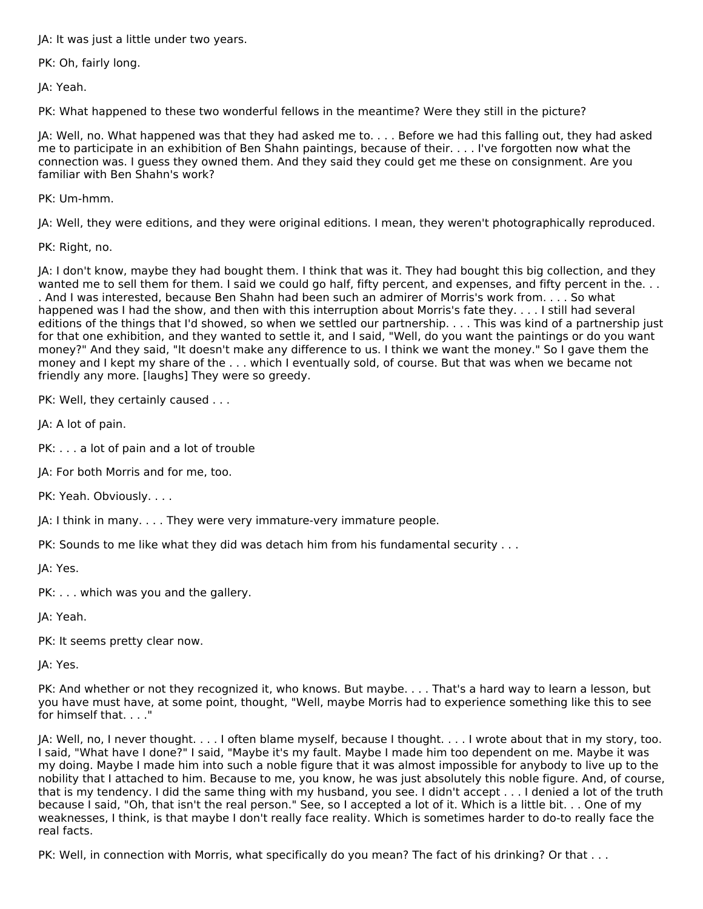JA: It was just a little under two years.

PK: Oh, fairly long.

JA: Yeah.

PK: What happened to these two wonderful fellows in the meantime? Were they still in the picture?

JA: Well, no. What happened was that they had asked me to. . . . Before we had this falling out, they had asked me to participate in an exhibition of Ben Shahn paintings, because of their. . . . I've forgotten now what the connection was. I guess they owned them. And they said they could get me these on consignment. Are you familiar with Ben Shahn's work?

PK: Um-hmm.

JA: Well, they were editions, and they were original editions. I mean, they weren't photographically reproduced.

PK: Right, no.

JA: I don't know, maybe they had bought them. I think that was it. They had bought this big collection, and they wanted me to sell them for them. I said we could go half, fifty percent, and expenses, and fifty percent in the. . . . And I was interested, because Ben Shahn had been such an admirer of Morris's work from. . . . So what happened was I had the show, and then with this interruption about Morris's fate they. . . . I still had several editions of the things that I'd showed, so when we settled our partnership. . . . This was kind of a partnership just for that one exhibition, and they wanted to settle it, and I said, "Well, do you want the paintings or do you want money?" And they said, "It doesn't make any difference to us. I think we want the money." So I gave them the money and I kept my share of the . . . which I eventually sold, of course. But that was when we became not friendly any more. [laughs] They were so greedy.

PK: Well, they certainly caused . . .

JA: A lot of pain.

PK: . . . a lot of pain and a lot of trouble

JA: For both Morris and for me, too.

PK: Yeah. Obviously. . . .

JA: I think in many. . . . They were very immature-very immature people.

PK: Sounds to me like what they did was detach him from his fundamental security . . .

JA: Yes.

PK: . . . which was you and the gallery.

JA: Yeah.

PK: It seems pretty clear now.

JA: Yes.

PK: And whether or not they recognized it, who knows. But maybe. . . . That's a hard way to learn a lesson, but you have must have, at some point, thought, "Well, maybe Morris had to experience something like this to see for himself that. . . ."

JA: Well, no, I never thought. . . . I often blame myself, because I thought. . . . I wrote about that in my story, too. I said, "What have I done?" I said, "Maybe it's my fault. Maybe I made him too dependent on me. Maybe it was my doing. Maybe I made him into such a noble figure that it was almost impossible for anybody to live up to the nobility that I attached to him. Because to me, you know, he was just absolutely this noble figure. And, of course, that is my tendency. I did the same thing with my husband, you see. I didn't accept . . . I denied a lot of the truth because I said, "Oh, that isn't the real person." See, so I accepted a lot of it. Which is a little bit. . . One of my weaknesses, I think, is that maybe I don't really face reality. Which is sometimes harder to do-to really face the real facts.

PK: Well, in connection with Morris, what specifically do you mean? The fact of his drinking? Or that . . .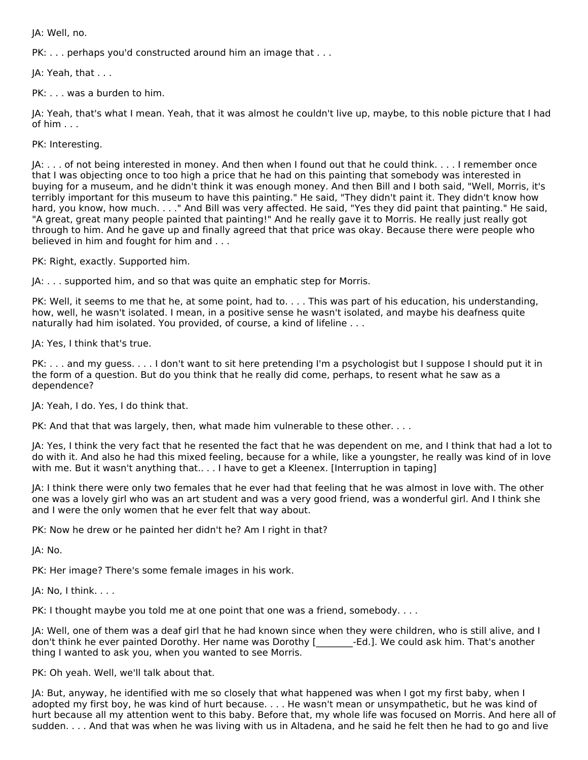JA: Well, no.

PK: . . . perhaps you'd constructed around him an image that . . .

JA: Yeah, that . . .

PK: . . . was a burden to him.

JA: Yeah, that's what I mean. Yeah, that it was almost he couldn't live up, maybe, to this noble picture that I had of him . . .

PK: Interesting.

JA: . . . of not being interested in money. And then when I found out that he could think. . . . I remember once that I was objecting once to too high a price that he had on this painting that somebody was interested in buying for a museum, and he didn't think it was enough money. And then Bill and I both said, "Well, Morris, it's terribly important for this museum to have this painting." He said, "They didn't paint it. They didn't know how hard, you know, how much. . . ." And Bill was very affected. He said, "Yes they did paint that painting." He said, "A great, great many people painted that painting!" And he really gave it to Morris. He really just really got through to him. And he gave up and finally agreed that that price was okay. Because there were people who believed in him and fought for him and . . .

PK: Right, exactly. Supported him.

JA: . . . supported him, and so that was quite an emphatic step for Morris.

PK: Well, it seems to me that he, at some point, had to. . . . This was part of his education, his understanding, how, well, he wasn't isolated. I mean, in a positive sense he wasn't isolated, and maybe his deafness quite naturally had him isolated. You provided, of course, a kind of lifeline . . .

JA: Yes, I think that's true.

PK: . . . and my guess. . . . I don't want to sit here pretending I'm a psychologist but I suppose I should put it in the form of a question. But do you think that he really did come, perhaps, to resent what he saw as a dependence?

JA: Yeah, I do. Yes, I do think that.

PK: And that that was largely, then, what made him vulnerable to these other. . . .

JA: Yes, I think the very fact that he resented the fact that he was dependent on me, and I think that had a lot to do with it. And also he had this mixed feeling, because for a while, like a youngster, he really was kind of in love with me. But it wasn't anything that.. . . I have to get a Kleenex. [Interruption in taping]

JA: I think there were only two females that he ever had that feeling that he was almost in love with. The other one was a lovely girl who was an art student and was a very good friend, was a wonderful girl. And I think she and I were the only women that he ever felt that way about.

PK: Now he drew or he painted her didn't he? Am I right in that?

JA: No.

PK: Her image? There's some female images in his work.

JA: No, I think. . . .

PK: I thought maybe you told me at one point that one was a friend, somebody. . . .

JA: Well, one of them was a deaf girl that he had known since when they were children, who is still alive, and I don't think he ever painted Dorothy. Her name was Dorothy [________-Ed.]. We could ask him. That's another thing I wanted to ask you, when you wanted to see Morris.

PK: Oh yeah. Well, we'll talk about that.

JA: But, anyway, he identified with me so closely that what happened was when I got my first baby, when I adopted my first boy, he was kind of hurt because. . . . He wasn't mean or unsympathetic, but he was kind of hurt because all my attention went to this baby. Before that, my whole life was focused on Morris. And here all of sudden. . . . And that was when he was living with us in Altadena, and he said he felt then he had to go and live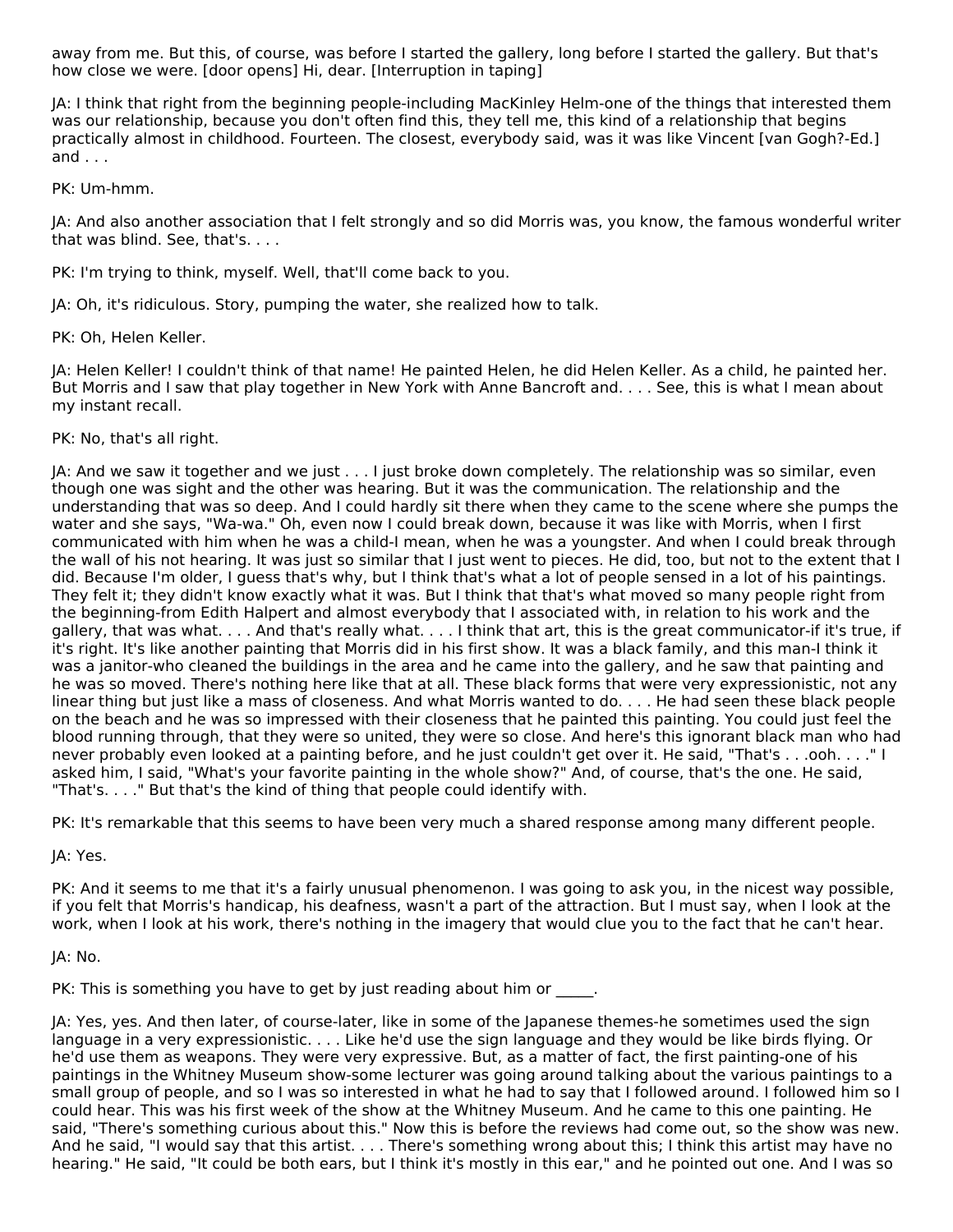away from me. But this, of course, was before I started the gallery, long before I started the gallery. But that's how close we were. [door opens] Hi, dear. [Interruption in taping]

JA: I think that right from the beginning people-including MacKinley Helm-one of the things that interested them was our relationship, because you don't often find this, they tell me, this kind of a relationship that begins practically almost in childhood. Fourteen. The closest, everybody said, was it was like Vincent [van Gogh?-Ed.] and . . .

PK: Um-hmm.

JA: And also another association that I felt strongly and so did Morris was, you know, the famous wonderful writer that was blind. See, that's. . . .

PK: I'm trying to think, myself. Well, that'll come back to you.

JA: Oh, it's ridiculous. Story, pumping the water, she realized how to talk.

PK: Oh, Helen Keller.

JA: Helen Keller! I couldn't think of that name! He painted Helen, he did Helen Keller. As a child, he painted her. But Morris and I saw that play together in New York with Anne Bancroft and. . . . See, this is what I mean about my instant recall.

PK: No, that's all right.

JA: And we saw it together and we just . . . I just broke down completely. The relationship was so similar, even though one was sight and the other was hearing. But it was the communication. The relationship and the understanding that was so deep. And I could hardly sit there when they came to the scene where she pumps the water and she says, "Wa-wa." Oh, even now I could break down, because it was like with Morris, when I first communicated with him when he was a child-I mean, when he was a youngster. And when I could break through the wall of his not hearing. It was just so similar that I just went to pieces. He did, too, but not to the extent that I did. Because I'm older, I guess that's why, but I think that's what a lot of people sensed in a lot of his paintings. They felt it; they didn't know exactly what it was. But I think that that's what moved so many people right from the beginning-from Edith Halpert and almost everybody that I associated with, in relation to his work and the gallery, that was what. . . . And that's really what. . . . I think that art, this is the great communicator-if it's true, if it's right. It's like another painting that Morris did in his first show. It was a black family, and this man-I think it was a janitor-who cleaned the buildings in the area and he came into the gallery, and he saw that painting and he was so moved. There's nothing here like that at all. These black forms that were very expressionistic, not any linear thing but just like a mass of closeness. And what Morris wanted to do. . . . He had seen these black people on the beach and he was so impressed with their closeness that he painted this painting. You could just feel the blood running through, that they were so united, they were so close. And here's this ignorant black man who had never probably even looked at a painting before, and he just couldn't get over it. He said, "That's . . .ooh. . . ." I asked him, I said, "What's your favorite painting in the whole show?" And, of course, that's the one. He said, "That's. . . ." But that's the kind of thing that people could identify with.

PK: It's remarkable that this seems to have been very much a shared response among many different people.

JA: Yes.

PK: And it seems to me that it's a fairly unusual phenomenon. I was going to ask you, in the nicest way possible, if you felt that Morris's handicap, his deafness, wasn't a part of the attraction. But I must say, when I look at the work, when I look at his work, there's nothing in the imagery that would clue you to the fact that he can't hear.

JA: No.

PK: This is something you have to get by just reading about him or _____.

JA: Yes, yes. And then later, of course-later, like in some of the Japanese themes-he sometimes used the sign language in a very expressionistic. . . . Like he'd use the sign language and they would be like birds flying. Or he'd use them as weapons. They were very expressive. But, as a matter of fact, the first painting-one of his paintings in the Whitney Museum show-some lecturer was going around talking about the various paintings to a small group of people, and so I was so interested in what he had to say that I followed around. I followed him so I could hear. This was his first week of the show at the Whitney Museum. And he came to this one painting. He said, "There's something curious about this." Now this is before the reviews had come out, so the show was new. And he said, "I would say that this artist. . . . There's something wrong about this; I think this artist may have no hearing." He said, "It could be both ears, but I think it's mostly in this ear," and he pointed out one. And I was so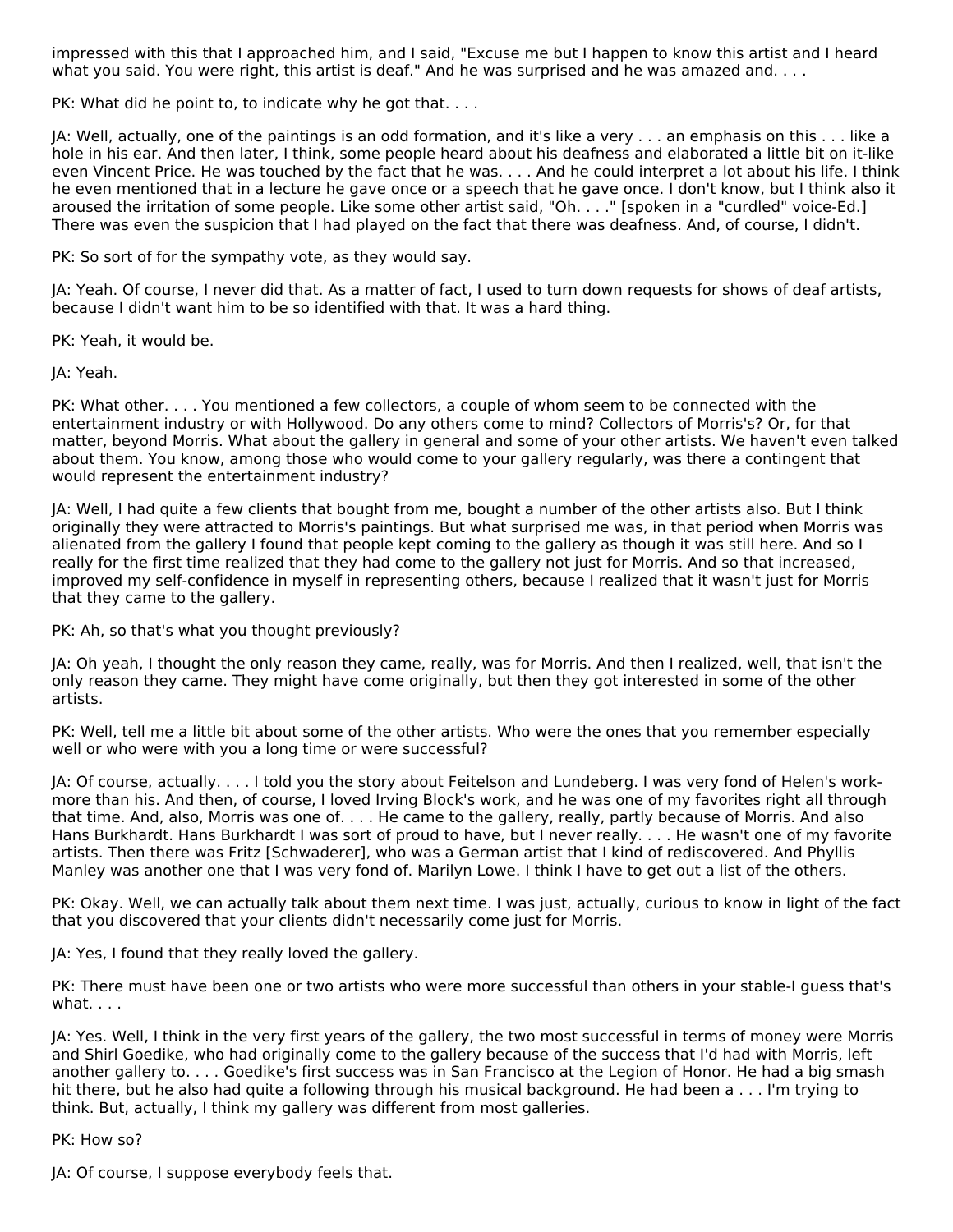impressed with this that I approached him, and I said, "Excuse me but I happen to know this artist and I heard what you said. You were right, this artist is deaf." And he was surprised and he was amazed and. . . .

PK: What did he point to, to indicate why he got that. . . .

JA: Well, actually, one of the paintings is an odd formation, and it's like a very . . . an emphasis on this . . . like a hole in his ear. And then later, I think, some people heard about his deafness and elaborated a little bit on it-like even Vincent Price. He was touched by the fact that he was. . . . And he could interpret a lot about his life. I think he even mentioned that in a lecture he gave once or a speech that he gave once. I don't know, but I think also it aroused the irritation of some people. Like some other artist said, "Oh. . . ." [spoken in a "curdled" voice-Ed.] There was even the suspicion that I had played on the fact that there was deafness. And, of course, I didn't.

PK: So sort of for the sympathy vote, as they would say.

JA: Yeah. Of course, I never did that. As a matter of fact, I used to turn down requests for shows of deaf artists, because I didn't want him to be so identified with that. It was a hard thing.

PK: Yeah, it would be.

JA: Yeah.

PK: What other. . . . You mentioned a few collectors, a couple of whom seem to be connected with the entertainment industry or with Hollywood. Do any others come to mind? Collectors of Morris's? Or, for that matter, beyond Morris. What about the gallery in general and some of your other artists. We haven't even talked about them. You know, among those who would come to your gallery regularly, was there a contingent that would represent the entertainment industry?

JA: Well, I had quite a few clients that bought from me, bought a number of the other artists also. But I think originally they were attracted to Morris's paintings. But what surprised me was, in that period when Morris was alienated from the gallery I found that people kept coming to the gallery as though it was still here. And so I really for the first time realized that they had come to the gallery not just for Morris. And so that increased, improved my self-confidence in myself in representing others, because I realized that it wasn't just for Morris that they came to the gallery.

PK: Ah, so that's what you thought previously?

JA: Oh yeah, I thought the only reason they came, really, was for Morris. And then I realized, well, that isn't the only reason they came. They might have come originally, but then they got interested in some of the other artists.

PK: Well, tell me a little bit about some of the other artists. Who were the ones that you remember especially well or who were with you a long time or were successful?

JA: Of course, actually. . . . I told you the story about Feitelson and Lundeberg. I was very fond of Helen's work-more than his. And then, of course, I loved Irving Block's work, and he was one of my favorites right all through that time. And, also, Morris was one of. . . . He came to the gallery, really, partly because of Morris. And also Hans Burkhardt. Hans Burkhardt I was sort of proud to have, but I never really. . . . He wasn't one of my favorite artists. Then there was Fritz [Schwaderer], who was a German artist that I kind of rediscovered. And Phyllis Manley was another one that I was very fond of. Marilyn Lowe. I think I have to get out a list of the others.

PK: Okay. Well, we can actually talk about them next time. I was just, actually, curious to know in light of the fact that you discovered that your clients didn't necessarily come just for Morris.

JA: Yes, I found that they really loved the gallery.

PK: There must have been one or two artists who were more successful than others in your stable-I guess that's what. . . .

JA: Yes. Well, I think in the very first years of the gallery, the two most successful in terms of money were Morris and Shirl Goedike, who had originally come to the gallery because of the success that I'd had with Morris, left another gallery to. . . . Goedike's first success was in San Francisco at the Legion of Honor. He had a big smash hit there, but he also had quite a following through his musical background. He had been a . . . I'm trying to think. But, actually, I think my gallery was different from most galleries.

PK: How so?

JA: Of course, I suppose everybody feels that.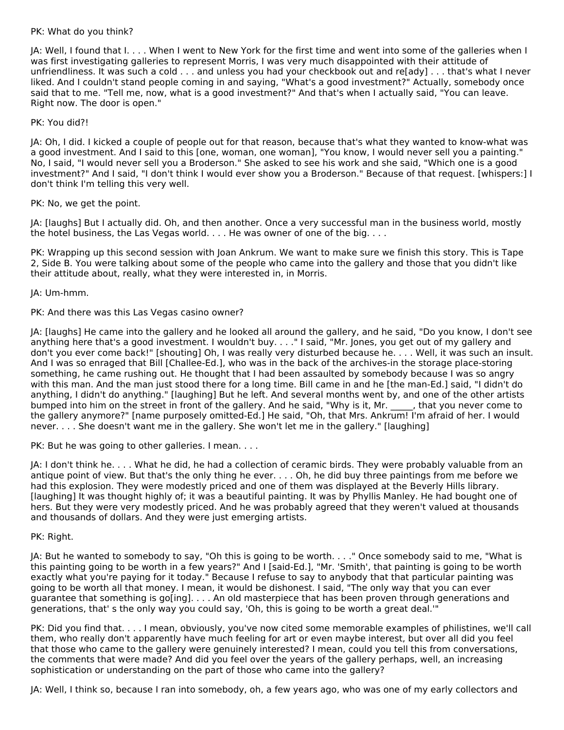PK: What do you think?

JA: Well, I found that I. . . . When I went to New York for the first time and went into some of the galleries when I was first investigating galleries to represent Morris, I was very much disappointed with their attitude of unfriendliness. It was such a cold . . . and unless you had your checkbook out and re[ady] . . . that's what I never liked. And I couldn't stand people coming in and saying, "What's a good investment?" Actually, somebody once said that to me. "Tell me, now, what is a good investment?" And that's when I actually said, "You can leave. Right now. The door is open."

PK: You did?!

JA: Oh, I did. I kicked a couple of people out for that reason, because that's what they wanted to know-what was a good investment. And I said to this [one, woman, one woman], "You know, I would never sell you a painting." No, I said, "I would never sell you a Broderson." She asked to see his work and she said, "Which one is a good investment?" And I said, "I don't think I would ever show you a Broderson." Because of that request. [whispers:] I don't think I'm telling this very well.

PK: No, we get the point.

JA: [laughs] But I actually did. Oh, and then another. Once a very successful man in the business world, mostly the hotel business, the Las Vegas world. . . . He was owner of one of the big. . . .

PK: Wrapping up this second session with Joan Ankrum. We want to make sure we finish this story. This is Tape 2, Side B. You were talking about some of the people who came into the gallery and those that you didn't like their attitude about, really, what they were interested in, in Morris.

JA: Um-hmm.

PK: And there was this Las Vegas casino owner?

JA: [laughs] He came into the gallery and he looked all around the gallery, and he said, "Do you know, I don't see anything here that's a good investment. I wouldn't buy. . . ." I said, "Mr. Jones, you get out of my gallery and don't you ever come back!" [shouting] Oh, I was really very disturbed because he. . . . Well, it was such an insult. And I was so enraged that Bill [Challee-Ed.], who was in the back of the archives-in the storage place-storing something, he came rushing out. He thought that I had been assaulted by somebody because I was so angry with this man. And the man just stood there for a long time. Bill came in and he [the man-Ed.] said, "I didn't do anything, I didn't do anything." [laughing] But he left. And several months went by, and one of the other artists bumped into him on the street in front of the gallery. And he said, "Why is it, Mr. _____, that you never come to the gallery anymore?" [name purposely omitted-Ed.] He said, "Oh, that Mrs. Ankrum! I'm afraid of her. I would never. . . . She doesn't want me in the gallery. She won't let me in the gallery." [laughing]

PK: But he was going to other galleries. I mean. . . .

JA: I don't think he. . . . What he did, he had a collection of ceramic birds. They were probably valuable from an antique point of view. But that's the only thing he ever. . . . Oh, he did buy three paintings from me before we had this explosion. They were modestly priced and one of them was displayed at the Beverly Hills library. [laughing] It was thought highly of; it was a beautiful painting. It was by Phyllis Manley. He had bought one of hers. But they were very modestly priced. And he was probably agreed that they weren't valued at thousands and thousands of dollars. And they were just emerging artists.

PK: Right.

JA: But he wanted to somebody to say, "Oh this is going to be worth. . . ." Once somebody said to me, "What is this painting going to be worth in a few years?" And I [said-Ed.], "Mr. 'Smith', that painting is going to be worth exactly what you're paying for it today." Because I refuse to say to anybody that that particular painting was going to be worth all that money. I mean, it would be dishonest. I said, "The only way that you can ever guarantee that something is go[ing]. . . . An old masterpiece that has been proven through generations and generations, that' s the only way you could say, 'Oh, this is going to be worth a great deal.'"

PK: Did you find that. . . . I mean, obviously, you've now cited some memorable examples of philistines, we'll call them, who really don't apparently have much feeling for art or even maybe interest, but over all did you feel that those who came to the gallery were genuinely interested? I mean, could you tell this from conversations, the comments that were made? And did you feel over the years of the gallery perhaps, well, an increasing sophistication or understanding on the part of those who came into the gallery?

JA: Well, I think so, because I ran into somebody, oh, a few years ago, who was one of my early collectors and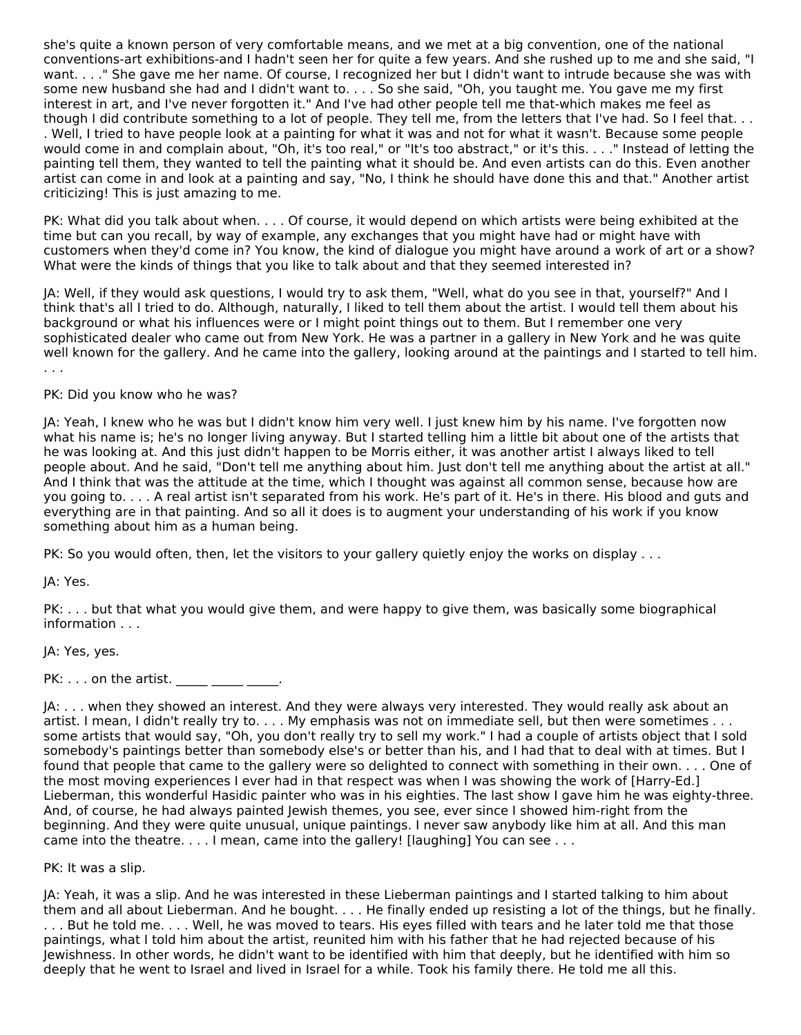she's quite a known person of very comfortable means, and we met at a big convention, one of the national conventions-art exhibitions-and I hadn't seen her for quite a few years. And she rushed up to me and she said, "I want. . . ." She gave me her name. Of course, I recognized her but I didn't want to intrude because she was with some new husband she had and I didn't want to. . . . So she said, "Oh, you taught me. You gave me my first interest in art, and I've never forgotten it." And I've had other people tell me that-which makes me feel as though I did contribute something to a lot of people. They tell me, from the letters that I've had. So I feel that. . . . Well, I tried to have people look at a painting for what it was and not for what it wasn't. Because some people would come in and complain about, "Oh, it's too real," or "It's too abstract," or it's this. . . ." Instead of letting the painting tell them, they wanted to tell the painting what it should be. And even artists can do this. Even another artist can come in and look at a painting and say, "No, I think he should have done this and that." Another artist criticizing! This is just amazing to me.

PK: What did you talk about when. . . . Of course, it would depend on which artists were being exhibited at the time but can you recall, by way of example, any exchanges that you might have had or might have with customers when they'd come in? You know, the kind of dialogue you might have around a work of art or a show? What were the kinds of things that you like to talk about and that they seemed interested in?

JA: Well, if they would ask questions, I would try to ask them, "Well, what do you see in that, yourself?" And I think that's all I tried to do. Although, naturally, I liked to tell them about the artist. I would tell them about his background or what his influences were or I might point things out to them. But I remember one very sophisticated dealer who came out from New York. He was a partner in a gallery in New York and he was quite well known for the gallery. And he came into the gallery, looking around at the paintings and I started to tell him. . . .

PK: Did you know who he was?

JA: Yeah, I knew who he was but I didn't know him very well. I just knew him by his name. I've forgotten now what his name is; he's no longer living anyway. But I started telling him a little bit about one of the artists that he was looking at. And this just didn't happen to be Morris either, it was another artist I always liked to tell people about. And he said, "Don't tell me anything about him. Just don't tell me anything about the artist at all." And I think that was the attitude at the time, which I thought was against all common sense, because how are you going to. . . . A real artist isn't separated from his work. He's part of it. He's in there. His blood and guts and everything are in that painting. And so all it does is to augment your understanding of his work if you know something about him as a human being.

PK: So you would often, then, let the visitors to your gallery quietly enjoy the works on display . . .

JA: Yes.

PK: . . . but that what you would give them, and were happy to give them, was basically some biographical information . . .

JA: Yes, yes.

PK: . . . on the artist. _____ _____ _____.

JA: . . . when they showed an interest. And they were always very interested. They would really ask about an artist. I mean, I didn't really try to. . . . My emphasis was not on immediate sell, but then were sometimes . . . some artists that would say, "Oh, you don't really try to sell my work." I had a couple of artists object that I sold somebody's paintings better than somebody else's or better than his, and I had that to deal with at times. But I found that people that came to the gallery were so delighted to connect with something in their own. . . . One of the most moving experiences I ever had in that respect was when I was showing the work of [Harry-Ed.] Lieberman, this wonderful Hasidic painter who was in his eighties. The last show I gave him he was eighty-three. And, of course, he had always painted Jewish themes, you see, ever since I showed him-right from the beginning. And they were quite unusual, unique paintings. I never saw anybody like him at all. And this man came into the theatre. . . . I mean, came into the gallery! [laughing] You can see . . .

PK: It was a slip.

JA: Yeah, it was a slip. And he was interested in these Lieberman paintings and I started talking to him about them and all about Lieberman. And he bought. . . . He finally ended up resisting a lot of the things, but he finally. . . . But he told me. . . . Well, he was moved to tears. His eyes filled with tears and he later told me that those paintings, what I told him about the artist, reunited him with his father that he had rejected because of his Jewishness. In other words, he didn't want to be identified with him that deeply, but he identified with him so deeply that he went to Israel and lived in Israel for a while. Took his family there. He told me all this.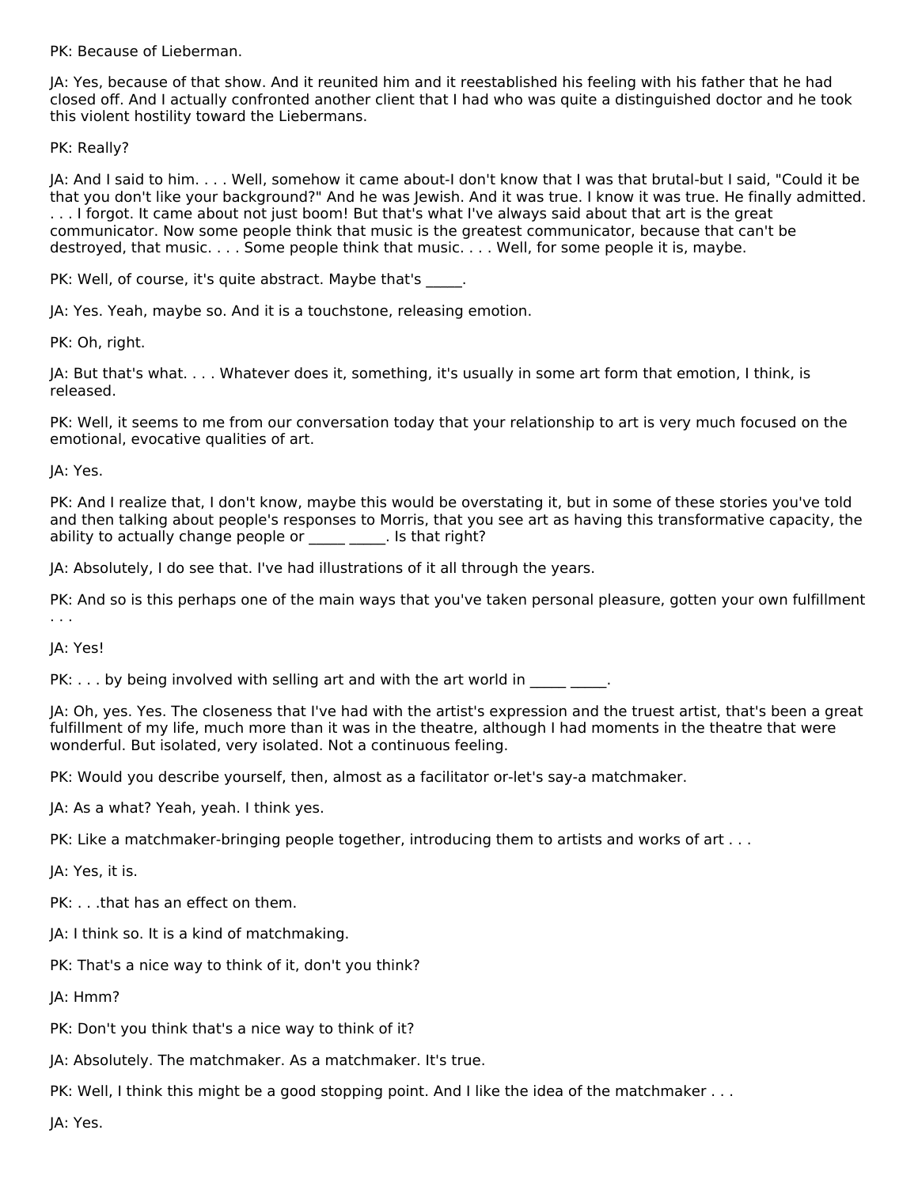PK: Because of Lieberman.

JA: Yes, because of that show. And it reunited him and it reestablished his feeling with his father that he had closed off. And I actually confronted another client that I had who was quite a distinguished doctor and he took this violent hostility toward the Liebermans.

PK: Really?

JA: And I said to him. . . . Well, somehow it came about-I don't know that I was that brutal-but I said, "Could it be that you don't like your background?" And he was Jewish. And it was true. I know it was true. He finally admitted. . . . I forgot. It came about not just boom! But that's what I've always said about that art is the great communicator. Now some people think that music is the greatest communicator, because that can't be destroyed, that music. . . . Some people think that music. . . . Well, for some people it is, maybe.

PK: Well, of course, it's quite abstract. Maybe that's _____.

JA: Yes. Yeah, maybe so. And it is a touchstone, releasing emotion.

PK: Oh, right.

JA: But that's what. . . . Whatever does it, something, it's usually in some art form that emotion, I think, is released.

PK: Well, it seems to me from our conversation today that your relationship to art is very much focused on the emotional, evocative qualities of art.

JA: Yes.

PK: And I realize that, I don't know, maybe this would be overstating it, but in some of these stories you've told and then talking about people's responses to Morris, that you see art as having this transformative capacity, the ability to actually change people or _____ _____. Is that right?

JA: Absolutely, I do see that. I've had illustrations of it all through the years.

PK: And so is this perhaps one of the main ways that you've taken personal pleasure, gotten your own fulfillment . . .

JA: Yes!

PK: . . . by being involved with selling art and with the art world in _____ _____.

JA: Oh, yes. Yes. The closeness that I've had with the artist's expression and the truest artist, that's been a great fulfillment of my life, much more than it was in the theatre, although I had moments in the theatre that were wonderful. But isolated, very isolated. Not a continuous feeling.

PK: Would you describe yourself, then, almost as a facilitator or-let's say-a matchmaker.

JA: As a what? Yeah, yeah. I think yes.

PK: Like a matchmaker-bringing people together, introducing them to artists and works of art . . .

JA: Yes, it is.

PK: . . .that has an effect on them.

JA: I think so. It is a kind of matchmaking.

PK: That's a nice way to think of it, don't you think?

JA: Hmm?

PK: Don't you think that's a nice way to think of it?

JA: Absolutely. The matchmaker. As a matchmaker. It's true.

PK: Well, I think this might be a good stopping point. And I like the idea of the matchmaker . . .

JA: Yes.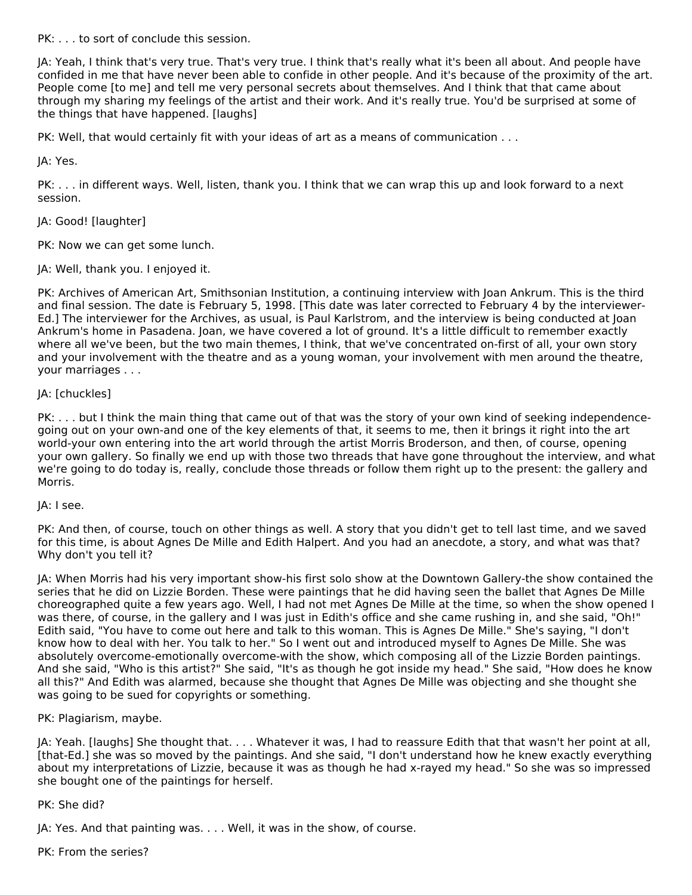PK: . . . to sort of conclude this session.

JA: Yeah, I think that's very true. That's very true. I think that's really what it's been all about. And people have confided in me that have never been able to confide in other people. And it's because of the proximity of the art. People come [to me] and tell me very personal secrets about themselves. And I think that that came about through my sharing my feelings of the artist and their work. And it's really true. You'd be surprised at some of the things that have happened. [laughs]

PK: Well, that would certainly fit with your ideas of art as a means of communication . . .

JA: Yes.

PK: . . . in different ways. Well, listen, thank you. I think that we can wrap this up and look forward to a next session.

JA: Good! [laughter]

PK: Now we can get some lunch.

JA: Well, thank you. I enjoyed it.

PK: Archives of American Art, Smithsonian Institution, a continuing interview with Joan Ankrum. This is the third and final session. The date is February 5, 1998. [This date was later corrected to February 4 by the interviewer-Ed.] The interviewer for the Archives, as usual, is Paul Karlstrom, and the interview is being conducted at Joan Ankrum's home in Pasadena. Joan, we have covered a lot of ground. It's a little difficult to remember exactly where all we've been, but the two main themes, I think, that we've concentrated on-first of all, your own story and your involvement with the theatre and as a young woman, your involvement with men around the theatre, your marriages . . .

JA: [chuckles]

PK: . . . but I think the main thing that came out of that was the story of your own kind of seeking independence-going out on your own-and one of the key elements of that, it seems to me, then it brings it right into the art world-your own entering into the art world through the artist Morris Broderson, and then, of course, opening your own gallery. So finally we end up with those two threads that have gone throughout the interview, and what we're going to do today is, really, conclude those threads or follow them right up to the present: the gallery and Morris.

JA: I see.

PK: And then, of course, touch on other things as well. A story that you didn't get to tell last time, and we saved for this time, is about Agnes De Mille and Edith Halpert. And you had an anecdote, a story, and what was that? Why don't you tell it?

JA: When Morris had his very important show-his first solo show at the Downtown Gallery-the show contained the series that he did on Lizzie Borden. These were paintings that he did having seen the ballet that Agnes De Mille choreographed quite a few years ago. Well, I had not met Agnes De Mille at the time, so when the show opened I was there, of course, in the gallery and I was just in Edith's office and she came rushing in, and she said, "Oh!" Edith said, "You have to come out here and talk to this woman. This is Agnes De Mille." She's saying, "I don't know how to deal with her. You talk to her." So I went out and introduced myself to Agnes De Mille. She was absolutely overcome-emotionally overcome-with the show, which composing all of the Lizzie Borden paintings. And she said, "Who is this artist?" She said, "It's as though he got inside my head." She said, "How does he know all this?" And Edith was alarmed, because she thought that Agnes De Mille was objecting and she thought she was going to be sued for copyrights or something.

PK: Plagiarism, maybe.

JA: Yeah. [laughs] She thought that. . . . Whatever it was, I had to reassure Edith that that wasn't her point at all, [that-Ed.] she was so moved by the paintings. And she said, "I don't understand how he knew exactly everything about my interpretations of Lizzie, because it was as though he had x-rayed my head." So she was so impressed she bought one of the paintings for herself.

PK: She did?

JA: Yes. And that painting was. . . . Well, it was in the show, of course.

PK: From the series?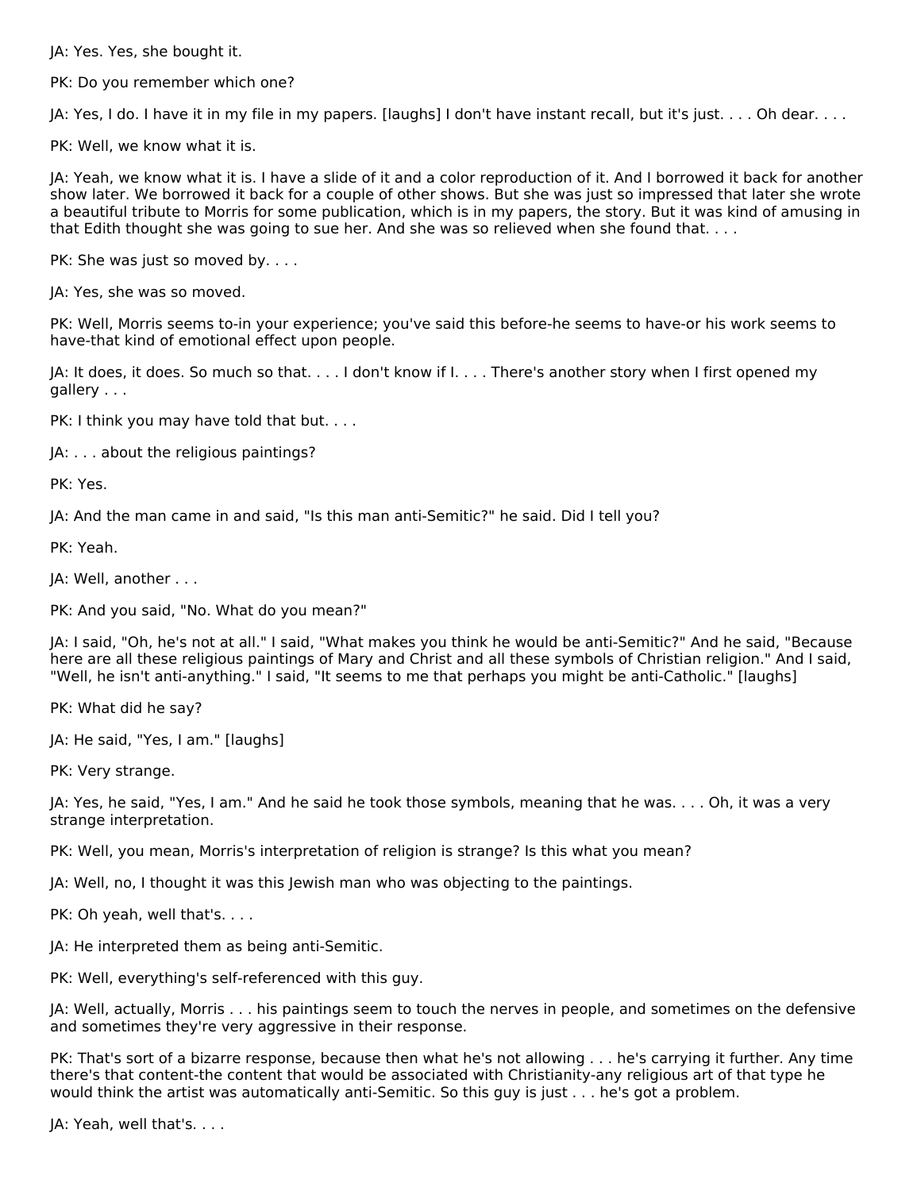JA: Yes. Yes, she bought it.

PK: Do you remember which one?

JA: Yes, I do. I have it in my file in my papers. [laughs] I don't have instant recall, but it's just. . . . Oh dear. . . .

PK: Well, we know what it is.

JA: Yeah, we know what it is. I have a slide of it and a color reproduction of it. And I borrowed it back for another show later. We borrowed it back for a couple of other shows. But she was just so impressed that later she wrote a beautiful tribute to Morris for some publication, which is in my papers, the story. But it was kind of amusing in that Edith thought she was going to sue her. And she was so relieved when she found that. . . .

PK: She was just so moved by. . . .

JA: Yes, she was so moved.

PK: Well, Morris seems to-in your experience; you've said this before-he seems to have-or his work seems to have-that kind of emotional effect upon people.

JA: It does, it does. So much so that. . . . I don't know if I. . . . There's another story when I first opened my gallery . . .

PK: I think you may have told that but. . . .

JA: . . . about the religious paintings?

PK: Yes.

JA: And the man came in and said, "Is this man anti-Semitic?" he said. Did I tell you?

PK: Yeah.

JA: Well, another . . .

PK: And you said, "No. What do you mean?"

JA: I said, "Oh, he's not at all." I said, "What makes you think he would be anti-Semitic?" And he said, "Because here are all these religious paintings of Mary and Christ and all these symbols of Christian religion." And I said, "Well, he isn't anti-anything." I said, "It seems to me that perhaps you might be anti-Catholic." [laughs]

PK: What did he say?

JA: He said, "Yes, I am." [laughs]

PK: Very strange.

JA: Yes, he said, "Yes, I am." And he said he took those symbols, meaning that he was. . . . Oh, it was a very strange interpretation.

PK: Well, you mean, Morris's interpretation of religion is strange? Is this what you mean?

JA: Well, no, I thought it was this Jewish man who was objecting to the paintings.

PK: Oh yeah, well that's. . . .

JA: He interpreted them as being anti-Semitic.

PK: Well, everything's self-referenced with this guy.

JA: Well, actually, Morris . . . his paintings seem to touch the nerves in people, and sometimes on the defensive and sometimes they're very aggressive in their response.

PK: That's sort of a bizarre response, because then what he's not allowing . . . he's carrying it further. Any time there's that content-the content that would be associated with Christianity-any religious art of that type he would think the artist was automatically anti-Semitic. So this guy is just . . . he's got a problem.

JA: Yeah, well that's. . . .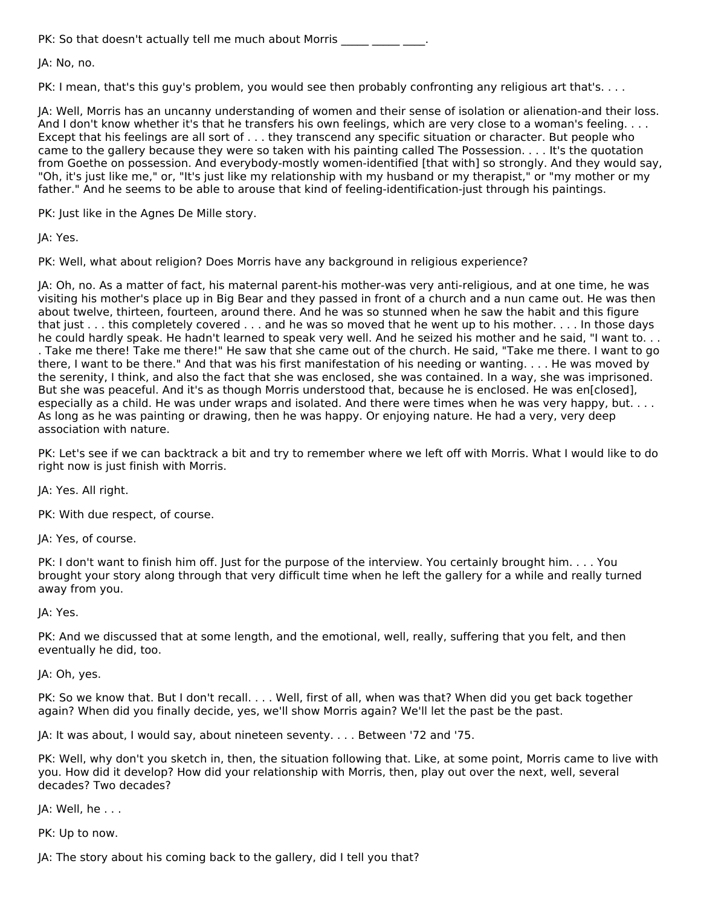PK: So that doesn't actually tell me much about Morris _____ _____ ____.

JA: No, no.

PK: I mean, that's this guy's problem, you would see then probably confronting any religious art that's. . . .

JA: Well, Morris has an uncanny understanding of women and their sense of isolation or alienation-and their loss. And I don't know whether it's that he transfers his own feelings, which are very close to a woman's feeling. . . . Except that his feelings are all sort of . . . they transcend any specific situation or character. But people who came to the gallery because they were so taken with his painting called The Possession. . . . It's the quotation from Goethe on possession. And everybody-mostly women-identified [that with] so strongly. And they would say, "Oh, it's just like me," or, "It's just like my relationship with my husband or my therapist," or "my mother or my father." And he seems to be able to arouse that kind of feeling-identification-just through his paintings.

PK: Just like in the Agnes De Mille story.

JA: Yes.

PK: Well, what about religion? Does Morris have any background in religious experience?

JA: Oh, no. As a matter of fact, his maternal parent-his mother-was very anti-religious, and at one time, he was visiting his mother's place up in Big Bear and they passed in front of a church and a nun came out. He was then about twelve, thirteen, fourteen, around there. And he was so stunned when he saw the habit and this figure that just . . . this completely covered . . . and he was so moved that he went up to his mother. . . . In those days he could hardly speak. He hadn't learned to speak very well. And he seized his mother and he said, "I want to. . . . Take me there! Take me there!" He saw that she came out of the church. He said, "Take me there. I want to go there, I want to be there." And that was his first manifestation of his needing or wanting. . . . He was moved by the serenity, I think, and also the fact that she was enclosed, she was contained. In a way, she was imprisoned. But she was peaceful. And it's as though Morris understood that, because he is enclosed. He was en[closed], especially as a child. He was under wraps and isolated. And there were times when he was very happy, but. . . . As long as he was painting or drawing, then he was happy. Or enjoying nature. He had a very, very deep association with nature.

PK: Let's see if we can backtrack a bit and try to remember where we left off with Morris. What I would like to do right now is just finish with Morris.

JA: Yes. All right.

PK: With due respect, of course.

JA: Yes, of course.

PK: I don't want to finish him off. Just for the purpose of the interview. You certainly brought him. . . . You brought your story along through that very difficult time when he left the gallery for a while and really turned away from you.

JA: Yes.

PK: And we discussed that at some length, and the emotional, well, really, suffering that you felt, and then eventually he did, too.

JA: Oh, yes.

PK: So we know that. But I don't recall. . . . Well, first of all, when was that? When did you get back together again? When did you finally decide, yes, we'll show Morris again? We'll let the past be the past.

JA: It was about, I would say, about nineteen seventy. . . . Between '72 and '75.

PK: Well, why don't you sketch in, then, the situation following that. Like, at some point, Morris came to live with you. How did it develop? How did your relationship with Morris, then, play out over the next, well, several decades? Two decades?

JA: Well, he . . .

PK: Up to now.

JA: The story about his coming back to the gallery, did I tell you that?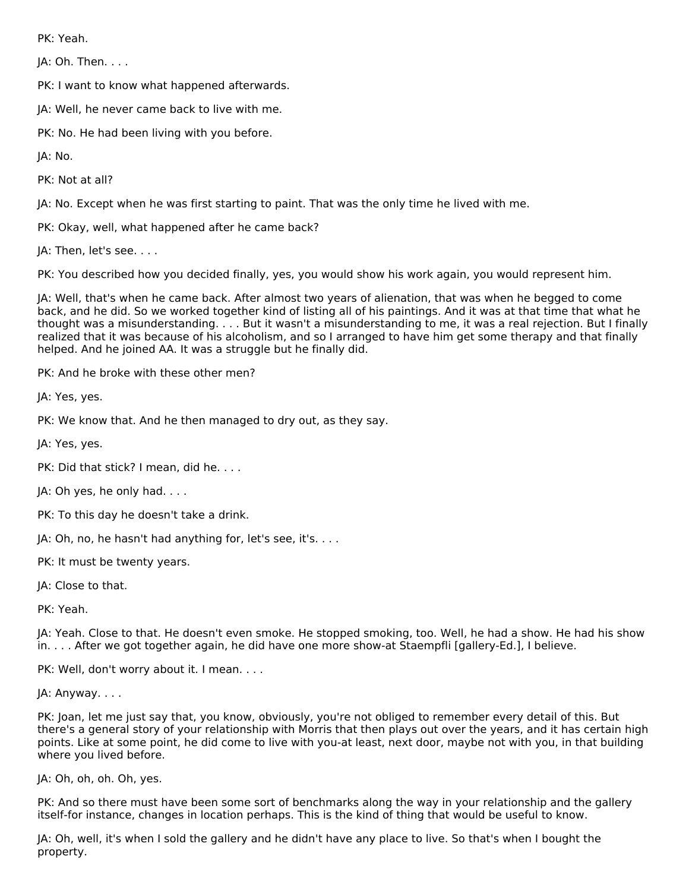PK: Yeah.

JA: Oh. Then. . . .

PK: I want to know what happened afterwards.

JA: Well, he never came back to live with me.

PK: No. He had been living with you before.

JA: No.

PK: Not at all?

JA: No. Except when he was first starting to paint. That was the only time he lived with me.

PK: Okay, well, what happened after he came back?

JA: Then, let's see. . . .

PK: You described how you decided finally, yes, you would show his work again, you would represent him.

JA: Well, that's when he came back. After almost two years of alienation, that was when he begged to come back, and he did. So we worked together kind of listing all of his paintings. And it was at that time that what he thought was a misunderstanding. . . . But it wasn't a misunderstanding to me, it was a real rejection. But I finally realized that it was because of his alcoholism, and so I arranged to have him get some therapy and that finally helped. And he joined AA. It was a struggle but he finally did.

PK: And he broke with these other men?

JA: Yes, yes.

PK: We know that. And he then managed to dry out, as they say.

JA: Yes, yes.

PK: Did that stick? I mean, did he. . . .

JA: Oh yes, he only had. . . .

PK: To this day he doesn't take a drink.

JA: Oh, no, he hasn't had anything for, let's see, it's. . . .

PK: It must be twenty years.

JA: Close to that.

PK: Yeah.

JA: Yeah. Close to that. He doesn't even smoke. He stopped smoking, too. Well, he had a show. He had his show in. . . . After we got together again, he did have one more show-at Staempfli [gallery-Ed.], I believe.

PK: Well, don't worry about it. I mean. . . .

JA: Anyway. . . .

PK: Joan, let me just say that, you know, obviously, you're not obliged to remember every detail of this. But there's a general story of your relationship with Morris that then plays out over the years, and it has certain high points. Like at some point, he did come to live with you-at least, next door, maybe not with you, in that building where you lived before.

JA: Oh, oh, oh. Oh, yes.

PK: And so there must have been some sort of benchmarks along the way in your relationship and the gallery itself-for instance, changes in location perhaps. This is the kind of thing that would be useful to know.

JA: Oh, well, it's when I sold the gallery and he didn't have any place to live. So that's when I bought the property.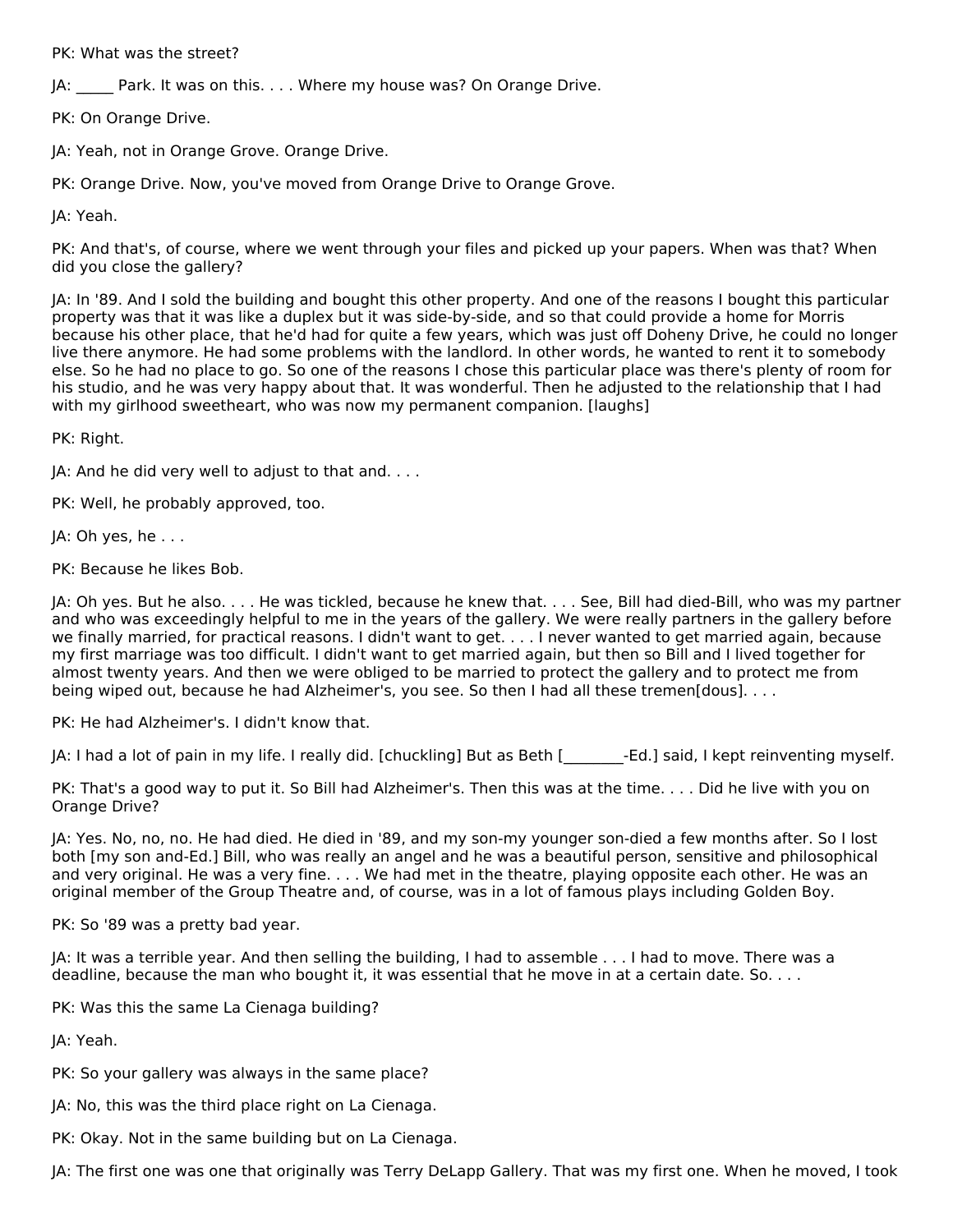PK: What was the street?

JA: _____ Park. It was on this. . . . Where my house was? On Orange Drive.

PK: On Orange Drive.

JA: Yeah, not in Orange Grove. Orange Drive.

PK: Orange Drive. Now, you've moved from Orange Drive to Orange Grove.

JA: Yeah.

PK: And that's, of course, where we went through your files and picked up your papers. When was that? When did you close the gallery?

JA: In '89. And I sold the building and bought this other property. And one of the reasons I bought this particular property was that it was like a duplex but it was side-by-side, and so that could provide a home for Morris because his other place, that he'd had for quite a few years, which was just off Doheny Drive, he could no longer live there anymore. He had some problems with the landlord. In other words, he wanted to rent it to somebody else. So he had no place to go. So one of the reasons I chose this particular place was there's plenty of room for his studio, and he was very happy about that. It was wonderful. Then he adjusted to the relationship that I had with my girlhood sweetheart, who was now my permanent companion. [laughs]

PK: Right.

JA: And he did very well to adjust to that and. . . .

PK: Well, he probably approved, too.

JA: Oh yes, he . . .

PK: Because he likes Bob.

JA: Oh yes. But he also. . . . He was tickled, because he knew that. . . . See, Bill had died-Bill, who was my partner and who was exceedingly helpful to me in the years of the gallery. We were really partners in the gallery before we finally married, for practical reasons. I didn't want to get. . . . I never wanted to get married again, because my first marriage was too difficult. I didn't want to get married again, but then so Bill and I lived together for almost twenty years. And then we were obliged to be married to protect the gallery and to protect me from being wiped out, because he had Alzheimer's, you see. So then I had all these tremen[dous]. . . .

PK: He had Alzheimer's. I didn't know that.

JA: I had a lot of pain in my life. I really did. [chuckling] But as Beth [________-Ed.] said, I kept reinventing myself.

PK: That's a good way to put it. So Bill had Alzheimer's. Then this was at the time. . . . Did he live with you on Orange Drive?

JA: Yes. No, no, no. He had died. He died in '89, and my son-my younger son-died a few months after. So I lost both [my son and-Ed.] Bill, who was really an angel and he was a beautiful person, sensitive and philosophical and very original. He was a very fine. . . . We had met in the theatre, playing opposite each other. He was an original member of the Group Theatre and, of course, was in a lot of famous plays including Golden Boy.

PK: So '89 was a pretty bad year.

JA: It was a terrible year. And then selling the building, I had to assemble . . . I had to move. There was a deadline, because the man who bought it, it was essential that he move in at a certain date. So. . . .

PK: Was this the same La Cienaga building?

JA: Yeah.

PK: So your gallery was always in the same place?

JA: No, this was the third place right on La Cienaga.

PK: Okay. Not in the same building but on La Cienaga.

JA: The first one was one that originally was Terry DeLapp Gallery. That was my first one. When he moved, I took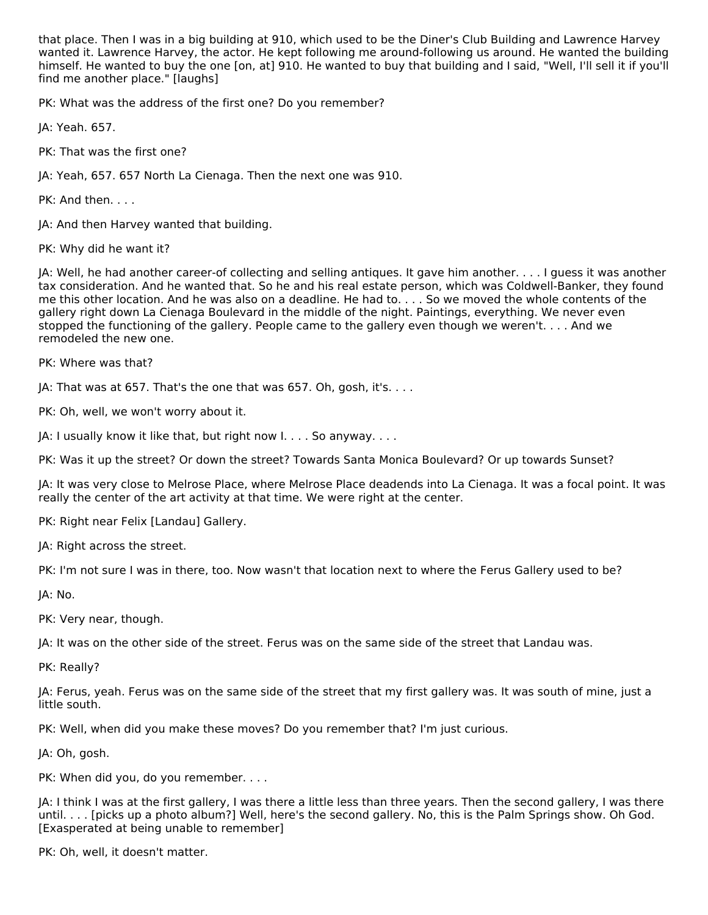that place. Then I was in a big building at 910, which used to be the Diner's Club Building and Lawrence Harvey wanted it. Lawrence Harvey, the actor. He kept following me around-following us around. He wanted the building himself. He wanted to buy the one [on, at] 910. He wanted to buy that building and I said, "Well, I'll sell it if you'll find me another place." [laughs]

PK: What was the address of the first one? Do you remember?

JA: Yeah. 657.

PK: That was the first one?

JA: Yeah, 657. 657 North La Cienaga. Then the next one was 910.

PK: And then. . . .

JA: And then Harvey wanted that building.

PK: Why did he want it?

JA: Well, he had another career-of collecting and selling antiques. It gave him another. . . . I guess it was another tax consideration. And he wanted that. So he and his real estate person, which was Coldwell-Banker, they found me this other location. And he was also on a deadline. He had to. . . . So we moved the whole contents of the gallery right down La Cienaga Boulevard in the middle of the night. Paintings, everything. We never even stopped the functioning of the gallery. People came to the gallery even though we weren't. . . . And we remodeled the new one.

PK: Where was that?

JA: That was at 657. That's the one that was 657. Oh, gosh, it's. . . .

PK: Oh, well, we won't worry about it.

JA: I usually know it like that, but right now I. . . . So anyway. . . .

PK: Was it up the street? Or down the street? Towards Santa Monica Boulevard? Or up towards Sunset?

JA: It was very close to Melrose Place, where Melrose Place deadends into La Cienaga. It was a focal point. It was really the center of the art activity at that time. We were right at the center.

PK: Right near Felix [Landau] Gallery.

JA: Right across the street.

PK: I'm not sure I was in there, too. Now wasn't that location next to where the Ferus Gallery used to be?

JA: No.

PK: Very near, though.

JA: It was on the other side of the street. Ferus was on the same side of the street that Landau was.

PK: Really?

JA: Ferus, yeah. Ferus was on the same side of the street that my first gallery was. It was south of mine, just a little south.

PK: Well, when did you make these moves? Do you remember that? I'm just curious.

JA: Oh, gosh.

PK: When did you, do you remember. . . .

JA: I think I was at the first gallery, I was there a little less than three years. Then the second gallery, I was there until. . . . [picks up a photo album?] Well, here's the second gallery. No, this is the Palm Springs show. Oh God. [Exasperated at being unable to remember]

PK: Oh, well, it doesn't matter.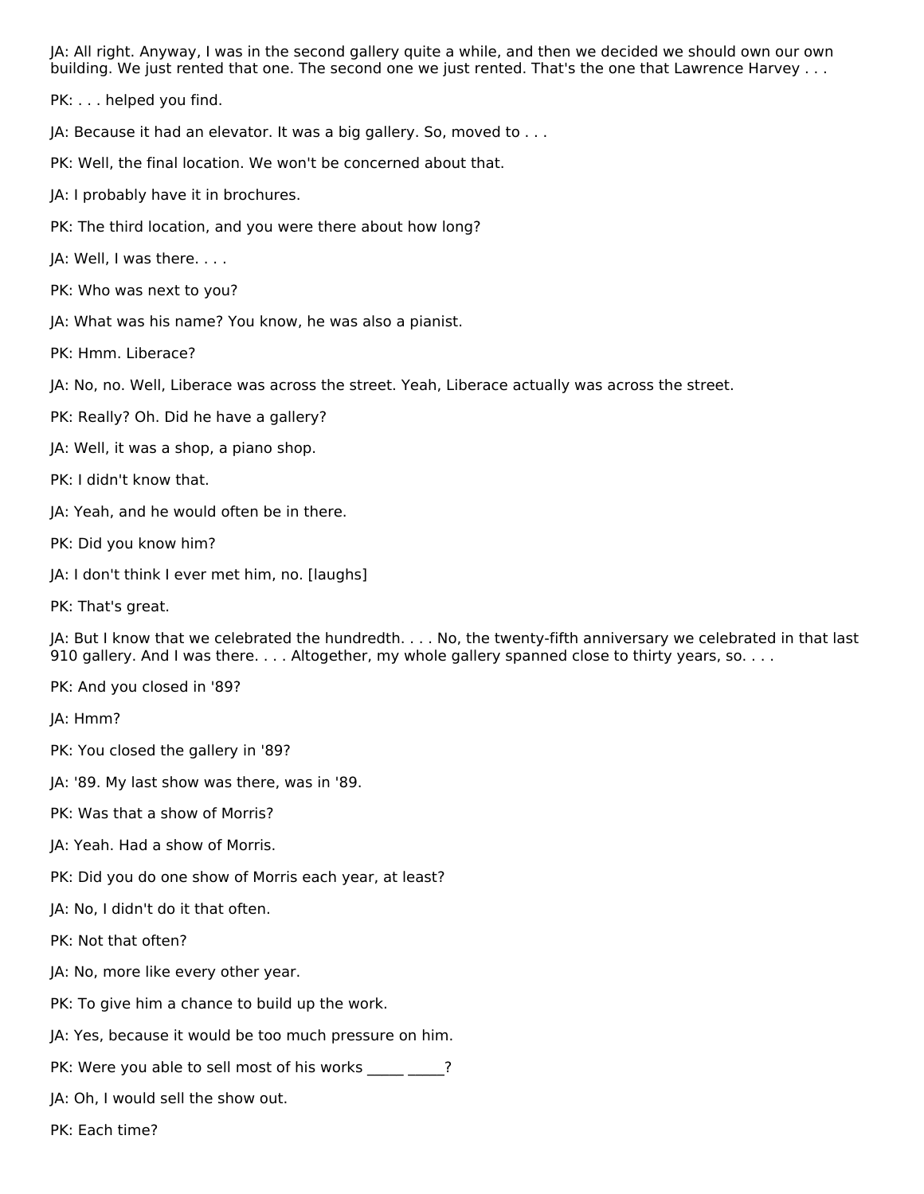JA: All right. Anyway, I was in the second gallery quite a while, and then we decided we should own our own building. We just rented that one. The second one we just rented. That's the one that Lawrence Harvey . . .

PK: . . . helped you find.

JA: Because it had an elevator. It was a big gallery. So, moved to . . .

PK: Well, the final location. We won't be concerned about that.

JA: I probably have it in brochures.

PK: The third location, and you were there about how long?

JA: Well, I was there. . . .

PK: Who was next to you?

JA: What was his name? You know, he was also a pianist.

PK: Hmm. Liberace?

JA: No, no. Well, Liberace was across the street. Yeah, Liberace actually was across the street.

PK: Really? Oh. Did he have a gallery?

JA: Well, it was a shop, a piano shop.

PK: I didn't know that.

JA: Yeah, and he would often be in there.

PK: Did you know him?

JA: I don't think I ever met him, no. [laughs]

PK: That's great.

JA: But I know that we celebrated the hundredth. . . . No, the twenty-fifth anniversary we celebrated in that last 910 gallery. And I was there. . . . Altogether, my whole gallery spanned close to thirty years, so. . . .

PK: And you closed in '89?

JA: Hmm?

PK: You closed the gallery in '89?

JA: '89. My last show was there, was in '89.

PK: Was that a show of Morris?

JA: Yeah. Had a show of Morris.

PK: Did you do one show of Morris each year, at least?

JA: No, I didn't do it that often.

PK: Not that often?

JA: No, more like every other year.

PK: To give him a chance to build up the work.

JA: Yes, because it would be too much pressure on him.

PK: Were you able to sell most of his works _____ _____?

JA: Oh, I would sell the show out.

PK: Each time?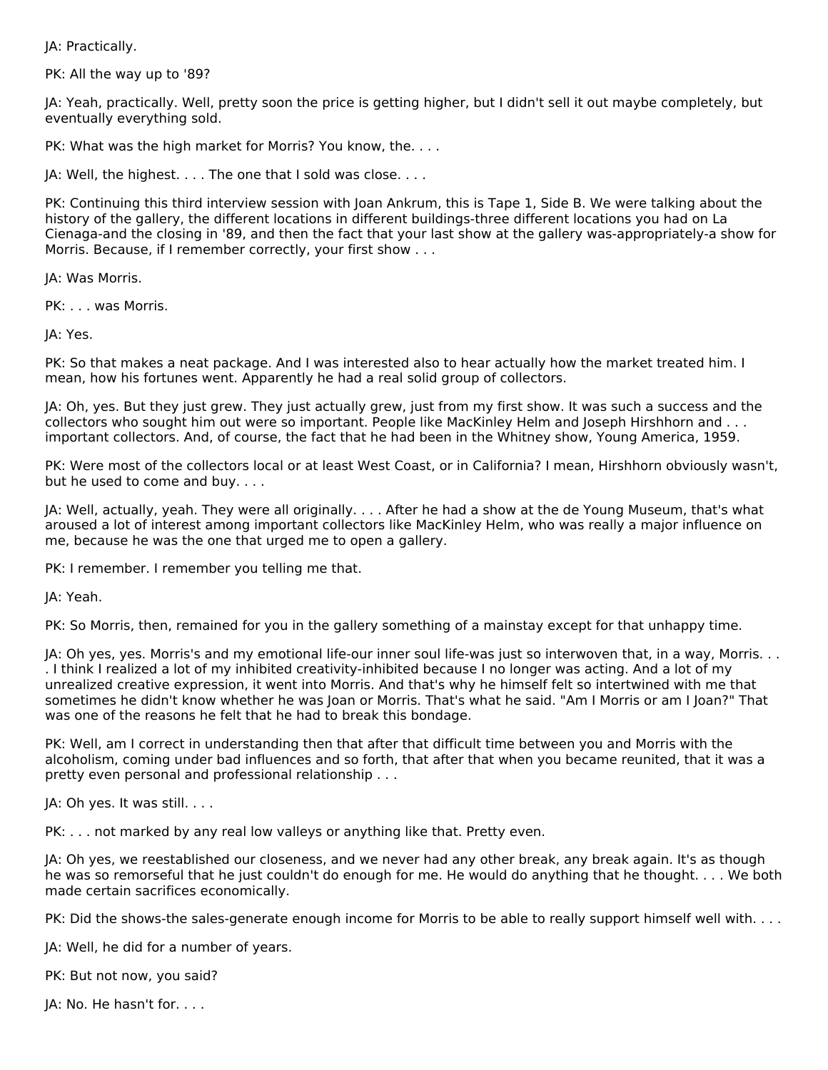JA: Practically.

PK: All the way up to '89?

JA: Yeah, practically. Well, pretty soon the price is getting higher, but I didn't sell it out maybe completely, but eventually everything sold.

PK: What was the high market for Morris? You know, the. . . .

JA: Well, the highest. . . . The one that I sold was close. . . .

PK: Continuing this third interview session with Joan Ankrum, this is Tape 1, Side B. We were talking about the history of the gallery, the different locations in different buildings-three different locations you had on La Cienaga-and the closing in '89, and then the fact that your last show at the gallery was-appropriately-a show for Morris. Because, if I remember correctly, your first show . . .

JA: Was Morris.

PK: . . . was Morris.

JA: Yes.

PK: So that makes a neat package. And I was interested also to hear actually how the market treated him. I mean, how his fortunes went. Apparently he had a real solid group of collectors.

JA: Oh, yes. But they just grew. They just actually grew, just from my first show. It was such a success and the collectors who sought him out were so important. People like MacKinley Helm and Joseph Hirshhorn and . . . important collectors. And, of course, the fact that he had been in the Whitney show, Young America, 1959.

PK: Were most of the collectors local or at least West Coast, or in California? I mean, Hirshhorn obviously wasn't, but he used to come and buy. . . .

JA: Well, actually, yeah. They were all originally. . . . After he had a show at the de Young Museum, that's what aroused a lot of interest among important collectors like MacKinley Helm, who was really a major influence on me, because he was the one that urged me to open a gallery.

PK: I remember. I remember you telling me that.

JA: Yeah.

PK: So Morris, then, remained for you in the gallery something of a mainstay except for that unhappy time.

JA: Oh yes, yes. Morris's and my emotional life-our inner soul life-was just so interwoven that, in a way, Morris. . . . I think I realized a lot of my inhibited creativity-inhibited because I no longer was acting. And a lot of my unrealized creative expression, it went into Morris. And that's why he himself felt so intertwined with me that sometimes he didn't know whether he was Joan or Morris. That's what he said. "Am I Morris or am I Joan?" That was one of the reasons he felt that he had to break this bondage.

PK: Well, am I correct in understanding then that after that difficult time between you and Morris with the alcoholism, coming under bad influences and so forth, that after that when you became reunited, that it was a pretty even personal and professional relationship . . .

JA: Oh yes. It was still. . . .

PK: . . . not marked by any real low valleys or anything like that. Pretty even.

JA: Oh yes, we reestablished our closeness, and we never had any other break, any break again. It's as though he was so remorseful that he just couldn't do enough for me. He would do anything that he thought. . . . We both made certain sacrifices economically.

PK: Did the shows-the sales-generate enough income for Morris to be able to really support himself well with. . . .

JA: Well, he did for a number of years.

PK: But not now, you said?

JA: No. He hasn't for. . . .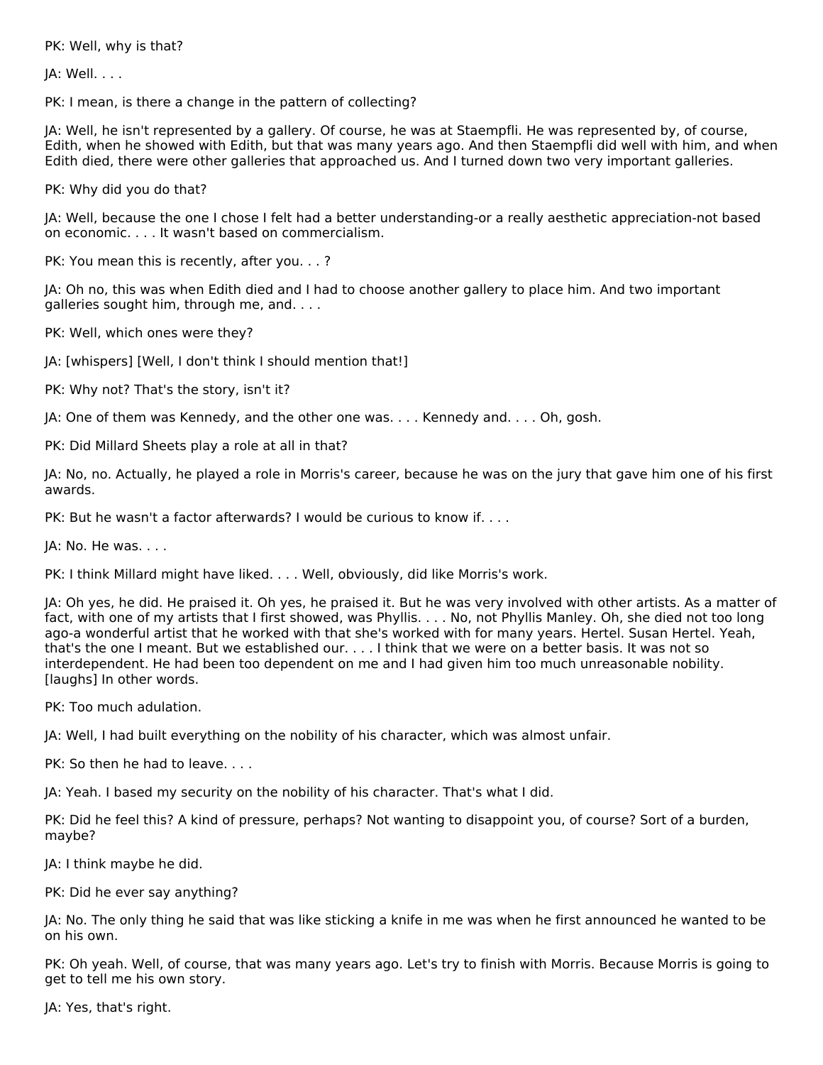PK: Well, why is that?

JA: Well. . . .

PK: I mean, is there a change in the pattern of collecting?

JA: Well, he isn't represented by a gallery. Of course, he was at Staempfli. He was represented by, of course, Edith, when he showed with Edith, but that was many years ago. And then Staempfli did well with him, and when Edith died, there were other galleries that approached us. And I turned down two very important galleries.

PK: Why did you do that?

JA: Well, because the one I chose I felt had a better understanding-or a really aesthetic appreciation-not based on economic. . . . It wasn't based on commercialism.

PK: You mean this is recently, after you. . . ?

JA: Oh no, this was when Edith died and I had to choose another gallery to place him. And two important galleries sought him, through me, and. . . .

PK: Well, which ones were they?

JA: [whispers] [Well, I don't think I should mention that!]

PK: Why not? That's the story, isn't it?

JA: One of them was Kennedy, and the other one was. . . . Kennedy and. . . . Oh, gosh.

PK: Did Millard Sheets play a role at all in that?

JA: No, no. Actually, he played a role in Morris's career, because he was on the jury that gave him one of his first awards.

PK: But he wasn't a factor afterwards? I would be curious to know if. . . .

JA: No. He was. . . .

PK: I think Millard might have liked. . . . Well, obviously, did like Morris's work.

JA: Oh yes, he did. He praised it. Oh yes, he praised it. But he was very involved with other artists. As a matter of fact, with one of my artists that I first showed, was Phyllis. . . . No, not Phyllis Manley. Oh, she died not too long ago-a wonderful artist that he worked with that she's worked with for many years. Hertel. Susan Hertel. Yeah, that's the one I meant. But we established our. . . . I think that we were on a better basis. It was not so interdependent. He had been too dependent on me and I had given him too much unreasonable nobility. [laughs] In other words.

PK: Too much adulation.

JA: Well, I had built everything on the nobility of his character, which was almost unfair.

PK: So then he had to leave. . . .

JA: Yeah. I based my security on the nobility of his character. That's what I did.

PK: Did he feel this? A kind of pressure, perhaps? Not wanting to disappoint you, of course? Sort of a burden, maybe?

JA: I think maybe he did.

PK: Did he ever say anything?

JA: No. The only thing he said that was like sticking a knife in me was when he first announced he wanted to be on his own.

PK: Oh yeah. Well, of course, that was many years ago. Let's try to finish with Morris. Because Morris is going to get to tell me his own story.

JA: Yes, that's right.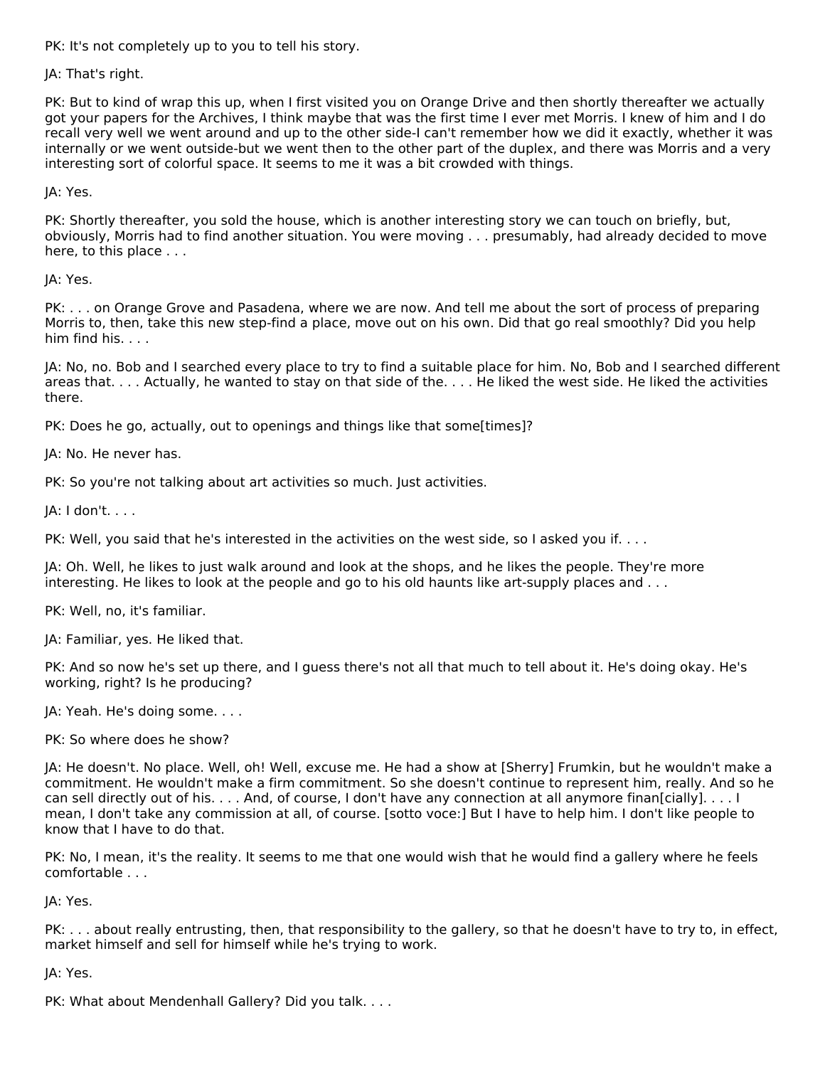PK: It's not completely up to you to tell his story.

JA: That's right.

PK: But to kind of wrap this up, when I first visited you on Orange Drive and then shortly thereafter we actually got your papers for the Archives, I think maybe that was the first time I ever met Morris. I knew of him and I do recall very well we went around and up to the other side-I can't remember how we did it exactly, whether it was internally or we went outside-but we went then to the other part of the duplex, and there was Morris and a very interesting sort of colorful space. It seems to me it was a bit crowded with things.

JA: Yes.

PK: Shortly thereafter, you sold the house, which is another interesting story we can touch on briefly, but, obviously, Morris had to find another situation. You were moving . . . presumably, had already decided to move here, to this place . . .

JA: Yes.

PK: . . . on Orange Grove and Pasadena, where we are now. And tell me about the sort of process of preparing Morris to, then, take this new step-find a place, move out on his own. Did that go real smoothly? Did you help him find his. . . .

JA: No, no. Bob and I searched every place to try to find a suitable place for him. No, Bob and I searched different areas that. . . . Actually, he wanted to stay on that side of the. . . . He liked the west side. He liked the activities there.

PK: Does he go, actually, out to openings and things like that some[times]?

JA: No. He never has.

PK: So you're not talking about art activities so much. Just activities.

JA: I don't. . . .

PK: Well, you said that he's interested in the activities on the west side, so I asked you if. . . .

JA: Oh. Well, he likes to just walk around and look at the shops, and he likes the people. They're more interesting. He likes to look at the people and go to his old haunts like art-supply places and . . .

PK: Well, no, it's familiar.

JA: Familiar, yes. He liked that.

PK: And so now he's set up there, and I guess there's not all that much to tell about it. He's doing okay. He's working, right? Is he producing?

JA: Yeah. He's doing some. . . .

PK: So where does he show?

JA: He doesn't. No place. Well, oh! Well, excuse me. He had a show at [Sherry] Frumkin, but he wouldn't make a commitment. He wouldn't make a firm commitment. So she doesn't continue to represent him, really. And so he can sell directly out of his. . . . And, of course, I don't have any connection at all anymore finan[cially]. . . . I mean, I don't take any commission at all, of course. [sotto voce:] But I have to help him. I don't like people to know that I have to do that.

PK: No, I mean, it's the reality. It seems to me that one would wish that he would find a gallery where he feels comfortable . . .

JA: Yes.

PK: . . . about really entrusting, then, that responsibility to the gallery, so that he doesn't have to try to, in effect, market himself and sell for himself while he's trying to work.

JA: Yes.

PK: What about Mendenhall Gallery? Did you talk. . . .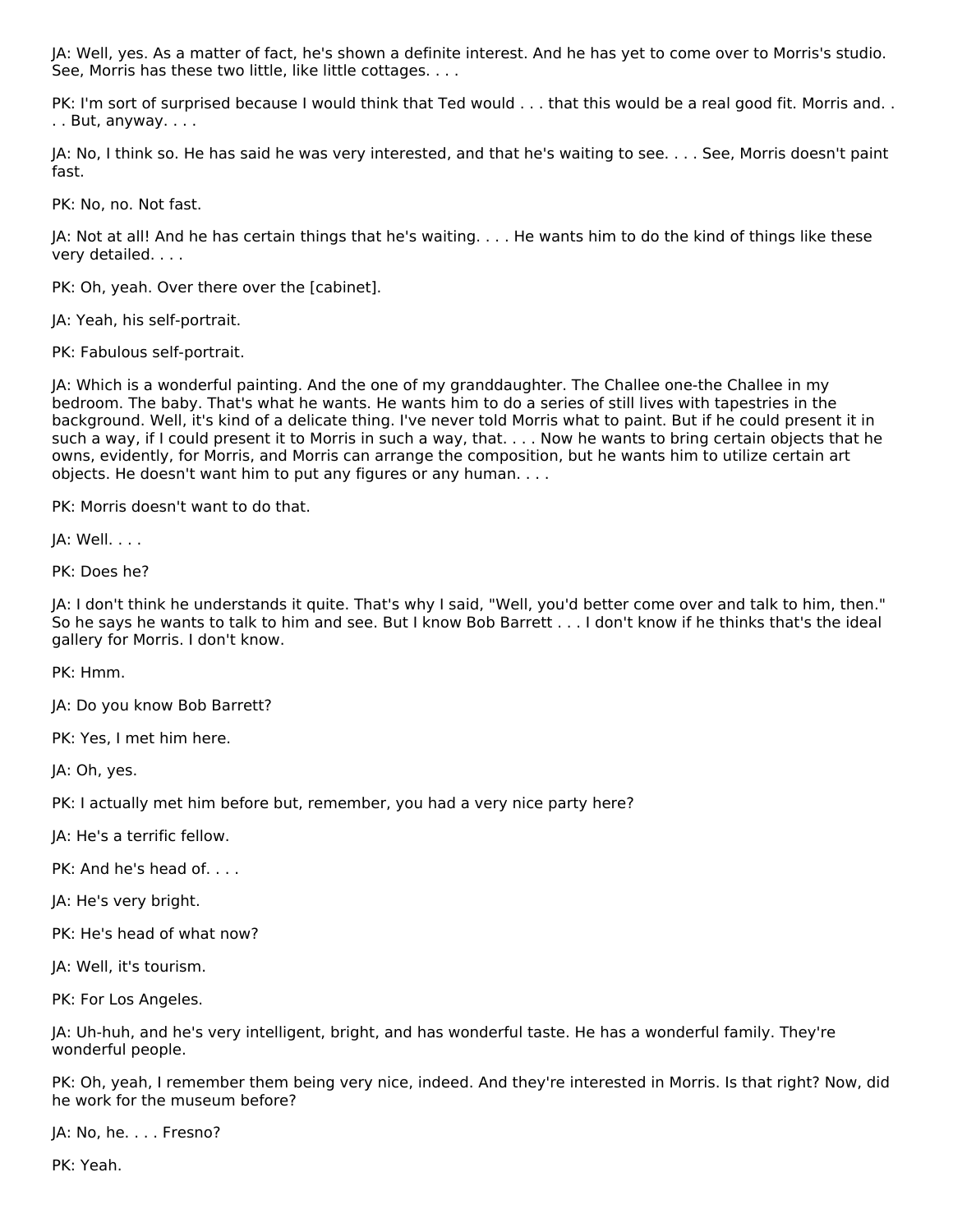JA: Well, yes. As a matter of fact, he's shown a definite interest. And he has yet to come over to Morris's studio. See, Morris has these two little, like little cottages. . . .

PK: I'm sort of surprised because I would think that Ted would . . . that this would be a real good fit. Morris and. . . . But, anyway. . . .

JA: No, I think so. He has said he was very interested, and that he's waiting to see. . . . See, Morris doesn't paint fast.

PK: No, no. Not fast.

JA: Not at all! And he has certain things that he's waiting. . . . He wants him to do the kind of things like these very detailed. . . .

PK: Oh, yeah. Over there over the [cabinet].

JA: Yeah, his self-portrait.

PK: Fabulous self-portrait.

JA: Which is a wonderful painting. And the one of my granddaughter. The Challee one-the Challee in my bedroom. The baby. That's what he wants. He wants him to do a series of still lives with tapestries in the background. Well, it's kind of a delicate thing. I've never told Morris what to paint. But if he could present it in such a way, if I could present it to Morris in such a way, that. . . . Now he wants to bring certain objects that he owns, evidently, for Morris, and Morris can arrange the composition, but he wants him to utilize certain art objects. He doesn't want him to put any figures or any human. . . .

PK: Morris doesn't want to do that.

JA: Well. . . .

PK: Does he?

JA: I don't think he understands it quite. That's why I said, "Well, you'd better come over and talk to him, then." So he says he wants to talk to him and see. But I know Bob Barrett . . . I don't know if he thinks that's the ideal gallery for Morris. I don't know.

PK: Hmm.

JA: Do you know Bob Barrett?

PK: Yes, I met him here.

JA: Oh, yes.

PK: I actually met him before but, remember, you had a very nice party here?

JA: He's a terrific fellow.

PK: And he's head of. . . .

JA: He's very bright.

PK: He's head of what now?

JA: Well, it's tourism.

PK: For Los Angeles.

JA: Uh-huh, and he's very intelligent, bright, and has wonderful taste. He has a wonderful family. They're wonderful people.

PK: Oh, yeah, I remember them being very nice, indeed. And they're interested in Morris. Is that right? Now, did he work for the museum before?

JA: No, he. . . . Fresno?

PK: Yeah.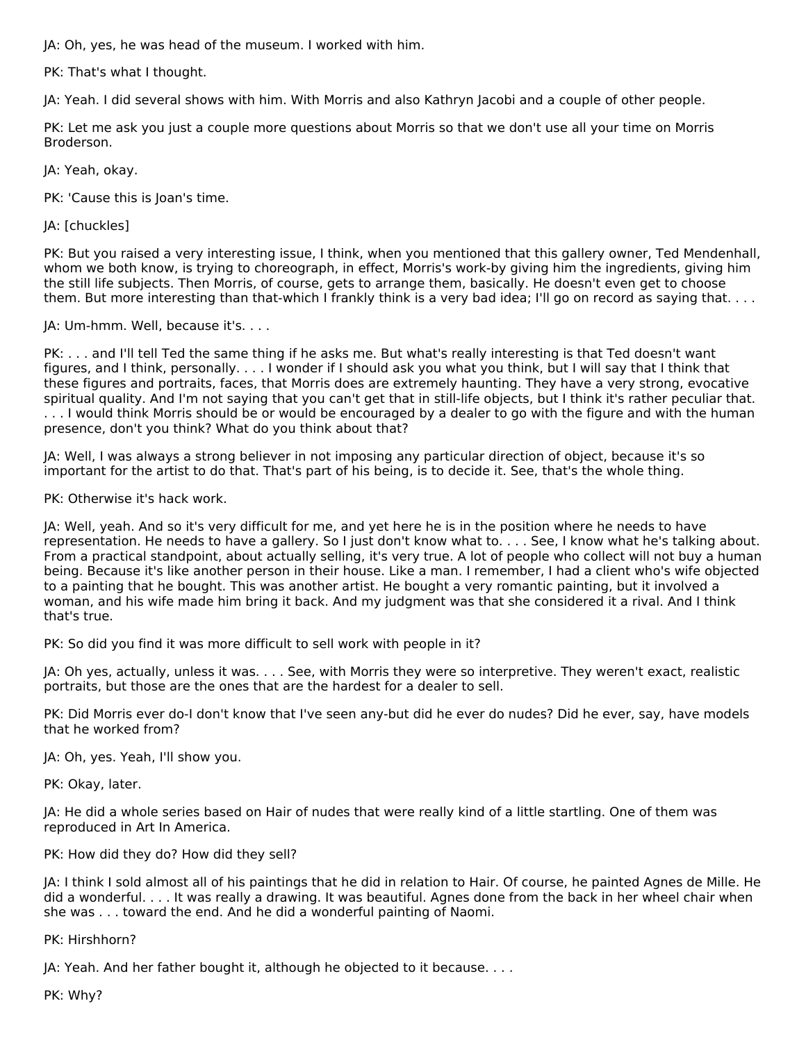JA: Oh, yes, he was head of the museum. I worked with him.

PK: That's what I thought.

JA: Yeah. I did several shows with him. With Morris and also Kathryn Jacobi and a couple of other people.

PK: Let me ask you just a couple more questions about Morris so that we don't use all your time on Morris Broderson.

JA: Yeah, okay.

PK: 'Cause this is Joan's time.

JA: [chuckles]

PK: But you raised a very interesting issue, I think, when you mentioned that this gallery owner, Ted Mendenhall, whom we both know, is trying to choreograph, in effect, Morris's work-by giving him the ingredients, giving him the still life subjects. Then Morris, of course, gets to arrange them, basically. He doesn't even get to choose them. But more interesting than that-which I frankly think is a very bad idea; I'll go on record as saying that. . . .

JA: Um-hmm. Well, because it's. . . .

PK: . . . and I'll tell Ted the same thing if he asks me. But what's really interesting is that Ted doesn't want figures, and I think, personally. . . . I wonder if I should ask you what you think, but I will say that I think that these figures and portraits, faces, that Morris does are extremely haunting. They have a very strong, evocative spiritual quality. And I'm not saying that you can't get that in still-life objects, but I think it's rather peculiar that. . . . I would think Morris should be or would be encouraged by a dealer to go with the figure and with the human presence, don't you think? What do you think about that?

JA: Well, I was always a strong believer in not imposing any particular direction of object, because it's so important for the artist to do that. That's part of his being, is to decide it. See, that's the whole thing.

PK: Otherwise it's hack work.

JA: Well, yeah. And so it's very difficult for me, and yet here he is in the position where he needs to have representation. He needs to have a gallery. So I just don't know what to. . . . See, I know what he's talking about. From a practical standpoint, about actually selling, it's very true. A lot of people who collect will not buy a human being. Because it's like another person in their house. Like a man. I remember, I had a client who's wife objected to a painting that he bought. This was another artist. He bought a very romantic painting, but it involved a woman, and his wife made him bring it back. And my judgment was that she considered it a rival. And I think that's true.

PK: So did you find it was more difficult to sell work with people in it?

JA: Oh yes, actually, unless it was. . . . See, with Morris they were so interpretive. They weren't exact, realistic portraits, but those are the ones that are the hardest for a dealer to sell.

PK: Did Morris ever do-I don't know that I've seen any-but did he ever do nudes? Did he ever, say, have models that he worked from?

JA: Oh, yes. Yeah, I'll show you.

PK: Okay, later.

JA: He did a whole series based on Hair of nudes that were really kind of a little startling. One of them was reproduced in Art In America.

PK: How did they do? How did they sell?

JA: I think I sold almost all of his paintings that he did in relation to Hair. Of course, he painted Agnes de Mille. He did a wonderful. . . . It was really a drawing. It was beautiful. Agnes done from the back in her wheel chair when she was . . . toward the end. And he did a wonderful painting of Naomi.

PK: Hirshhorn?

JA: Yeah. And her father bought it, although he objected to it because. . . .

PK: Why?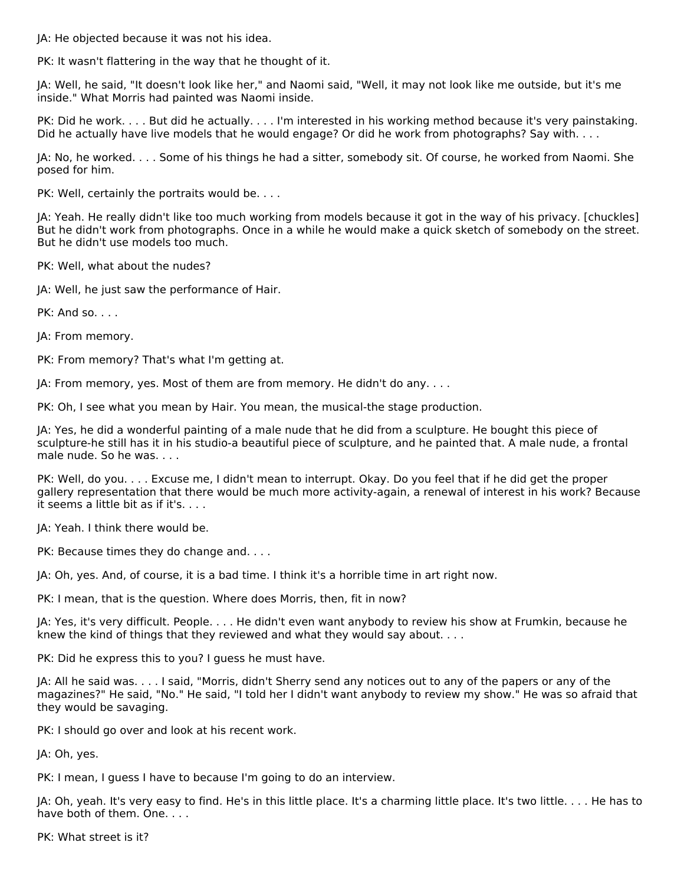JA: He objected because it was not his idea.

PK: It wasn't flattering in the way that he thought of it.

JA: Well, he said, "It doesn't look like her," and Naomi said, "Well, it may not look like me outside, but it's me inside." What Morris had painted was Naomi inside.

PK: Did he work. . . . But did he actually. . . . I'm interested in his working method because it's very painstaking. Did he actually have live models that he would engage? Or did he work from photographs? Say with. . . .

JA: No, he worked. . . . Some of his things he had a sitter, somebody sit. Of course, he worked from Naomi. She posed for him.

PK: Well, certainly the portraits would be. . . .

JA: Yeah. He really didn't like too much working from models because it got in the way of his privacy. [chuckles] But he didn't work from photographs. Once in a while he would make a quick sketch of somebody on the street. But he didn't use models too much.

PK: Well, what about the nudes?

JA: Well, he just saw the performance of Hair.

PK: And so. . . .

JA: From memory.

PK: From memory? That's what I'm getting at.

JA: From memory, yes. Most of them are from memory. He didn't do any. . . .

PK: Oh, I see what you mean by Hair. You mean, the musical-the stage production.

JA: Yes, he did a wonderful painting of a male nude that he did from a sculpture. He bought this piece of sculpture-he still has it in his studio-a beautiful piece of sculpture, and he painted that. A male nude, a frontal male nude. So he was. . . .

PK: Well, do you. . . . Excuse me, I didn't mean to interrupt. Okay. Do you feel that if he did get the proper gallery representation that there would be much more activity-again, a renewal of interest in his work? Because it seems a little bit as if it's. . . .

JA: Yeah. I think there would be.

PK: Because times they do change and. . . .

JA: Oh, yes. And, of course, it is a bad time. I think it's a horrible time in art right now.

PK: I mean, that is the question. Where does Morris, then, fit in now?

JA: Yes, it's very difficult. People. . . . He didn't even want anybody to review his show at Frumkin, because he knew the kind of things that they reviewed and what they would say about. . . .

PK: Did he express this to you? I guess he must have.

JA: All he said was. . . . I said, "Morris, didn't Sherry send any notices out to any of the papers or any of the magazines?" He said, "No." He said, "I told her I didn't want anybody to review my show." He was so afraid that they would be savaging.

PK: I should go over and look at his recent work.

JA: Oh, yes.

PK: I mean, I guess I have to because I'm going to do an interview.

JA: Oh, yeah. It's very easy to find. He's in this little place. It's a charming little place. It's two little. . . . He has to have both of them. One. . . .

PK: What street is it?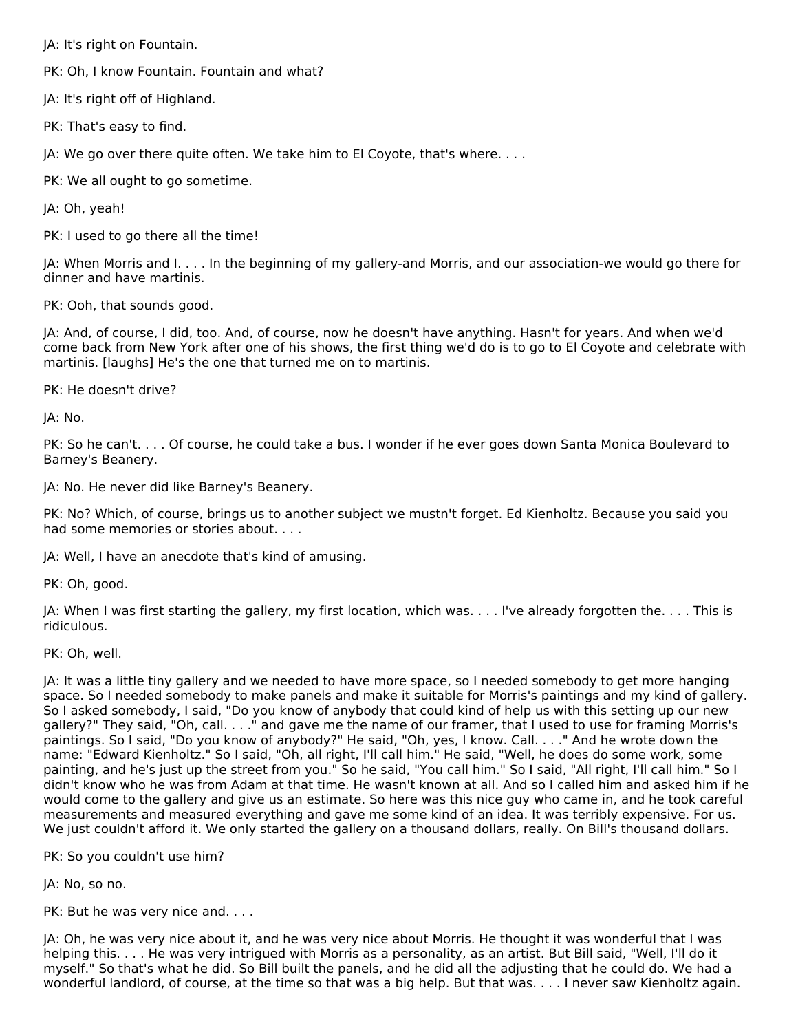JA: It's right on Fountain.

PK: Oh, I know Fountain. Fountain and what?

JA: It's right off of Highland.

PK: That's easy to find.

JA: We go over there quite often. We take him to El Coyote, that's where. . . .

PK: We all ought to go sometime.

JA: Oh, yeah!

PK: I used to go there all the time!

JA: When Morris and I. . . . In the beginning of my gallery-and Morris, and our association-we would go there for dinner and have martinis.

PK: Ooh, that sounds good.

JA: And, of course, I did, too. And, of course, now he doesn't have anything. Hasn't for years. And when we'd come back from New York after one of his shows, the first thing we'd do is to go to El Coyote and celebrate with martinis. [laughs] He's the one that turned me on to martinis.

PK: He doesn't drive?

JA: No.

PK: So he can't. . . . Of course, he could take a bus. I wonder if he ever goes down Santa Monica Boulevard to Barney's Beanery.

JA: No. He never did like Barney's Beanery.

PK: No? Which, of course, brings us to another subject we mustn't forget. Ed Kienholtz. Because you said you had some memories or stories about. . . .

JA: Well, I have an anecdote that's kind of amusing.

PK: Oh, good.

JA: When I was first starting the gallery, my first location, which was. . . . I've already forgotten the. . . . This is ridiculous.

PK: Oh, well.

JA: It was a little tiny gallery and we needed to have more space, so I needed somebody to get more hanging space. So I needed somebody to make panels and make it suitable for Morris's paintings and my kind of gallery. So I asked somebody, I said, "Do you know of anybody that could kind of help us with this setting up our new gallery?" They said, "Oh, call. . . ." and gave me the name of our framer, that I used to use for framing Morris's paintings. So I said, "Do you know of anybody?" He said, "Oh, yes, I know. Call. . . ." And he wrote down the name: "Edward Kienholtz." So I said, "Oh, all right, I'll call him." He said, "Well, he does do some work, some painting, and he's just up the street from you." So he said, "You call him." So I said, "All right, I'll call him." So I didn't know who he was from Adam at that time. He wasn't known at all. And so I called him and asked him if he would come to the gallery and give us an estimate. So here was this nice guy who came in, and he took careful measurements and measured everything and gave me some kind of an idea. It was terribly expensive. For us. We just couldn't afford it. We only started the gallery on a thousand dollars, really. On Bill's thousand dollars.

PK: So you couldn't use him?

JA: No, so no.

PK: But he was very nice and. . . .

JA: Oh, he was very nice about it, and he was very nice about Morris. He thought it was wonderful that I was helping this. . . . He was very intrigued with Morris as a personality, as an artist. But Bill said, "Well, I'll do it myself." So that's what he did. So Bill built the panels, and he did all the adjusting that he could do. We had a wonderful landlord, of course, at the time so that was a big help. But that was. . . . I never saw Kienholtz again.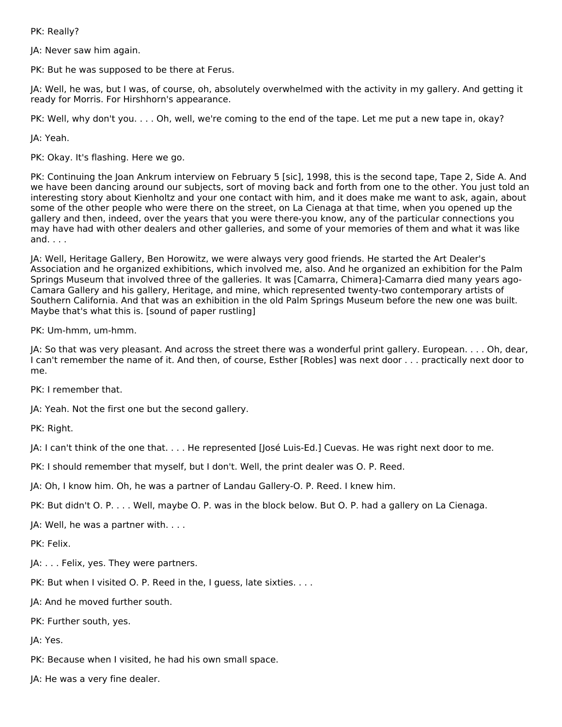PK: Really?

JA: Never saw him again.

PK: But he was supposed to be there at Ferus.

JA: Well, he was, but I was, of course, oh, absolutely overwhelmed with the activity in my gallery. And getting it ready for Morris. For Hirshhorn's appearance.

PK: Well, why don't you. . . . Oh, well, we're coming to the end of the tape. Let me put a new tape in, okay?

JA: Yeah.

PK: Okay. It's flashing. Here we go.

PK: Continuing the Joan Ankrum interview on February 5 [sic], 1998, this is the second tape, Tape 2, Side A. And we have been dancing around our subjects, sort of moving back and forth from one to the other. You just told an interesting story about Kienholtz and your one contact with him, and it does make me want to ask, again, about some of the other people who were there on the street, on La Cienaga at that time, when you opened up the gallery and then, indeed, over the years that you were there-you know, any of the particular connections you may have had with other dealers and other galleries, and some of your memories of them and what it was like and. . . .

JA: Well, Heritage Gallery, Ben Horowitz, we were always very good friends. He started the Art Dealer's Association and he organized exhibitions, which involved me, also. And he organized an exhibition for the Palm Springs Museum that involved three of the galleries. It was [Camarra, Chimera]-Camarra died many years ago-Camara Gallery and his gallery, Heritage, and mine, which represented twenty-two contemporary artists of Southern California. And that was an exhibition in the old Palm Springs Museum before the new one was built. Maybe that's what this is. [sound of paper rustling]

PK: Um-hmm, um-hmm.

JA: So that was very pleasant. And across the street there was a wonderful print gallery. European. . . . Oh, dear, I can't remember the name of it. And then, of course, Esther [Robles] was next door . . . practically next door to me.

PK: I remember that.

JA: Yeah. Not the first one but the second gallery.

PK: Right.

JA: I can't think of the one that. . . . He represented [José Luis-Ed.] Cuevas. He was right next door to me.

PK: I should remember that myself, but I don't. Well, the print dealer was O. P. Reed.

JA: Oh, I know him. Oh, he was a partner of Landau Gallery-O. P. Reed. I knew him.

PK: But didn't O. P. . . . Well, maybe O. P. was in the block below. But O. P. had a gallery on La Cienaga.

JA: Well, he was a partner with. . . .

PK: Felix.

JA: . . . Felix, yes. They were partners.

PK: But when I visited O. P. Reed in the, I guess, late sixties. . . .

JA: And he moved further south.

PK: Further south, yes.

JA: Yes.

PK: Because when I visited, he had his own small space.

JA: He was a very fine dealer.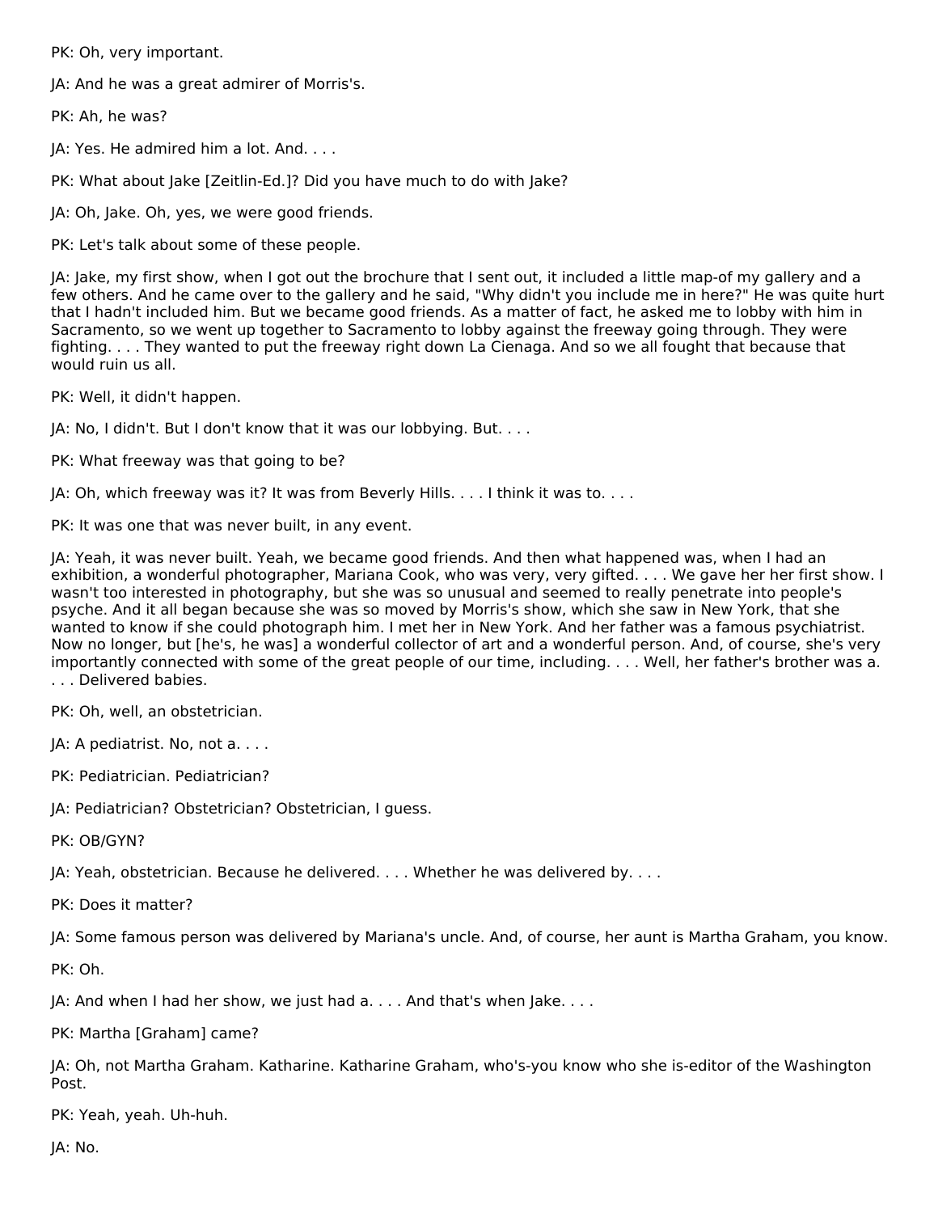PK: Oh, very important.

JA: And he was a great admirer of Morris's.

PK: Ah, he was?

JA: Yes. He admired him a lot. And. . . .

PK: What about Jake [Zeitlin-Ed.]? Did you have much to do with Jake?

JA: Oh, Jake. Oh, yes, we were good friends.

PK: Let's talk about some of these people.

JA: Jake, my first show, when I got out the brochure that I sent out, it included a little map-of my gallery and a few others. And he came over to the gallery and he said, "Why didn't you include me in here?" He was quite hurt that I hadn't included him. But we became good friends. As a matter of fact, he asked me to lobby with him in Sacramento, so we went up together to Sacramento to lobby against the freeway going through. They were fighting. . . . They wanted to put the freeway right down La Cienaga. And so we all fought that because that would ruin us all.

PK: Well, it didn't happen.

JA: No, I didn't. But I don't know that it was our lobbying. But. . . .

PK: What freeway was that going to be?

JA: Oh, which freeway was it? It was from Beverly Hills. . . . I think it was to. . . .

PK: It was one that was never built, in any event.

JA: Yeah, it was never built. Yeah, we became good friends. And then what happened was, when I had an exhibition, a wonderful photographer, Mariana Cook, who was very, very gifted. . . . We gave her her first show. I wasn't too interested in photography, but she was so unusual and seemed to really penetrate into people's psyche. And it all began because she was so moved by Morris's show, which she saw in New York, that she wanted to know if she could photograph him. I met her in New York. And her father was a famous psychiatrist. Now no longer, but [he's, he was] a wonderful collector of art and a wonderful person. And, of course, she's very importantly connected with some of the great people of our time, including. . . . Well, her father's brother was a. . . . Delivered babies.

PK: Oh, well, an obstetrician.

JA: A pediatrist. No, not a. . . .

PK: Pediatrician. Pediatrician?

JA: Pediatrician? Obstetrician? Obstetrician, I guess.

PK: OB/GYN?

JA: Yeah, obstetrician. Because he delivered. . . . Whether he was delivered by. . . .

PK: Does it matter?

JA: Some famous person was delivered by Mariana's uncle. And, of course, her aunt is Martha Graham, you know.

PK: Oh.

JA: And when I had her show, we just had a. . . . And that's when Jake. . . .

PK: Martha [Graham] came?

JA: Oh, not Martha Graham. Katharine. Katharine Graham, who's-you know who she is-editor of the Washington Post.

PK: Yeah, yeah. Uh-huh.

JA: No.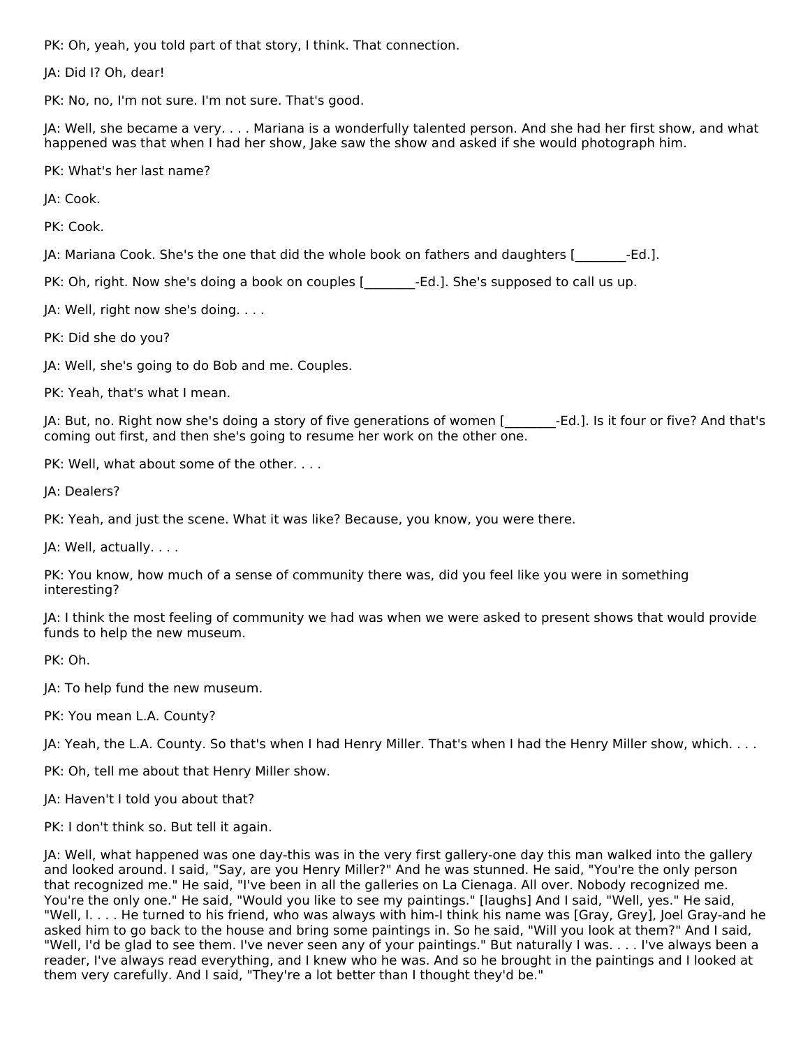PK: Oh, yeah, you told part of that story, I think. That connection.

JA: Did I? Oh, dear!

PK: No, no, I'm not sure. I'm not sure. That's good.

JA: Well, she became a very. . . . Mariana is a wonderfully talented person. And she had her first show, and what happened was that when I had her show, Jake saw the show and asked if she would photograph him.

PK: What's her last name?

JA: Cook.

PK: Cook.

JA: Mariana Cook. She's the one that did the whole book on fathers and daughters [________-Ed.].

PK: Oh, right. Now she's doing a book on couples [________-Ed.]. She's supposed to call us up.

JA: Well, right now she's doing. . . .

PK: Did she do you?

JA: Well, she's going to do Bob and me. Couples.

PK: Yeah, that's what I mean.

JA: But, no. Right now she's doing a story of five generations of women [________-Ed.]. Is it four or five? And that's coming out first, and then she's going to resume her work on the other one.

PK: Well, what about some of the other. . . .

JA: Dealers?

PK: Yeah, and just the scene. What it was like? Because, you know, you were there.

JA: Well, actually. . . .

PK: You know, how much of a sense of community there was, did you feel like you were in something interesting?

JA: I think the most feeling of community we had was when we were asked to present shows that would provide funds to help the new museum.

PK: Oh.

JA: To help fund the new museum.

PK: You mean L.A. County?

JA: Yeah, the L.A. County. So that's when I had Henry Miller. That's when I had the Henry Miller show, which. . . .

PK: Oh, tell me about that Henry Miller show.

JA: Haven't I told you about that?

PK: I don't think so. But tell it again.

JA: Well, what happened was one day-this was in the very first gallery-one day this man walked into the gallery and looked around. I said, "Say, are you Henry Miller?" And he was stunned. He said, "You're the only person that recognized me." He said, "I've been in all the galleries on La Cienaga. All over. Nobody recognized me. You're the only one." He said, "Would you like to see my paintings." [laughs] And I said, "Well, yes." He said, "Well, I. . . . He turned to his friend, who was always with him-I think his name was [Gray, Grey], Joel Gray-and he asked him to go back to the house and bring some paintings in. So he said, "Will you look at them?" And I said, "Well, I'd be glad to see them. I've never seen any of your paintings." But naturally I was. . . . I've always been a reader, I've always read everything, and I knew who he was. And so he brought in the paintings and I looked at them very carefully. And I said, "They're a lot better than I thought they'd be."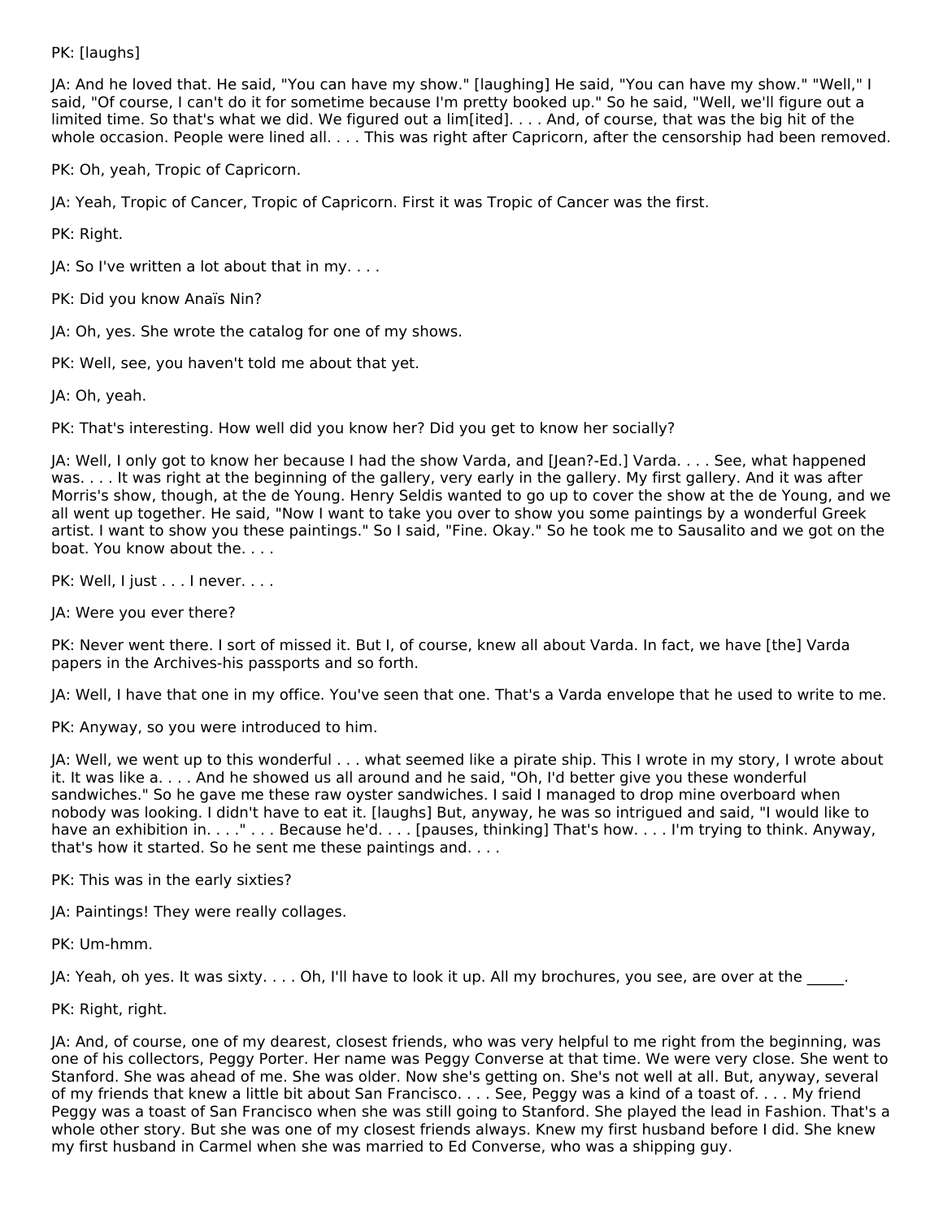PK: [laughs]

JA: And he loved that. He said, "You can have my show." [laughing] He said, "You can have my show." "Well," I said, "Of course, I can't do it for sometime because I'm pretty booked up." So he said, "Well, we'll figure out a limited time. So that's what we did. We figured out a lim[ited]. . . . And, of course, that was the big hit of the whole occasion. People were lined all. . . . This was right after Capricorn, after the censorship had been removed.

PK: Oh, yeah, Tropic of Capricorn.

JA: Yeah, Tropic of Cancer, Tropic of Capricorn. First it was Tropic of Cancer was the first.

PK: Right.

JA: So I've written a lot about that in my. . . .

PK: Did you know Anaïs Nin?

JA: Oh, yes. She wrote the catalog for one of my shows.

PK: Well, see, you haven't told me about that yet.

JA: Oh, yeah.

PK: That's interesting. How well did you know her? Did you get to know her socially?

JA: Well, I only got to know her because I had the show Varda, and [Jean?-Ed.] Varda. . . . See, what happened was. . . . It was right at the beginning of the gallery, very early in the gallery. My first gallery. And it was after Morris's show, though, at the de Young. Henry Seldis wanted to go up to cover the show at the de Young, and we all went up together. He said, "Now I want to take you over to show you some paintings by a wonderful Greek artist. I want to show you these paintings." So I said, "Fine. Okay." So he took me to Sausalito and we got on the boat. You know about the. . . .

PK: Well, I just . . . I never. . . .

JA: Were you ever there?

PK: Never went there. I sort of missed it. But I, of course, knew all about Varda. In fact, we have [the] Varda papers in the Archives-his passports and so forth.

JA: Well, I have that one in my office. You've seen that one. That's a Varda envelope that he used to write to me.

PK: Anyway, so you were introduced to him.

JA: Well, we went up to this wonderful . . . what seemed like a pirate ship. This I wrote in my story, I wrote about it. It was like a. . . . And he showed us all around and he said, "Oh, I'd better give you these wonderful sandwiches." So he gave me these raw oyster sandwiches. I said I managed to drop mine overboard when nobody was looking. I didn't have to eat it. [laughs] But, anyway, he was so intrigued and said, "I would like to have an exhibition in. . . ." . . . Because he'd. . . . [pauses, thinking] That's how. . . . I'm trying to think. Anyway, that's how it started. So he sent me these paintings and. . . .

PK: This was in the early sixties?

JA: Paintings! They were really collages.

PK: Um-hmm.

JA: Yeah, oh yes. It was sixty. . . . Oh, I'll have to look it up. All my brochures, you see, are over at the _____.

PK: Right, right.

JA: And, of course, one of my dearest, closest friends, who was very helpful to me right from the beginning, was one of his collectors, Peggy Porter. Her name was Peggy Converse at that time. We were very close. She went to Stanford. She was ahead of me. She was older. Now she's getting on. She's not well at all. But, anyway, several of my friends that knew a little bit about San Francisco. . . . See, Peggy was a kind of a toast of. . . . My friend Peggy was a toast of San Francisco when she was still going to Stanford. She played the lead in Fashion. That's a whole other story. But she was one of my closest friends always. Knew my first husband before I did. She knew my first husband in Carmel when she was married to Ed Converse, who was a shipping guy.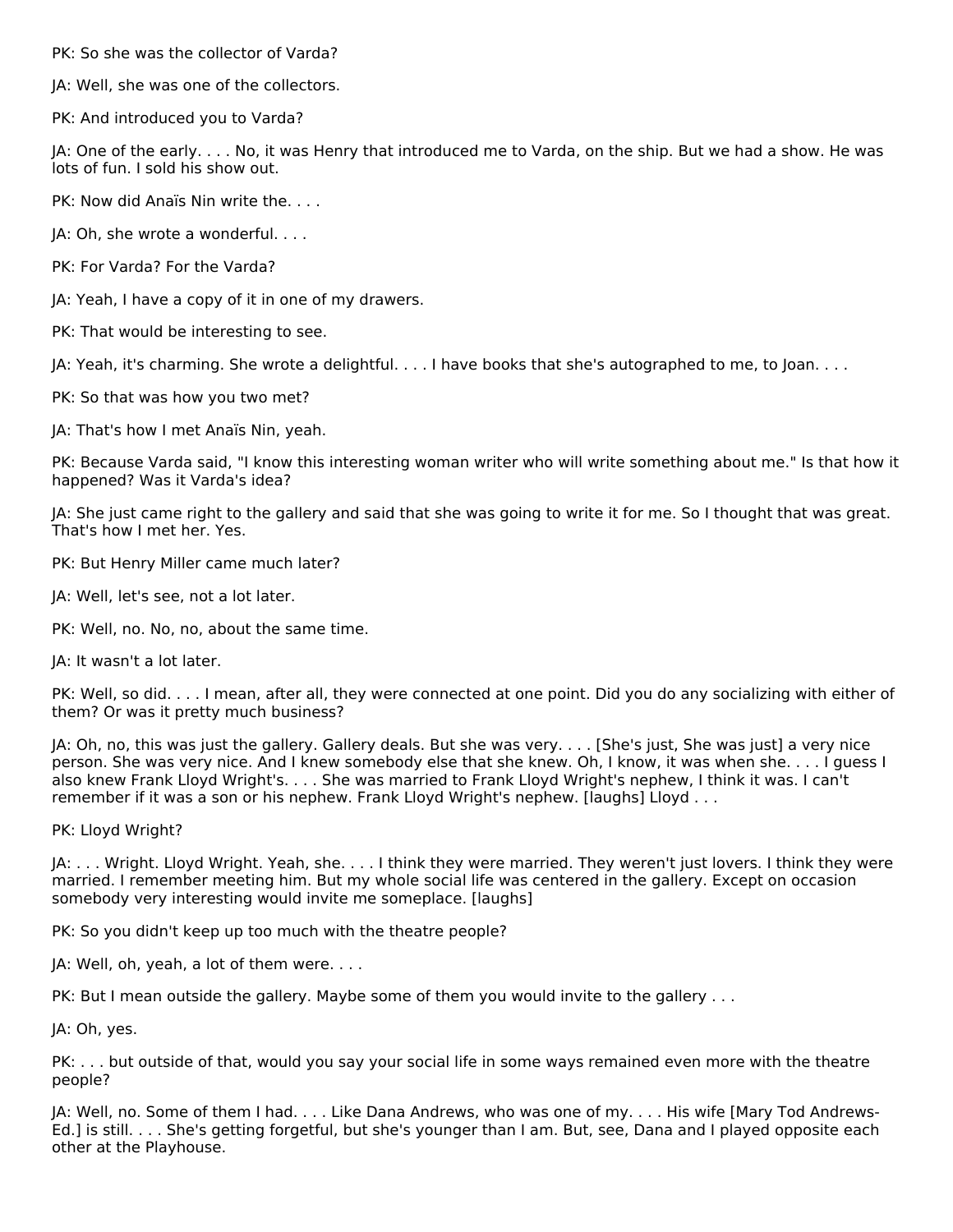PK: So she was the collector of Varda?

JA: Well, she was one of the collectors.

PK: And introduced you to Varda?

JA: One of the early. . . . No, it was Henry that introduced me to Varda, on the ship. But we had a show. He was lots of fun. I sold his show out.

PK: Now did Anaïs Nin write the. . . .

JA: Oh, she wrote a wonderful. . . .

PK: For Varda? For the Varda?

JA: Yeah, I have a copy of it in one of my drawers.

PK: That would be interesting to see.

JA: Yeah, it's charming. She wrote a delightful. . . . I have books that she's autographed to me, to Joan. . . .

PK: So that was how you two met?

JA: That's how I met Anaïs Nin, yeah.

PK: Because Varda said, "I know this interesting woman writer who will write something about me." Is that how it happened? Was it Varda's idea?

JA: She just came right to the gallery and said that she was going to write it for me. So I thought that was great. That's how I met her. Yes.

PK: But Henry Miller came much later?

JA: Well, let's see, not a lot later.

PK: Well, no. No, no, about the same time.

JA: It wasn't a lot later.

PK: Well, so did. . . . I mean, after all, they were connected at one point. Did you do any socializing with either of them? Or was it pretty much business?

JA: Oh, no, this was just the gallery. Gallery deals. But she was very. . . . [She's just, She was just] a very nice person. She was very nice. And I knew somebody else that she knew. Oh, I know, it was when she. . . . I guess I also knew Frank Lloyd Wright's. . . . She was married to Frank Lloyd Wright's nephew, I think it was. I can't remember if it was a son or his nephew. Frank Lloyd Wright's nephew. [laughs] Lloyd . . .

PK: Lloyd Wright?

JA: . . . Wright. Lloyd Wright. Yeah, she. . . . I think they were married. They weren't just lovers. I think they were married. I remember meeting him. But my whole social life was centered in the gallery. Except on occasion somebody very interesting would invite me someplace. [laughs]

PK: So you didn't keep up too much with the theatre people?

JA: Well, oh, yeah, a lot of them were. . . .

PK: But I mean outside the gallery. Maybe some of them you would invite to the gallery . . .

JA: Oh, yes.

PK: . . . but outside of that, would you say your social life in some ways remained even more with the theatre people?

JA: Well, no. Some of them I had. . . . Like Dana Andrews, who was one of my. . . . His wife [Mary Tod Andrews-Ed.] is still. . . . She's getting forgetful, but she's younger than I am. But, see, Dana and I played opposite each other at the Playhouse.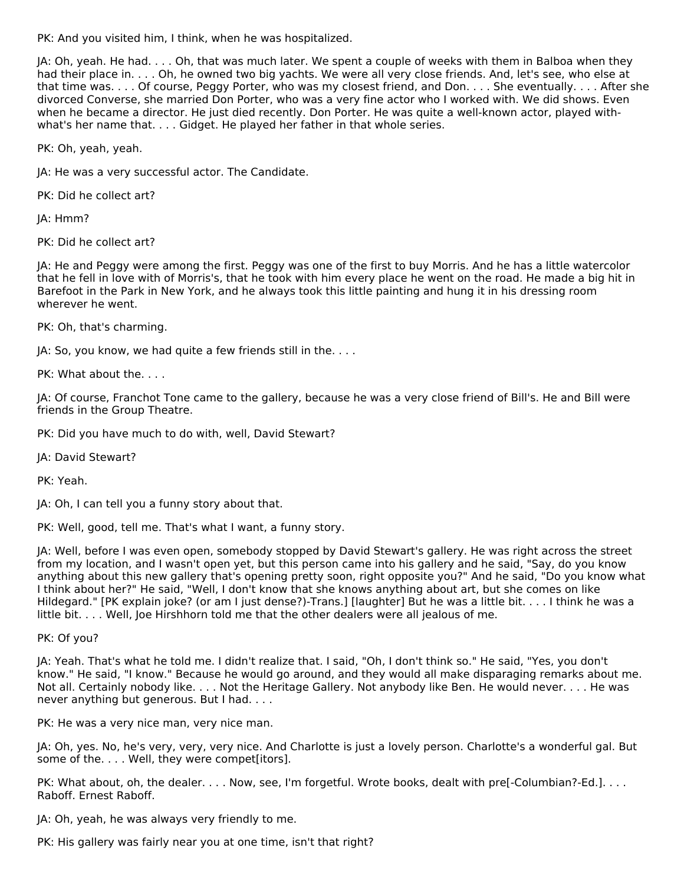PK: And you visited him, I think, when he was hospitalized.

JA: Oh, yeah. He had. . . . Oh, that was much later. We spent a couple of weeks with them in Balboa when they had their place in. . . . Oh, he owned two big yachts. We were all very close friends. And, let's see, who else at that time was. . . . Of course, Peggy Porter, who was my closest friend, and Don. . . . She eventually. . . . After she divorced Converse, she married Don Porter, who was a very fine actor who I worked with. We did shows. Even when he became a director. He just died recently. Don Porter. He was quite a well-known actor, played with-what's her name that. . . . Gidget. He played her father in that whole series.

PK: Oh, yeah, yeah.

JA: He was a very successful actor. The Candidate.

PK: Did he collect art?

JA: Hmm?

PK: Did he collect art?

JA: He and Peggy were among the first. Peggy was one of the first to buy Morris. And he has a little watercolor that he fell in love with of Morris's, that he took with him every place he went on the road. He made a big hit in Barefoot in the Park in New York, and he always took this little painting and hung it in his dressing room wherever he went.

PK: Oh, that's charming.

JA: So, you know, we had quite a few friends still in the. . . .

PK: What about the. . . .

JA: Of course, Franchot Tone came to the gallery, because he was a very close friend of Bill's. He and Bill were friends in the Group Theatre.

PK: Did you have much to do with, well, David Stewart?

JA: David Stewart?

PK: Yeah.

JA: Oh, I can tell you a funny story about that.

PK: Well, good, tell me. That's what I want, a funny story.

JA: Well, before I was even open, somebody stopped by David Stewart's gallery. He was right across the street from my location, and I wasn't open yet, but this person came into his gallery and he said, "Say, do you know anything about this new gallery that's opening pretty soon, right opposite you?" And he said, "Do you know what I think about her?" He said, "Well, I don't know that she knows anything about art, but she comes on like Hildegard." [PK explain joke? (or am I just dense?)-Trans.] [laughter] But he was a little bit. . . . I think he was a little bit. . . . Well, Joe Hirshhorn told me that the other dealers were all jealous of me.

PK: Of you?

JA: Yeah. That's what he told me. I didn't realize that. I said, "Oh, I don't think so." He said, "Yes, you don't know." He said, "I know." Because he would go around, and they would all make disparaging remarks about me. Not all. Certainly nobody like. . . . Not the Heritage Gallery. Not anybody like Ben. He would never. . . . He was never anything but generous. But I had. . . .

PK: He was a very nice man, very nice man.

JA: Oh, yes. No, he's very, very, very nice. And Charlotte is just a lovely person. Charlotte's a wonderful gal. But some of the. . . . Well, they were compet[itors].

PK: What about, oh, the dealer. . . . Now, see, I'm forgetful. Wrote books, dealt with pre[-Columbian?-Ed.]. . . . Raboff. Ernest Raboff.

JA: Oh, yeah, he was always very friendly to me.

PK: His gallery was fairly near you at one time, isn't that right?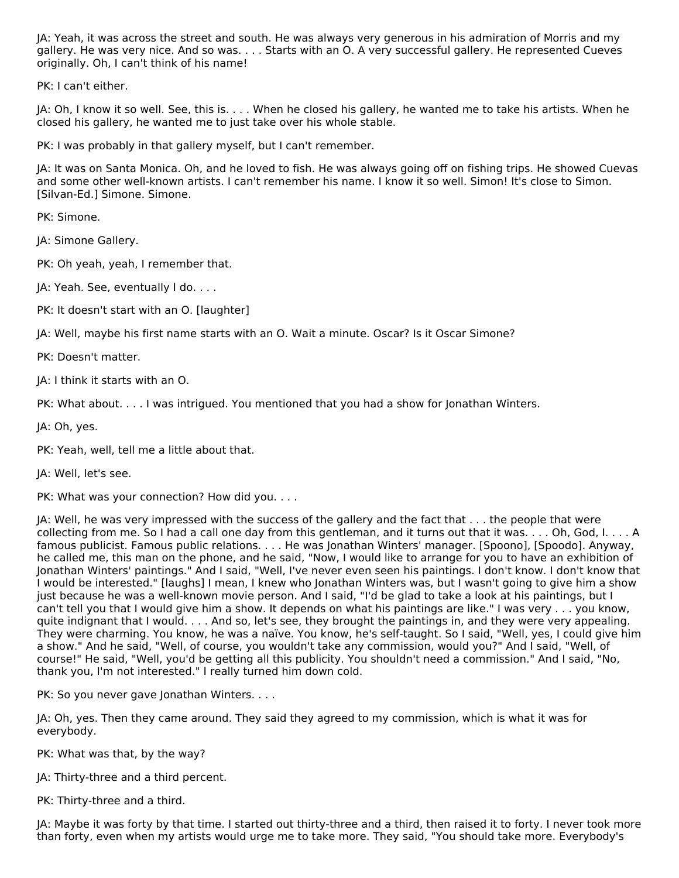JA: Yeah, it was across the street and south. He was always very generous in his admiration of Morris and my gallery. He was very nice. And so was. . . . Starts with an O. A very successful gallery. He represented Cueves originally. Oh, I can't think of his name!

PK: I can't either.

JA: Oh, I know it so well. See, this is. . . . When he closed his gallery, he wanted me to take his artists. When he closed his gallery, he wanted me to just take over his whole stable.

PK: I was probably in that gallery myself, but I can't remember.

JA: It was on Santa Monica. Oh, and he loved to fish. He was always going off on fishing trips. He showed Cuevas and some other well-known artists. I can't remember his name. I know it so well. Simon! It's close to Simon. [Silvan-Ed.] Simone. Simone.

PK: Simone.

JA: Simone Gallery.

PK: Oh yeah, yeah, I remember that.

JA: Yeah. See, eventually I do. . . .

PK: It doesn't start with an O. [laughter]

JA: Well, maybe his first name starts with an O. Wait a minute. Oscar? Is it Oscar Simone?

PK: Doesn't matter.

JA: I think it starts with an O.

PK: What about. . . . I was intrigued. You mentioned that you had a show for Jonathan Winters.

JA: Oh, yes.

PK: Yeah, well, tell me a little about that.

JA: Well, let's see.

PK: What was your connection? How did you. . . .

JA: Well, he was very impressed with the success of the gallery and the fact that . . . the people that were collecting from me. So I had a call one day from this gentleman, and it turns out that it was. . . . Oh, God, I. . . . A famous publicist. Famous public relations. . . . He was Jonathan Winters' manager. [Spoono], [Spoodo]. Anyway, he called me, this man on the phone, and he said, "Now, I would like to arrange for you to have an exhibition of Jonathan Winters' paintings." And I said, "Well, I've never even seen his paintings. I don't know. I don't know that I would be interested." [laughs] I mean, I knew who Jonathan Winters was, but I wasn't going to give him a show just because he was a well-known movie person. And I said, "I'd be glad to take a look at his paintings, but I can't tell you that I would give him a show. It depends on what his paintings are like." I was very . . . you know, quite indignant that I would. . . . And so, let's see, they brought the paintings in, and they were very appealing. They were charming. You know, he was a naïve. You know, he's self-taught. So I said, "Well, yes, I could give him a show." And he said, "Well, of course, you wouldn't take any commission, would you?" And I said, "Well, of course!" He said, "Well, you'd be getting all this publicity. You shouldn't need a commission." And I said, "No, thank you, I'm not interested." I really turned him down cold.

PK: So you never gave Jonathan Winters. . . .

JA: Oh, yes. Then they came around. They said they agreed to my commission, which is what it was for everybody.

PK: What was that, by the way?

JA: Thirty-three and a third percent.

PK: Thirty-three and a third.

JA: Maybe it was forty by that time. I started out thirty-three and a third, then raised it to forty. I never took more than forty, even when my artists would urge me to take more. They said, "You should take more. Everybody's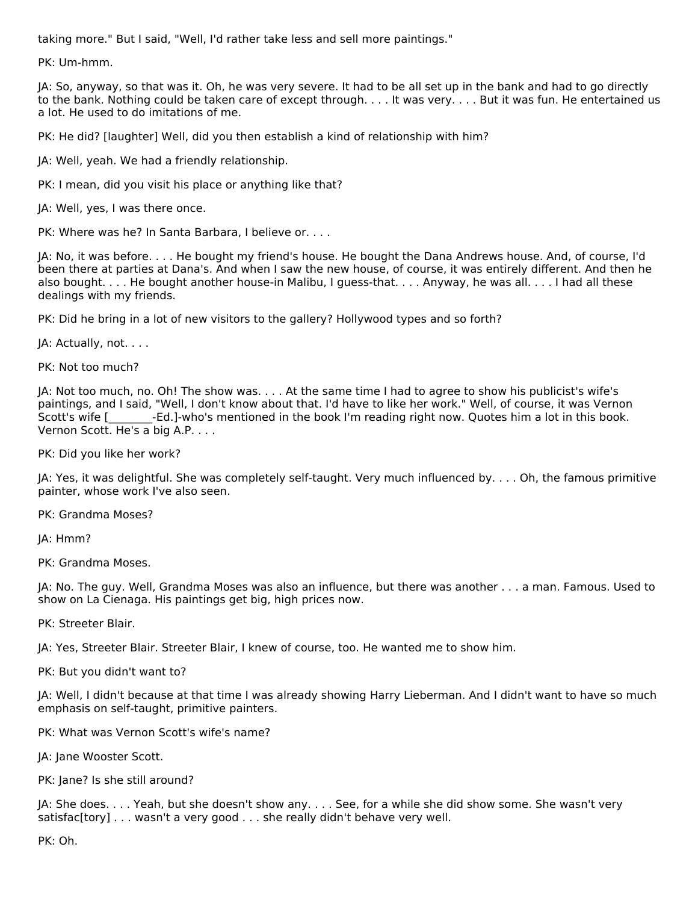taking more." But I said, "Well, I'd rather take less and sell more paintings."

PK: Um-hmm.

JA: So, anyway, so that was it. Oh, he was very severe. It had to be all set up in the bank and had to go directly to the bank. Nothing could be taken care of except through. . . . It was very. . . . But it was fun. He entertained us a lot. He used to do imitations of me.

PK: He did? [laughter] Well, did you then establish a kind of relationship with him?

JA: Well, yeah. We had a friendly relationship.

PK: I mean, did you visit his place or anything like that?

JA: Well, yes, I was there once.

PK: Where was he? In Santa Barbara, I believe or. . . .

JA: No, it was before. . . . He bought my friend's house. He bought the Dana Andrews house. And, of course, I'd been there at parties at Dana's. And when I saw the new house, of course, it was entirely different. And then he also bought. . . . He bought another house-in Malibu, I guess-that. . . . Anyway, he was all. . . . I had all these dealings with my friends.

PK: Did he bring in a lot of new visitors to the gallery? Hollywood types and so forth?

JA: Actually, not. . . .

PK: Not too much?

JA: Not too much, no. Oh! The show was. . . . At the same time I had to agree to show his publicist's wife's paintings, and I said, "Well, I don't know about that. I'd have to like her work." Well, of course, it was Vernon Scott's wife [________-Ed.]-who's mentioned in the book I'm reading right now. Quotes him a lot in this book. Vernon Scott. He's a big A.P. . . .

PK: Did you like her work?

JA: Yes, it was delightful. She was completely self-taught. Very much influenced by. . . . Oh, the famous primitive painter, whose work I've also seen.

PK: Grandma Moses?

JA: Hmm?

PK: Grandma Moses.

JA: No. The guy. Well, Grandma Moses was also an influence, but there was another . . . a man. Famous. Used to show on La Cienaga. His paintings get big, high prices now.

PK: Streeter Blair.

JA: Yes, Streeter Blair. Streeter Blair, I knew of course, too. He wanted me to show him.

PK: But you didn't want to?

JA: Well, I didn't because at that time I was already showing Harry Lieberman. And I didn't want to have so much emphasis on self-taught, primitive painters.

PK: What was Vernon Scott's wife's name?

JA: Jane Wooster Scott.

PK: Jane? Is she still around?

JA: She does. . . . Yeah, but she doesn't show any. . . . See, for a while she did show some. She wasn't very satisfac[tory] . . . wasn't a very good . . . she really didn't behave very well.

PK: Oh.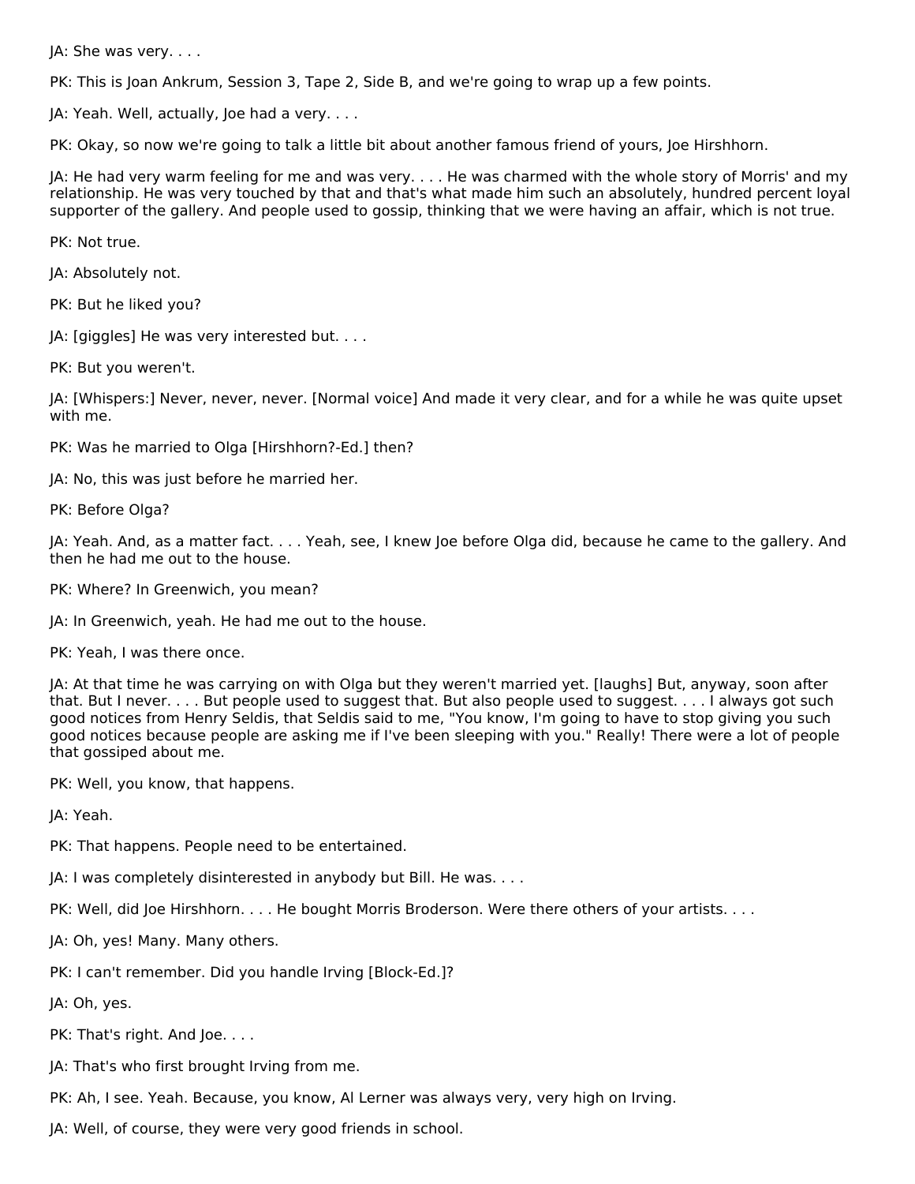JA: She was very. . . .

PK: This is Joan Ankrum, Session 3, Tape 2, Side B, and we're going to wrap up a few points.

JA: Yeah. Well, actually, Joe had a very. . . .

PK: Okay, so now we're going to talk a little bit about another famous friend of yours, Joe Hirshhorn.

JA: He had very warm feeling for me and was very. . . . He was charmed with the whole story of Morris' and my relationship. He was very touched by that and that's what made him such an absolutely, hundred percent loyal supporter of the gallery. And people used to gossip, thinking that we were having an affair, which is not true.

PK: Not true.

JA: Absolutely not.

PK: But he liked you?

JA: [giggles] He was very interested but. . . .

PK: But you weren't.

JA: [Whispers:] Never, never, never. [Normal voice] And made it very clear, and for a while he was quite upset with me.

PK: Was he married to Olga [Hirshhorn?-Ed.] then?

JA: No, this was just before he married her.

PK: Before Olga?

JA: Yeah. And, as a matter fact. . . . Yeah, see, I knew Joe before Olga did, because he came to the gallery. And then he had me out to the house.

PK: Where? In Greenwich, you mean?

JA: In Greenwich, yeah. He had me out to the house.

PK: Yeah, I was there once.

JA: At that time he was carrying on with Olga but they weren't married yet. [laughs] But, anyway, soon after that. But I never. . . . But people used to suggest that. But also people used to suggest. . . . I always got such good notices from Henry Seldis, that Seldis said to me, "You know, I'm going to have to stop giving you such good notices because people are asking me if I've been sleeping with you." Really! There were a lot of people that gossiped about me.

PK: Well, you know, that happens.

JA: Yeah.

PK: That happens. People need to be entertained.

JA: I was completely disinterested in anybody but Bill. He was. . . .

PK: Well, did Joe Hirshhorn. . . . He bought Morris Broderson. Were there others of your artists. . . .

JA: Oh, yes! Many. Many others.

PK: I can't remember. Did you handle Irving [Block-Ed.]?

JA: Oh, yes.

PK: That's right. And Joe. . . .

JA: That's who first brought Irving from me.

PK: Ah, I see. Yeah. Because, you know, Al Lerner was always very, very high on Irving.

JA: Well, of course, they were very good friends in school.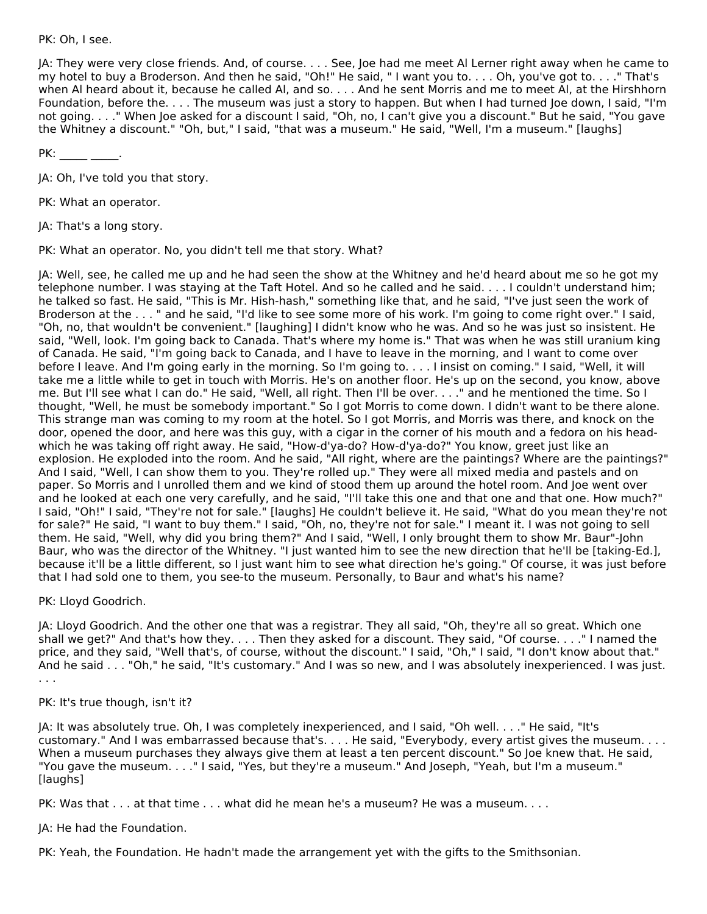PK: Oh, I see.

JA: They were very close friends. And, of course. . . . See, Joe had me meet Al Lerner right away when he came to my hotel to buy a Broderson. And then he said, "Oh!" He said, " I want you to. . . . Oh, you've got to. . . ." That's when Al heard about it, because he called Al, and so. . . . And he sent Morris and me to meet Al, at the Hirshhorn Foundation, before the. . . . The museum was just a story to happen. But when I had turned Joe down, I said, "I'm not going. . . ." When Joe asked for a discount I said, "Oh, no, I can't give you a discount." But he said, "You gave the Whitney a discount." "Oh, but," I said, "that was a museum." He said, "Well, I'm a museum." [laughs]

PK: _____ _____.

JA: Oh, I've told you that story.

PK: What an operator.

JA: That's a long story.

PK: What an operator. No, you didn't tell me that story. What?

JA: Well, see, he called me up and he had seen the show at the Whitney and he'd heard about me so he got my telephone number. I was staying at the Taft Hotel. And so he called and he said. . . . I couldn't understand him; he talked so fast. He said, "This is Mr. Hish-hash," something like that, and he said, "I've just seen the work of Broderson at the . . . " and he said, "I'd like to see some more of his work. I'm going to come right over." I said, "Oh, no, that wouldn't be convenient." [laughing] I didn't know who he was. And so he was just so insistent. He said, "Well, look. I'm going back to Canada. That's where my home is." That was when he was still uranium king of Canada. He said, "I'm going back to Canada, and I have to leave in the morning, and I want to come over before I leave. And I'm going early in the morning. So I'm going to. . . . I insist on coming." I said, "Well, it will take me a little while to get in touch with Morris. He's on another floor. He's up on the second, you know, above me. But I'll see what I can do." He said, "Well, all right. Then I'll be over. . . ." and he mentioned the time. So I thought, "Well, he must be somebody important." So I got Morris to come down. I didn't want to be there alone. This strange man was coming to my room at the hotel. So I got Morris, and Morris was there, and knock on the door, opened the door, and here was this guy, with a cigar in the corner of his mouth and a fedora on his head-which he was taking off right away. He said, "How-d'ya-do? How-d'ya-do?" You know, greet just like an explosion. He exploded into the room. And he said, "All right, where are the paintings? Where are the paintings?" And I said, "Well, I can show them to you. They're rolled up." They were all mixed media and pastels and on paper. So Morris and I unrolled them and we kind of stood them up around the hotel room. And Joe went over and he looked at each one very carefully, and he said, "I'll take this one and that one and that one. How much?" I said, "Oh!" I said, "They're not for sale." [laughs] He couldn't believe it. He said, "What do you mean they're not for sale?" He said, "I want to buy them." I said, "Oh, no, they're not for sale." I meant it. I was not going to sell them. He said, "Well, why did you bring them?" And I said, "Well, I only brought them to show Mr. Baur"-John Baur, who was the director of the Whitney. "I just wanted him to see the new direction that he'll be [taking-Ed.], because it'll be a little different, so I just want him to see what direction he's going." Of course, it was just before that I had sold one to them, you see-to the museum. Personally, to Baur and what's his name?

PK: Lloyd Goodrich.

JA: Lloyd Goodrich. And the other one that was a registrar. They all said, "Oh, they're all so great. Which one shall we get?" And that's how they. . . . Then they asked for a discount. They said, "Of course. . . ." I named the price, and they said, "Well that's, of course, without the discount." I said, "Oh," I said, "I don't know about that." And he said . . . "Oh," he said, "It's customary." And I was so new, and I was absolutely inexperienced. I was just. . . .

PK: It's true though, isn't it?

JA: It was absolutely true. Oh, I was completely inexperienced, and I said, "Oh well. . . ." He said, "It's customary." And I was embarrassed because that's. . . . He said, "Everybody, every artist gives the museum. . . . When a museum purchases they always give them at least a ten percent discount." So Joe knew that. He said, "You gave the museum. . . ." I said, "Yes, but they're a museum." And Joseph, "Yeah, but I'm a museum." [laughs]

PK: Was that . . . at that time . . . what did he mean he's a museum? He was a museum. . . .

JA: He had the Foundation.

PK: Yeah, the Foundation. He hadn't made the arrangement yet with the gifts to the Smithsonian.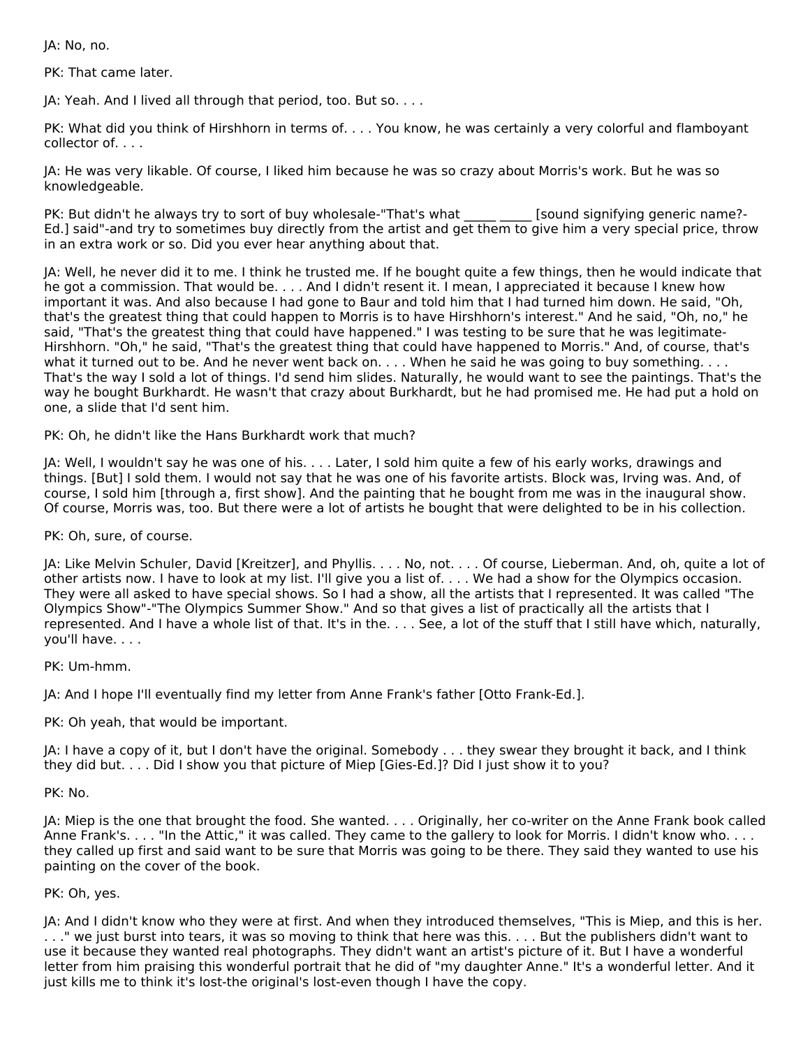JA: No, no.

PK: That came later.

JA: Yeah. And I lived all through that period, too. But so. . . .

PK: What did you think of Hirshhorn in terms of. . . . You know, he was certainly a very colorful and flamboyant collector of. . . .

JA: He was very likable. Of course, I liked him because he was so crazy about Morris's work. But he was so knowledgeable.

PK: But didn't he always try to sort of buy wholesale-"That's what _____ _____ [sound signifying generic name?-Ed.] said"-and try to sometimes buy directly from the artist and get them to give him a very special price, throw in an extra work or so. Did you ever hear anything about that.

JA: Well, he never did it to me. I think he trusted me. If he bought quite a few things, then he would indicate that he got a commission. That would be. . . . And I didn't resent it. I mean, I appreciated it because I knew how important it was. And also because I had gone to Baur and told him that I had turned him down. He said, "Oh, that's the greatest thing that could happen to Morris is to have Hirshhorn's interest." And he said, "Oh, no," he said, "That's the greatest thing that could have happened." I was testing to be sure that he was legitimate-Hirshhorn. "Oh," he said, "That's the greatest thing that could have happened to Morris." And, of course, that's what it turned out to be. And he never went back on. . . . When he said he was going to buy something. . . . That's the way I sold a lot of things. I'd send him slides. Naturally, he would want to see the paintings. That's the way he bought Burkhardt. He wasn't that crazy about Burkhardt, but he had promised me. He had put a hold on one, a slide that I'd sent him.

PK: Oh, he didn't like the Hans Burkhardt work that much?

JA: Well, I wouldn't say he was one of his. . . . Later, I sold him quite a few of his early works, drawings and things. [But] I sold them. I would not say that he was one of his favorite artists. Block was, Irving was. And, of course, I sold him [through a, first show]. And the painting that he bought from me was in the inaugural show. Of course, Morris was, too. But there were a lot of artists he bought that were delighted to be in his collection.

PK: Oh, sure, of course.

JA: Like Melvin Schuler, David [Kreitzer], and Phyllis. . . . No, not. . . . Of course, Lieberman. And, oh, quite a lot of other artists now. I have to look at my list. I'll give you a list of. . . . We had a show for the Olympics occasion. They were all asked to have special shows. So I had a show, all the artists that I represented. It was called "The Olympics Show"-"The Olympics Summer Show." And so that gives a list of practically all the artists that I represented. And I have a whole list of that. It's in the. . . . See, a lot of the stuff that I still have which, naturally, you'll have. . . .

PK: Um-hmm.

JA: And I hope I'll eventually find my letter from Anne Frank's father [Otto Frank-Ed.].

PK: Oh yeah, that would be important.

JA: I have a copy of it, but I don't have the original. Somebody . . . they swear they brought it back, and I think they did but. . . . Did I show you that picture of Miep [Gies-Ed.]? Did I just show it to you?

PK: No.

JA: Miep is the one that brought the food. She wanted. . . . Originally, her co-writer on the Anne Frank book called Anne Frank's. . . . "In the Attic," it was called. They came to the gallery to look for Morris. I didn't know who. . . . they called up first and said want to be sure that Morris was going to be there. They said they wanted to use his painting on the cover of the book.

PK: Oh, yes.

JA: And I didn't know who they were at first. And when they introduced themselves, "This is Miep, and this is her. . . ." we just burst into tears, it was so moving to think that here was this. . . . But the publishers didn't want to use it because they wanted real photographs. They didn't want an artist's picture of it. But I have a wonderful letter from him praising this wonderful portrait that he did of "my daughter Anne." It's a wonderful letter. And it just kills me to think it's lost-the original's lost-even though I have the copy.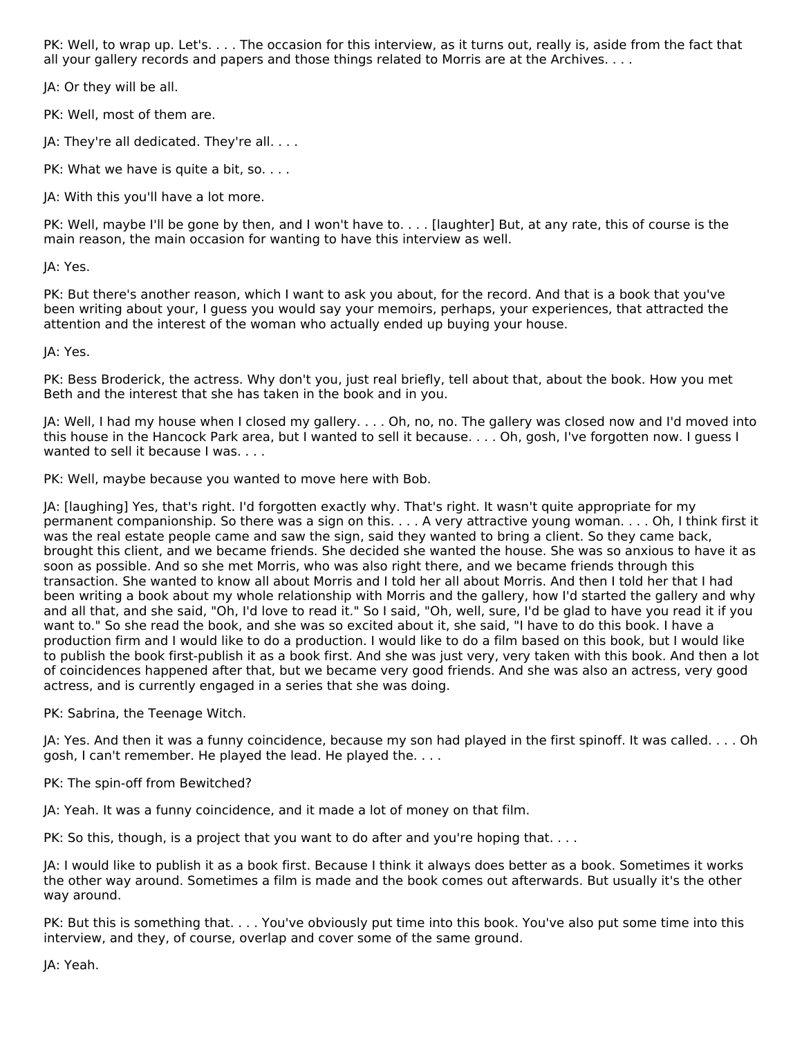PK: Well, to wrap up. Let's. . . . The occasion for this interview, as it turns out, really is, aside from the fact that all your gallery records and papers and those things related to Morris are at the Archives. . . .

JA: Or they will be all.

PK: Well, most of them are.

JA: They're all dedicated. They're all. . . .

PK: What we have is quite a bit, so. . . .

JA: With this you'll have a lot more.

PK: Well, maybe I'll be gone by then, and I won't have to. . . . [laughter] But, at any rate, this of course is the main reason, the main occasion for wanting to have this interview as well.

JA: Yes.

PK: But there's another reason, which I want to ask you about, for the record. And that is a book that you've been writing about your, I guess you would say your memoirs, perhaps, your experiences, that attracted the attention and the interest of the woman who actually ended up buying your house.

JA: Yes.

PK: Bess Broderick, the actress. Why don't you, just real briefly, tell about that, about the book. How you met Beth and the interest that she has taken in the book and in you.

JA: Well, I had my house when I closed my gallery. . . . Oh, no, no. The gallery was closed now and I'd moved into this house in the Hancock Park area, but I wanted to sell it because. . . . Oh, gosh, I've forgotten now. I guess I wanted to sell it because I was. . . .

PK: Well, maybe because you wanted to move here with Bob.

JA: [laughing] Yes, that's right. I'd forgotten exactly why. That's right. It wasn't quite appropriate for my permanent companionship. So there was a sign on this. . . . A very attractive young woman. . . . Oh, I think first it was the real estate people came and saw the sign, said they wanted to bring a client. So they came back, brought this client, and we became friends. She decided she wanted the house. She was so anxious to have it as soon as possible. And so she met Morris, who was also right there, and we became friends through this transaction. She wanted to know all about Morris and I told her all about Morris. And then I told her that I had been writing a book about my whole relationship with Morris and the gallery, how I'd started the gallery and why and all that, and she said, "Oh, I'd love to read it." So I said, "Oh, well, sure, I'd be glad to have you read it if you want to." So she read the book, and she was so excited about it, she said, "I have to do this book. I have a production firm and I would like to do a production. I would like to do a film based on this book, but I would like to publish the book first-publish it as a book first. And she was just very, very taken with this book. And then a lot of coincidences happened after that, but we became very good friends. And she was also an actress, very good actress, and is currently engaged in a series that she was doing.

PK: Sabrina, the Teenage Witch.

JA: Yes. And then it was a funny coincidence, because my son had played in the first spinoff. It was called. . . . Oh gosh, I can't remember. He played the lead. He played the. . . .

PK: The spin-off from Bewitched?

JA: Yeah. It was a funny coincidence, and it made a lot of money on that film.

PK: So this, though, is a project that you want to do after and you're hoping that. . . .

JA: I would like to publish it as a book first. Because I think it always does better as a book. Sometimes it works the other way around. Sometimes a film is made and the book comes out afterwards. But usually it's the other way around.

PK: But this is something that. . . . You've obviously put time into this book. You've also put some time into this interview, and they, of course, overlap and cover some of the same ground.

JA: Yeah.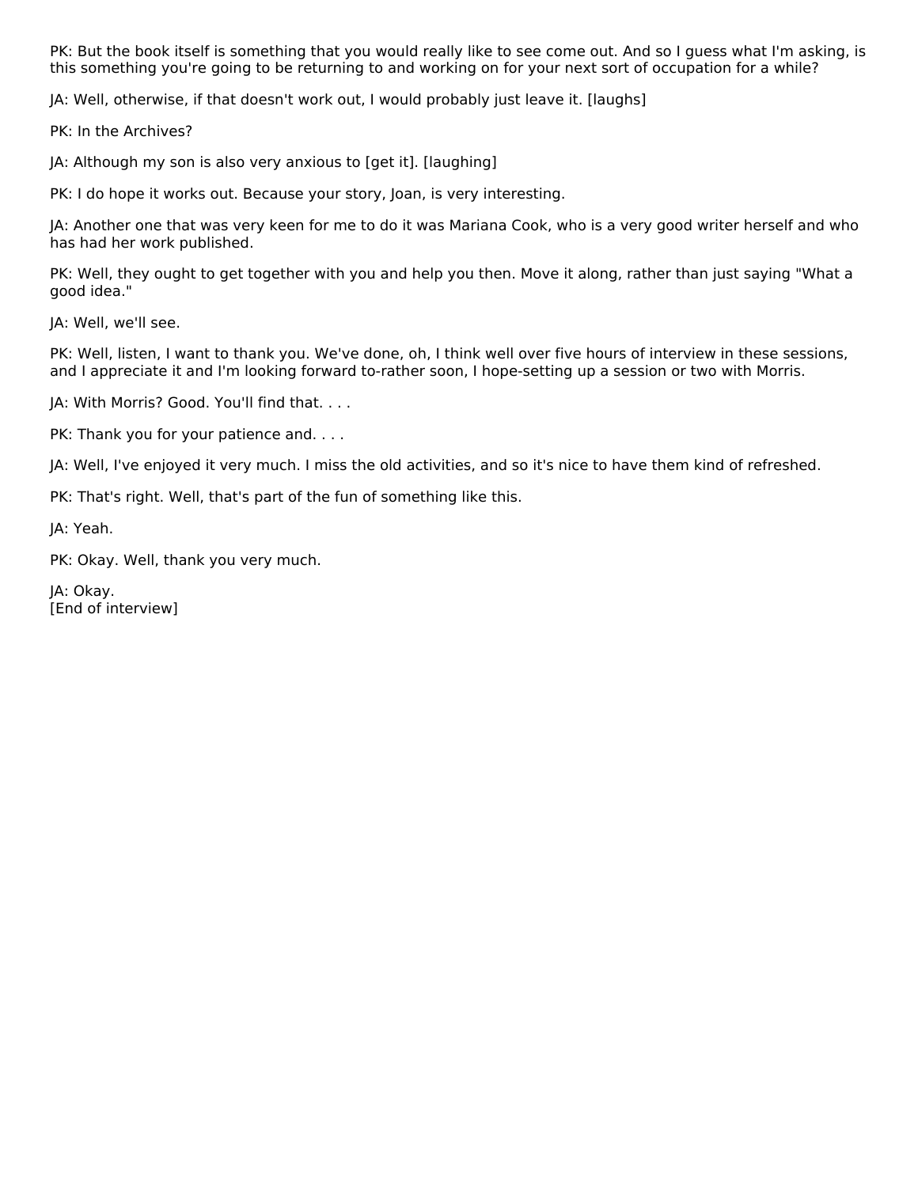PK: But the book itself is something that you would really like to see come out. And so I guess what I'm asking, is this something you're going to be returning to and working on for your next sort of occupation for a while?

JA: Well, otherwise, if that doesn't work out, I would probably just leave it. [laughs]

PK: In the Archives?

JA: Although my son is also very anxious to [get it]. [laughing]

PK: I do hope it works out. Because your story, Joan, is very interesting.

JA: Another one that was very keen for me to do it was Mariana Cook, who is a very good writer herself and who has had her work published.

PK: Well, they ought to get together with you and help you then. Move it along, rather than just saying "What a good idea."

JA: Well, we'll see.

PK: Well, listen, I want to thank you. We've done, oh, I think well over five hours of interview in these sessions, and I appreciate it and I'm looking forward to-rather soon, I hope-setting up a session or two with Morris.

JA: With Morris? Good. You'll find that. . . .

PK: Thank you for your patience and. . . .

JA: Well, I've enjoyed it very much. I miss the old activities, and so it's nice to have them kind of refreshed.

PK: That's right. Well, that's part of the fun of something like this.

JA: Yeah.

PK: Okay. Well, thank you very much.

JA: Okay.
[End of interview]